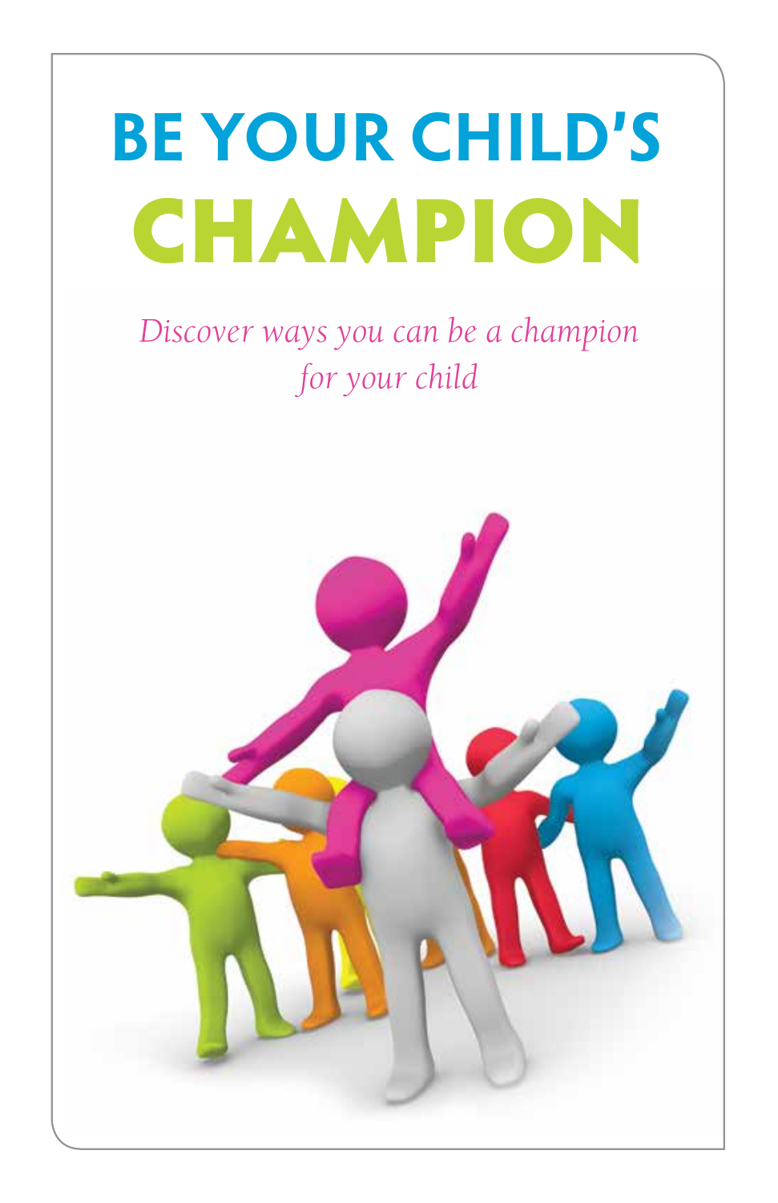# BE YOUR CHILD'S CHAMPION

*Discover ways you can be a champion for your child*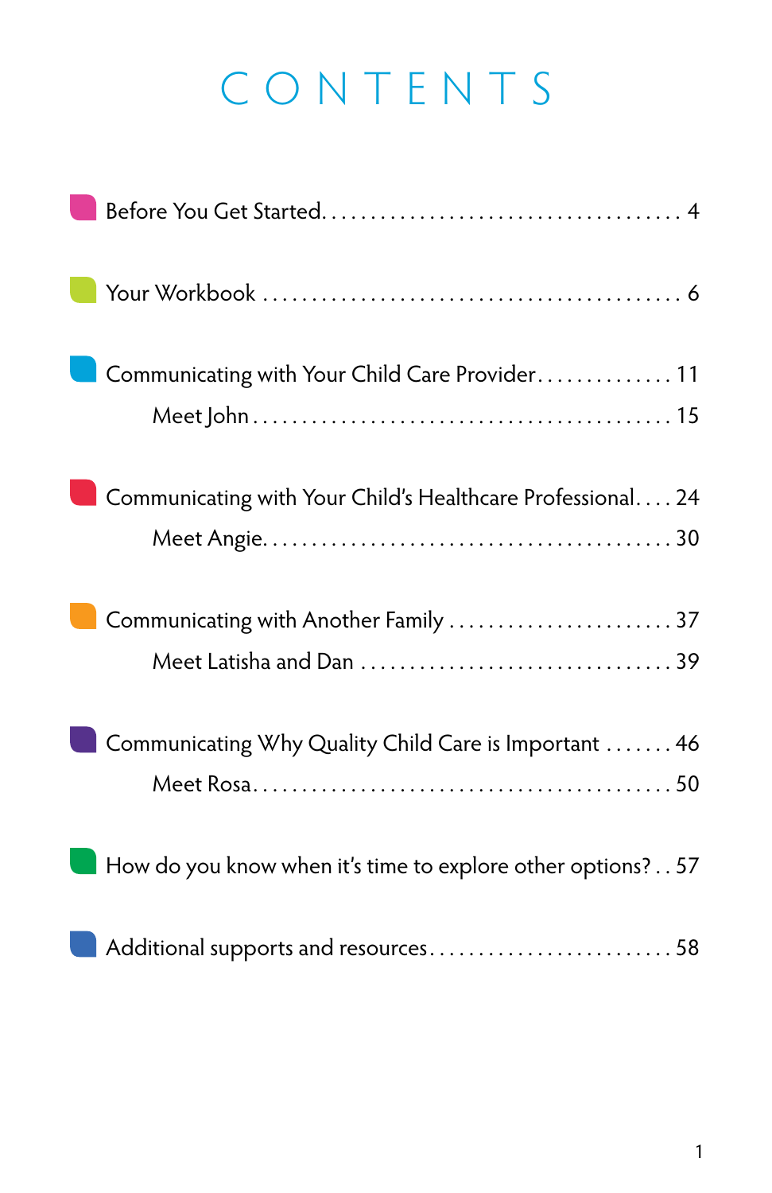# CONTENTS

- Before You Get Started . . . . . . . . . . . . . . . . . . . . . . . . . . . . . . . . . . . 4
- Your Workbook . . . . . . . . . . . . . . . . . . . . . . . . . . . . . . . . . . . . . . . . 6
- Communicating with Your Child Care Provider . . . . . . . . . . . . . . 11
    - Meet John . . . . . . . . . . . . . . . . . . . . . . . . . . . . . . . . . . . . . . . . 15
- Communicating with Your Child's Healthcare Professional . . . . 24
    - Meet Angie . . . . . . . . . . . . . . . . . . . . . . . . . . . . . . . . . . . . . . . 30
- Communicating with Another Family . . . . . . . . . . . . . . . . . . . . . . 37
    - Meet Latisha and Dan . . . . . . . . . . . . . . . . . . . . . . . . . . . . . . . 39
- Communicating Why Quality Child Care is Important . . . . . . . 46
    - Meet Rosa . . . . . . . . . . . . . . . . . . . . . . . . . . . . . . . . . . . . . . . . 50
- How do you know when it's time to explore other options? . . 57
- Additional supports and resources . . . . . . . . . . . . . . . . . . . . . . . 58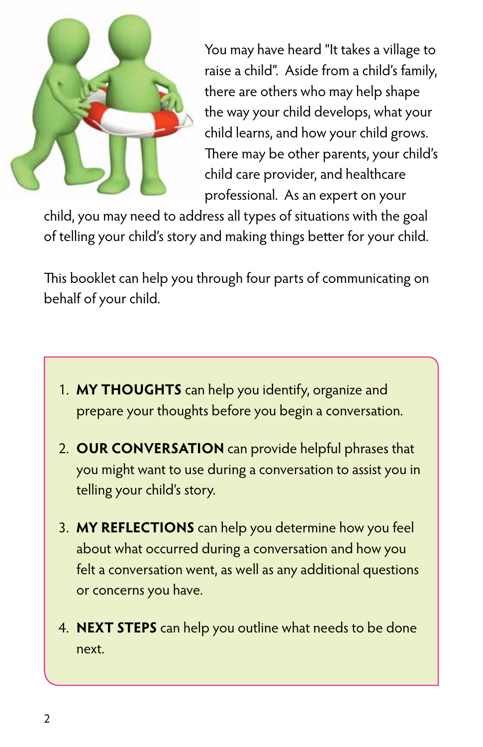You may have heard "It takes a village to raise a child". Aside from a child's family, there are others who may help shape the way your child develops, what your child learns, and how your child grows. There may be other parents, your child's child care provider, and healthcare professional. As an expert on your child, you may need to address all types of situations with the goal of telling your child's story and making things better for your child.

This booklet can help you through four parts of communicating on behalf of your child.

1. **MY THOUGHTS** can help you identify, organize and prepare your thoughts before you begin a conversation.
2. **OUR CONVERSATION** can provide helpful phrases that you might want to use during a conversation to assist you in telling your child's story.
3. **MY REFLECTIONS** can help you determine how you feel about what occurred during a conversation and how you felt a conversation went, as well as any additional questions or concerns you have.
4. **NEXT STEPS** can help you outline what needs to be done next.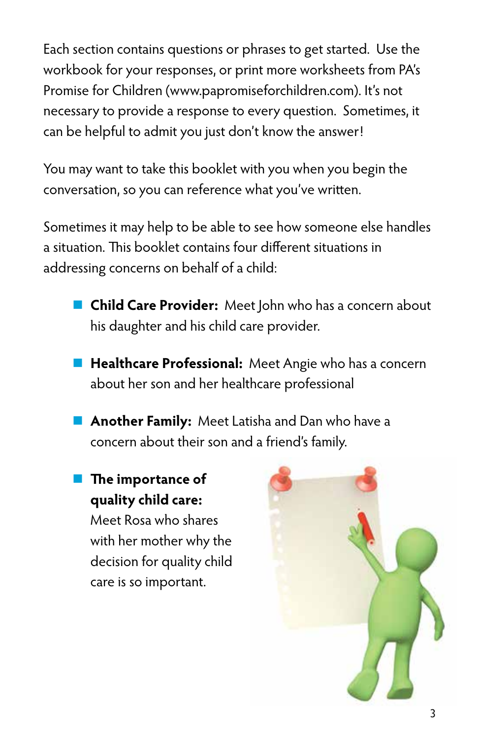Each section contains questions or phrases to get started. Use the workbook for your responses, or print more worksheets from PA's Promise for Children (www.papromiseforchildren.com). It's not necessary to provide a response to every question. Sometimes, it can be helpful to admit you just don't know the answer!

You may want to take this booklet with you when you begin the conversation, so you can reference what you've written.

Sometimes it may help to be able to see how someone else handles a situation. This booklet contains four different situations in addressing concerns on behalf of a child:

- **Child Care Provider:** Meet John who has a concern about his daughter and his child care provider.
- **Healthcare Professional:** Meet Angie who has a concern about her son and her healthcare professional
- **Another Family:** Meet Latisha and Dan who have a concern about their son and a friend's family.
- **The importance of quality child care:** Meet Rosa who shares with her mother why the decision for quality child care is so important.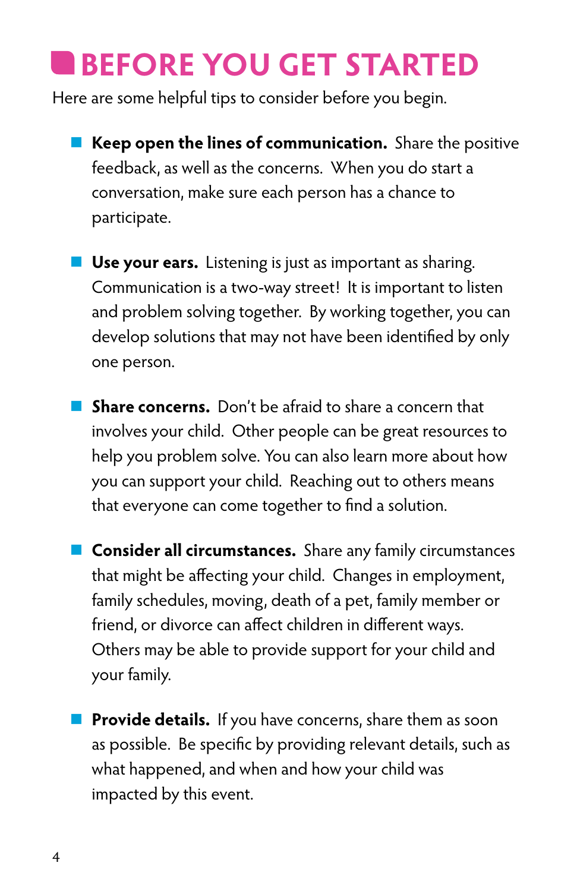# BEFORE YOU GET STARTED

Here are some helpful tips to consider before you begin.

- **Keep open the lines of communication.** Share the positive feedback, as well as the concerns. When you do start a conversation, make sure each person has a chance to participate.

- **Use your ears.** Listening is just as important as sharing. Communication is a two-way street! It is important to listen and problem solving together. By working together, you can develop solutions that may not have been identified by only one person.

- **Share concerns.** Don't be afraid to share a concern that involves your child. Other people can be great resources to help you problem solve. You can also learn more about how you can support your child. Reaching out to others means that everyone can come together to find a solution.

- **Consider all circumstances.** Share any family circumstances that might be affecting your child. Changes in employment, family schedules, moving, death of a pet, family member or friend, or divorce can affect children in different ways. Others may be able to provide support for your child and your family.

- **Provide details.** If you have concerns, share them as soon as possible. Be specific by providing relevant details, such as what happened, and when and how your child was impacted by this event.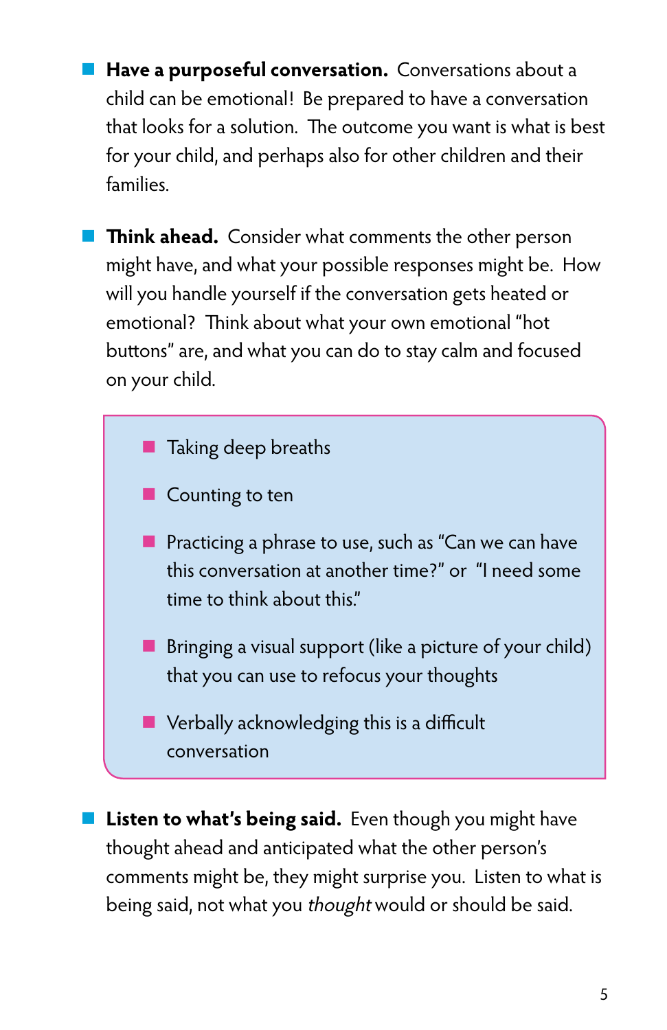- **Have a purposeful conversation.** Conversations about a child can be emotional! Be prepared to have a conversation that looks for a solution. The outcome you want is what is best for your child, and perhaps also for other children and their families.

- **Think ahead.** Consider what comments the other person might have, and what your possible responses might be. How will you handle yourself if the conversation gets heated or emotional? Think about what your own emotional "hot buttons" are, and what you can do to stay calm and focused on your child.

  - Taking deep breaths
  - Counting to ten
  - Practicing a phrase to use, such as "Can we can have this conversation at another time?" or "I need some time to think about this."
  - Bringing a visual support (like a picture of your child) that you can use to refocus your thoughts
  - Verbally acknowledging this is a difficult conversation

- **Listen to what's being said.** Even though you might have thought ahead and anticipated what the other person's comments might be, they might surprise you. Listen to what is being said, not what you *thought* would or should be said.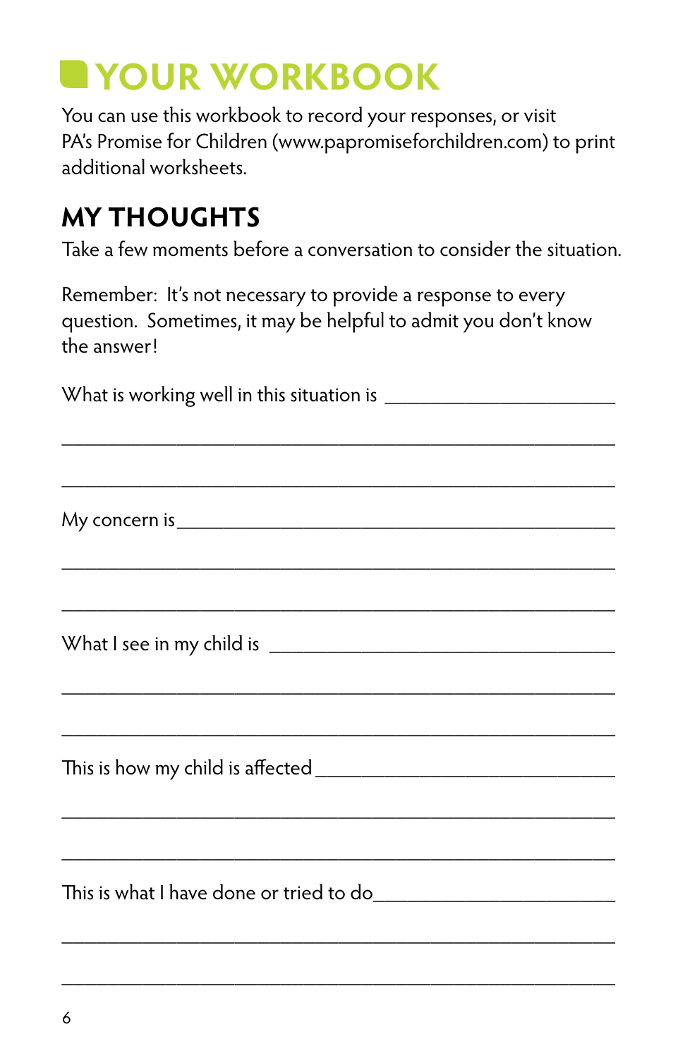# YOUR WORKBOOK

You can use this workbook to record your responses, or visit PA's Promise for Children (www.papromiseforchildren.com) to print additional worksheets.

## MY THOUGHTS

Take a few moments before a conversation to consider the situation.

Remember: It's not necessary to provide a response to every question. Sometimes, it may be helpful to admit you don't know the answer!

What is working well in this situation is ______________________________

__________________________________________________________________

__________________________________________________________________

My concern is ______________________________________________________

__________________________________________________________________

__________________________________________________________________

What I see in my child is ____________________________________________

__________________________________________________________________

__________________________________________________________________

This is how my child is affected ______________________________________

__________________________________________________________________

__________________________________________________________________

This is what I have done or tried to do _________________________________

__________________________________________________________________

__________________________________________________________________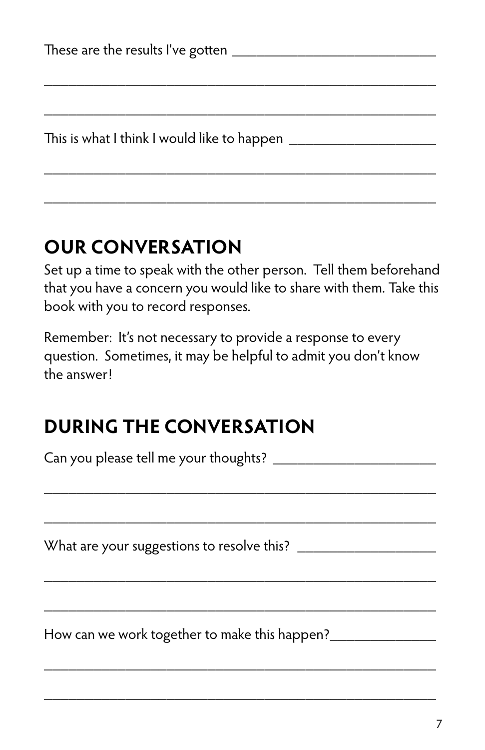These are the results I've gotten ____________________________

______________________________________________________

______________________________________________________

This is what I think I would like to happen ____________________

______________________________________________________

______________________________________________________

## OUR CONVERSATION

Set up a time to speak with the other person. Tell them beforehand that you have a concern you would like to share with them. Take this book with you to record responses.

Remember: It's not necessary to provide a response to every question. Sometimes, it may be helpful to admit you don't know the answer!

## DURING THE CONVERSATION

Can you please tell me your thoughts? ______________________

______________________________________________________

______________________________________________________

What are your suggestions to resolve this? ___________________

______________________________________________________

______________________________________________________

How can we work together to make this happen?______________

______________________________________________________

______________________________________________________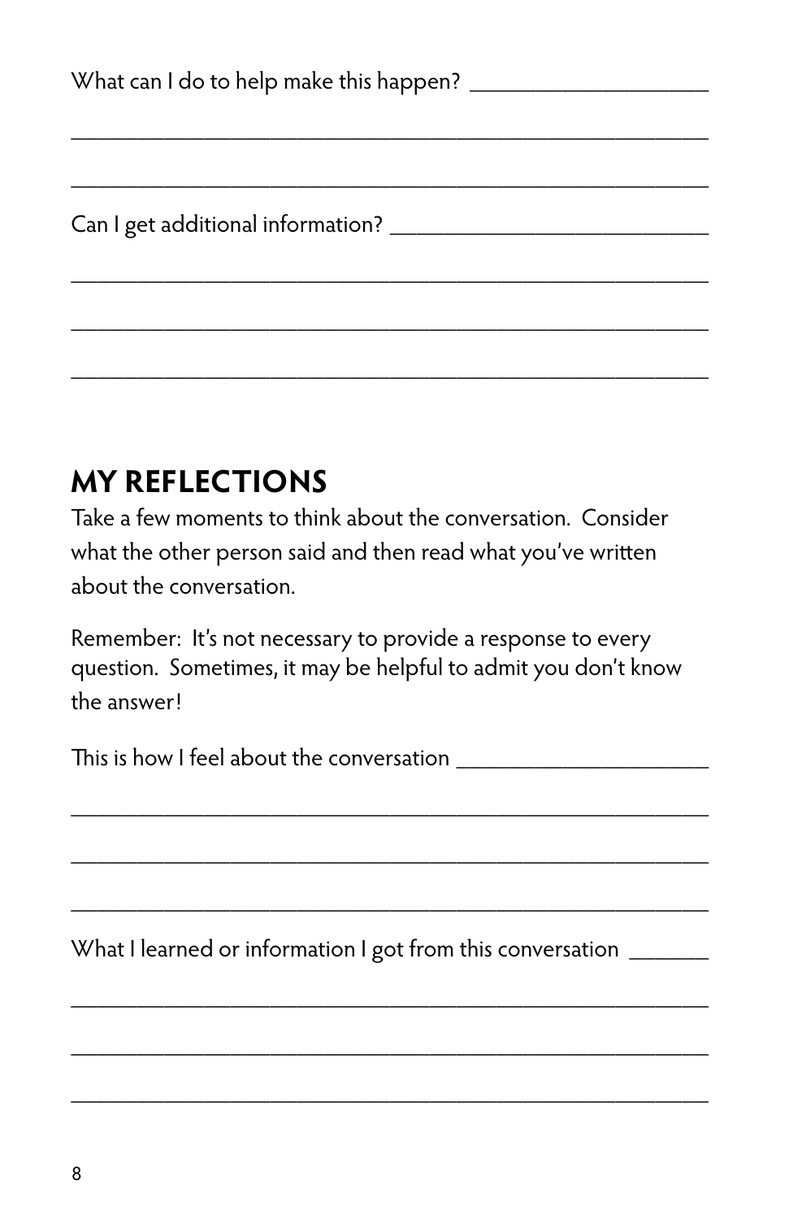What can I do to help make this happen? ____________________

______________________________________________________

______________________________________________________

Can I get additional information? ___________________________

______________________________________________________

______________________________________________________

______________________________________________________

## MY REFLECTIONS

Take a few moments to think about the conversation. Consider what the other person said and then read what you've written about the conversation.

Remember: It's not necessary to provide a response to every question. Sometimes, it may be helpful to admit you don't know the answer!

This is how I feel about the conversation ______________________

______________________________________________________

______________________________________________________

______________________________________________________

What I learned or information I got from this conversation _______

______________________________________________________

______________________________________________________

______________________________________________________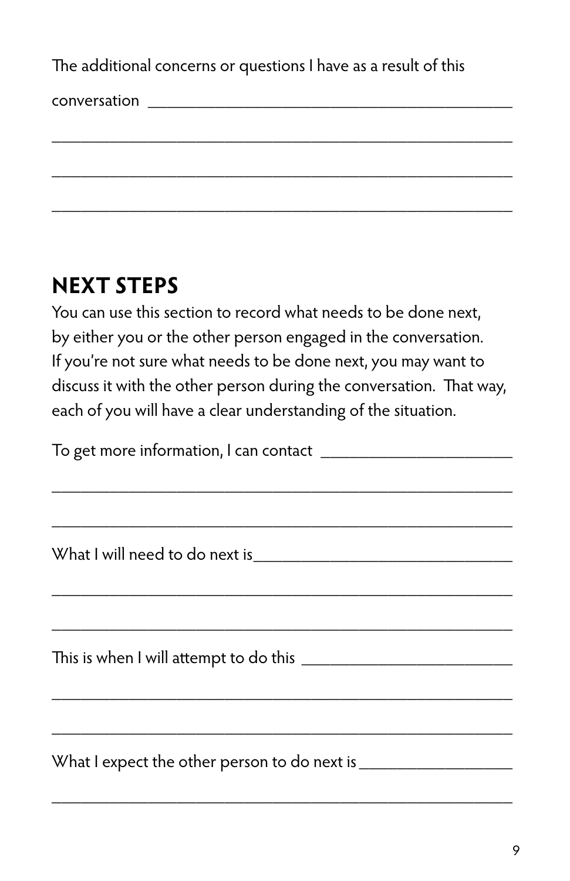The additional concerns or questions I have as a result of this

conversation ______________________________________________

________________________________________________________

________________________________________________________

________________________________________________________

## NEXT STEPS

You can use this section to record what needs to be done next, by either you or the other person engaged in the conversation. If you're not sure what needs to be done next, you may want to discuss it with the other person during the conversation. That way, each of you will have a clear understanding of the situation.

To get more information, I can contact ________________________

________________________________________________________

________________________________________________________

What I will need to do next is_________________________________

________________________________________________________

________________________________________________________

This is when I will attempt to do this ___________________________

________________________________________________________

________________________________________________________

What I expect the other person to do next is ___________________

________________________________________________________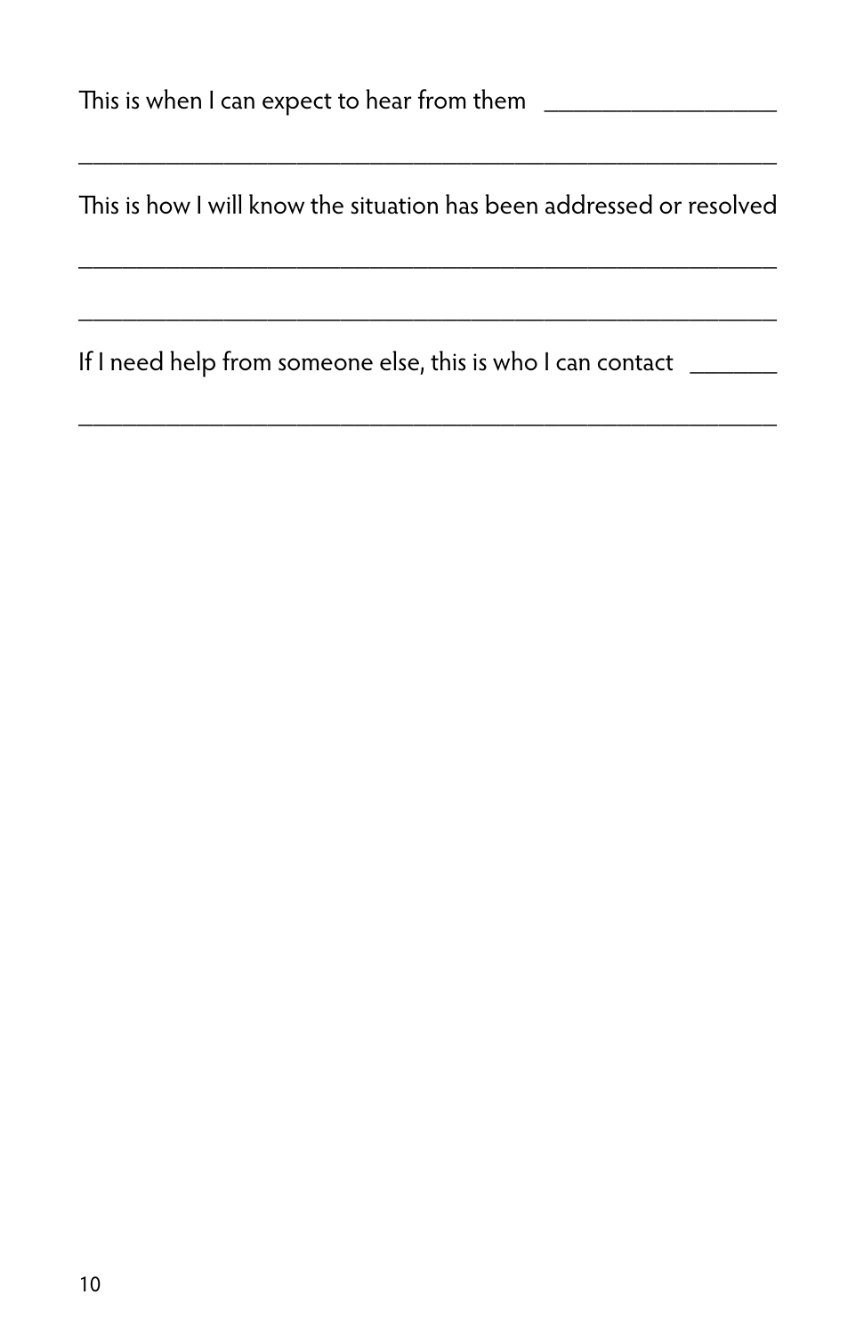This is when I can expect to hear from them ___________________

___________________________________________________________

This is how I will know the situation has been addressed or resolved

___________________________________________________________

___________________________________________________________

If I need help from someone else, this is who I can contact _______

___________________________________________________________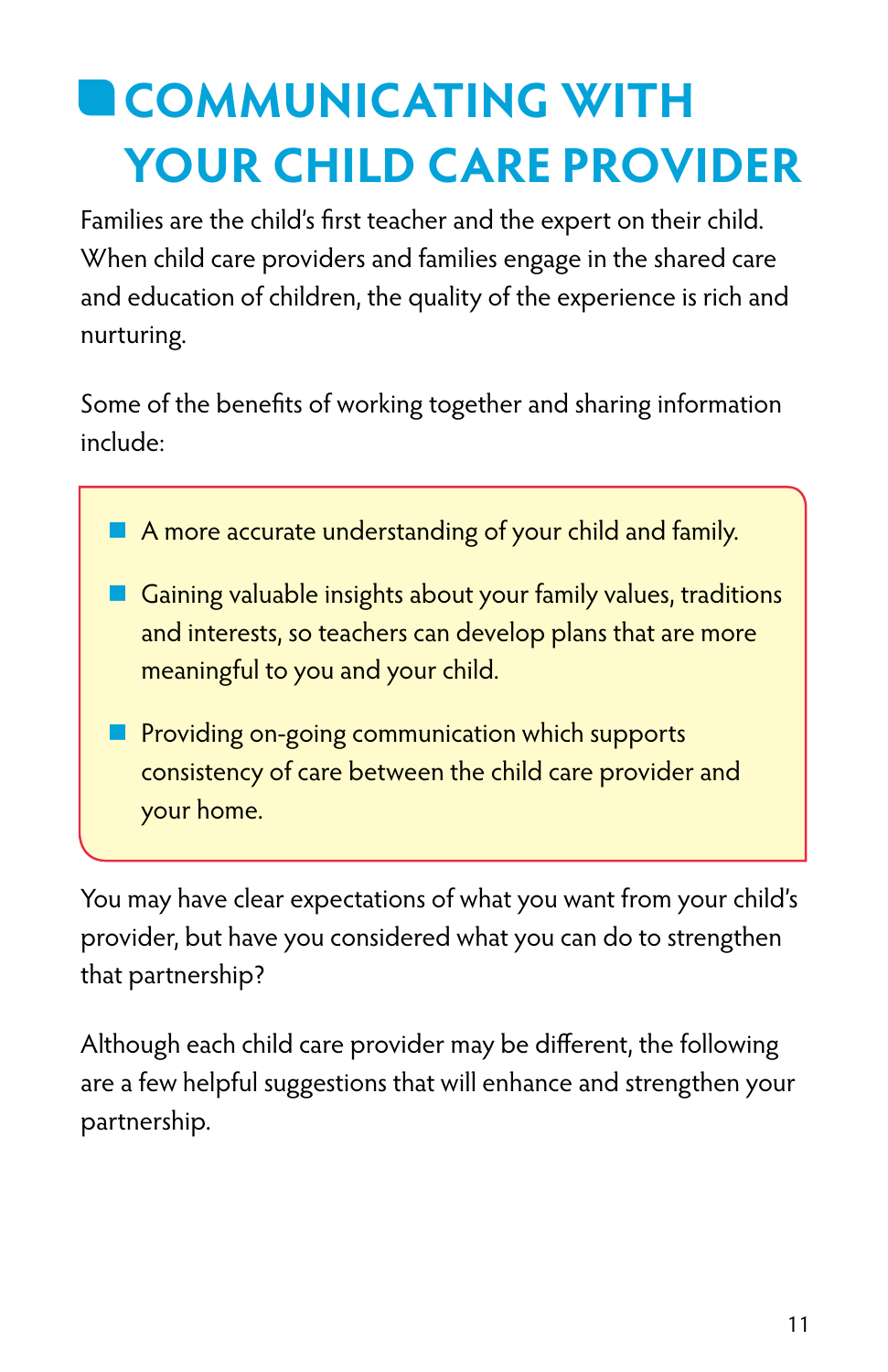# COMMUNICATING WITH YOUR CHILD CARE PROVIDER

Families are the child's first teacher and the expert on their child. When child care providers and families engage in the shared care and education of children, the quality of the experience is rich and nurturing.

Some of the benefits of working together and sharing information include:

- A more accurate understanding of your child and family.
- Gaining valuable insights about your family values, traditions and interests, so teachers can develop plans that are more meaningful to you and your child.
- Providing on-going communication which supports consistency of care between the child care provider and your home.

You may have clear expectations of what you want from your child's provider, but have you considered what you can do to strengthen that partnership?

Although each child care provider may be different, the following are a few helpful suggestions that will enhance and strengthen your partnership.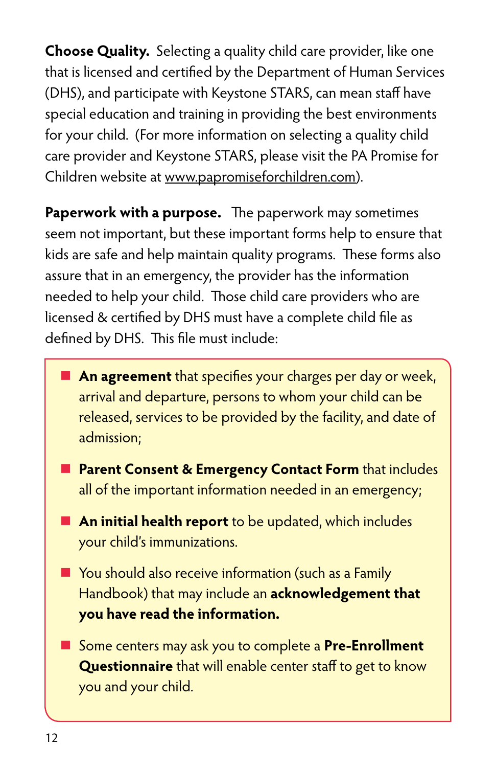**Choose Quality.** Selecting a quality child care provider, like one that is licensed and certified by the Department of Human Services (DHS), and participate with Keystone STARS, can mean staff have special education and training in providing the best environments for your child. (For more information on selecting a quality child care provider and Keystone STARS, please visit the PA Promise for Children website at www.papromiseforchildren.com).

**Paperwork with a purpose.** The paperwork may sometimes seem not important, but these important forms help to ensure that kids are safe and help maintain quality programs. These forms also assure that in an emergency, the provider has the information needed to help your child. Those child care providers who are licensed & certified by DHS must have a complete child file as defined by DHS. This file must include:

- **An agreement** that specifies your charges per day or week, arrival and departure, persons to whom your child can be released, services to be provided by the facility, and date of admission;
- **Parent Consent & Emergency Contact Form** that includes all of the important information needed in an emergency;
- **An initial health report** to be updated, which includes your child's immunizations.
- You should also receive information (such as a Family Handbook) that may include an **acknowledgement that you have read the information.**
- Some centers may ask you to complete a **Pre-Enrollment Questionnaire** that will enable center staff to get to know you and your child.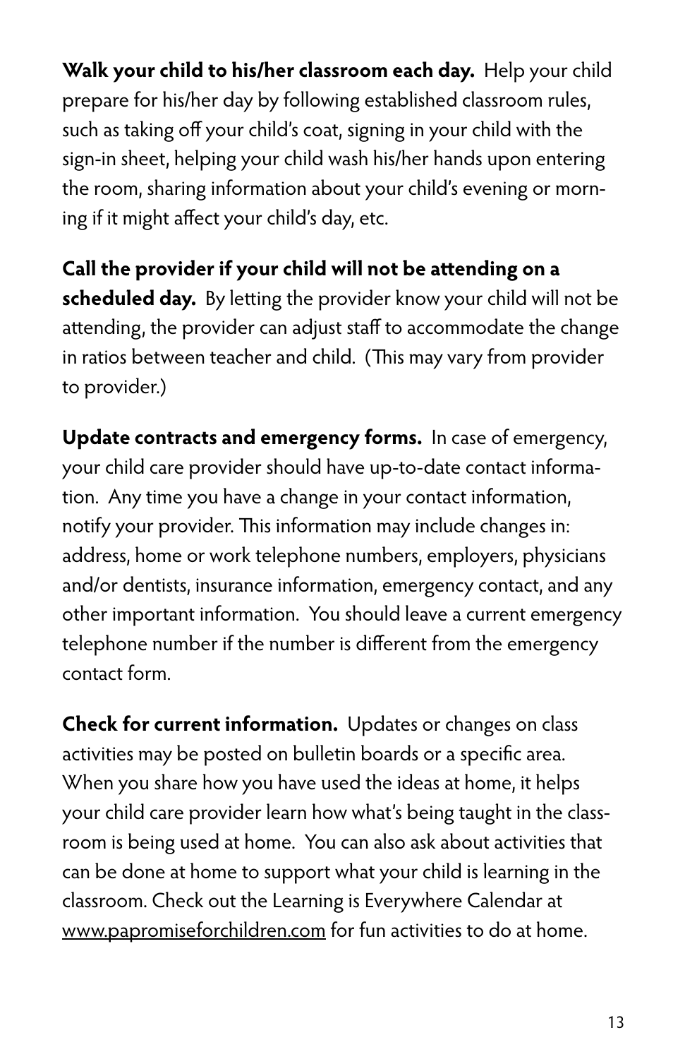**Walk your child to his/her classroom each day.** Help your child prepare for his/her day by following established classroom rules, such as taking off your child's coat, signing in your child with the sign-in sheet, helping your child wash his/her hands upon entering the room, sharing information about your child's evening or morning if it might affect your child's day, etc.

**Call the provider if your child will not be attending on a scheduled day.** By letting the provider know your child will not be attending, the provider can adjust staff to accommodate the change in ratios between teacher and child. (This may vary from provider to provider.)

**Update contracts and emergency forms.** In case of emergency, your child care provider should have up-to-date contact information. Any time you have a change in your contact information, notify your provider. This information may include changes in: address, home or work telephone numbers, employers, physicians and/or dentists, insurance information, emergency contact, and any other important information. You should leave a current emergency telephone number if the number is different from the emergency contact form.

**Check for current information.** Updates or changes on class activities may be posted on bulletin boards or a specific area. When you share how you have used the ideas at home, it helps your child care provider learn how what's being taught in the classroom is being used at home. You can also ask about activities that can be done at home to support what your child is learning in the classroom. Check out the Learning is Everywhere Calendar at www.papromiseforchildren.com for fun activities to do at home.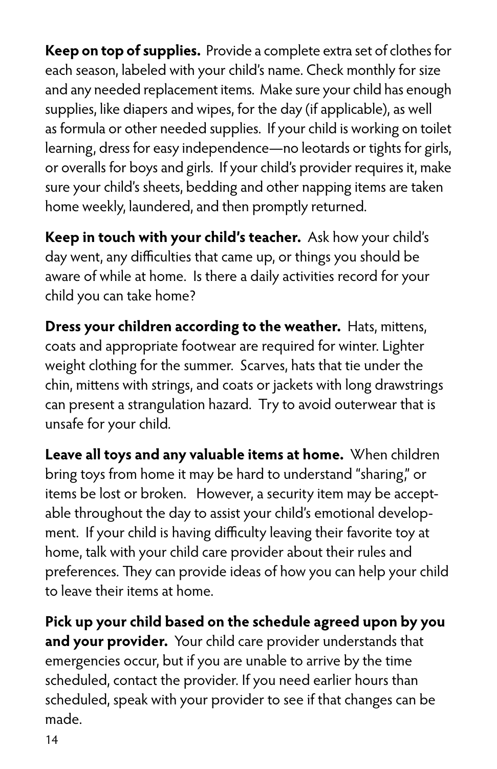**Keep on top of supplies.** Provide a complete extra set of clothes for each season, labeled with your child's name. Check monthly for size and any needed replacement items. Make sure your child has enough supplies, like diapers and wipes, for the day (if applicable), as well as formula or other needed supplies. If your child is working on toilet learning, dress for easy independence—no leotards or tights for girls, or overalls for boys and girls. If your child's provider requires it, make sure your child's sheets, bedding and other napping items are taken home weekly, laundered, and then promptly returned.

**Keep in touch with your child's teacher.** Ask how your child's day went, any difficulties that came up, or things you should be aware of while at home. Is there a daily activities record for your child you can take home?

**Dress your children according to the weather.** Hats, mittens, coats and appropriate footwear are required for winter. Lighter weight clothing for the summer. Scarves, hats that tie under the chin, mittens with strings, and coats or jackets with long drawstrings can present a strangulation hazard. Try to avoid outerwear that is unsafe for your child.

**Leave all toys and any valuable items at home.** When children bring toys from home it may be hard to understand "sharing," or items be lost or broken. However, a security item may be acceptable throughout the day to assist your child's emotional development. If your child is having difficulty leaving their favorite toy at home, talk with your child care provider about their rules and preferences. They can provide ideas of how you can help your child to leave their items at home.

**Pick up your child based on the schedule agreed upon by you and your provider.** Your child care provider understands that emergencies occur, but if you are unable to arrive by the time scheduled, contact the provider. If you need earlier hours than scheduled, speak with your provider to see if that changes can be made.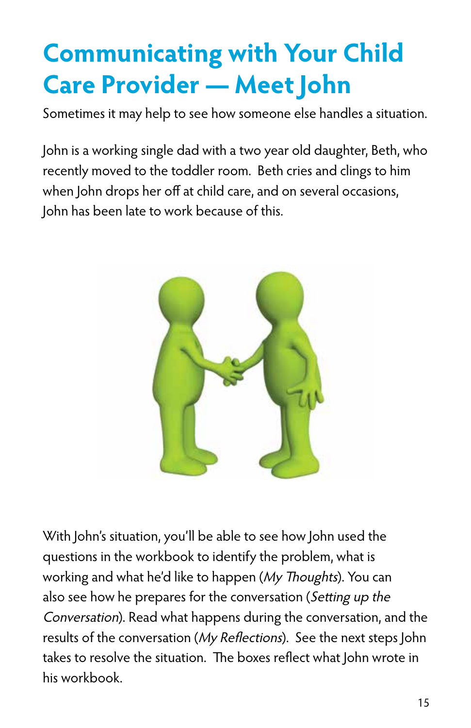# Communicating with Your Child Care Provider — Meet John

Sometimes it may help to see how someone else handles a situation.

John is a working single dad with a two year old daughter, Beth, who recently moved to the toddler room. Beth cries and clings to him when John drops her off at child care, and on several occasions, John has been late to work because of this.

With John's situation, you'll be able to see how John used the questions in the workbook to identify the problem, what is working and what he'd like to happen (*My Thoughts*). You can also see how he prepares for the conversation (*Setting up the Conversation*). Read what happens during the conversation, and the results of the conversation (*My Reflections*). See the next steps John takes to resolve the situation. The boxes reflect what John wrote in his workbook.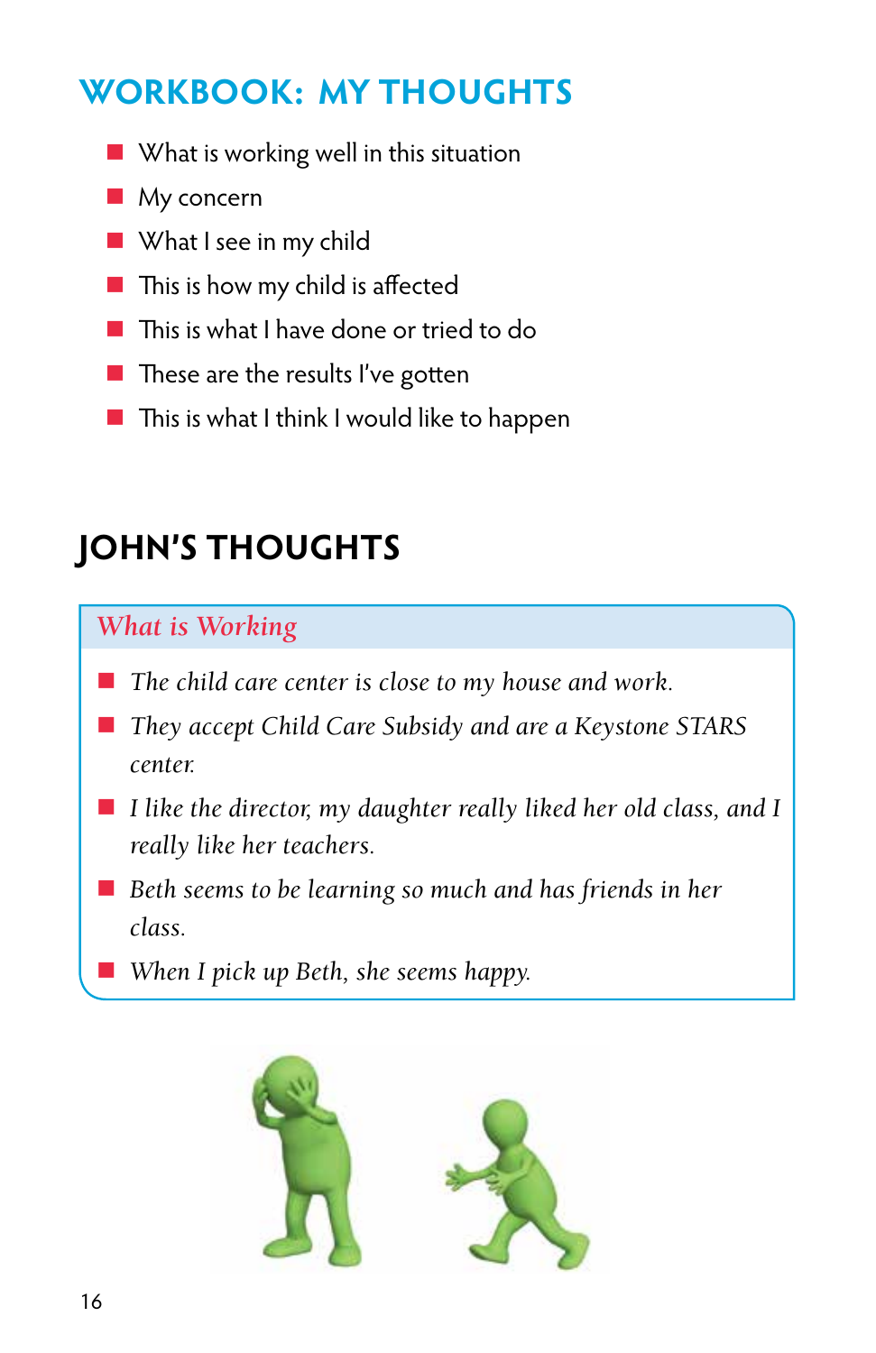## WORKBOOK: MY THOUGHTS

- What is working well in this situation
- My concern
- What I see in my child
- This is how my child is affected
- This is what I have done or tried to do
- These are the results I've gotten
- This is what I think I would like to happen

## JOHN'S THOUGHTS

### *What is Working*

- *The child care center is close to my house and work.*
- *They accept Child Care Subsidy and are a Keystone STARS center.*
- *I like the director, my daughter really liked her old class, and I really like her teachers.*
- *Beth seems to be learning so much and has friends in her class.*
- *When I pick up Beth, she seems happy.*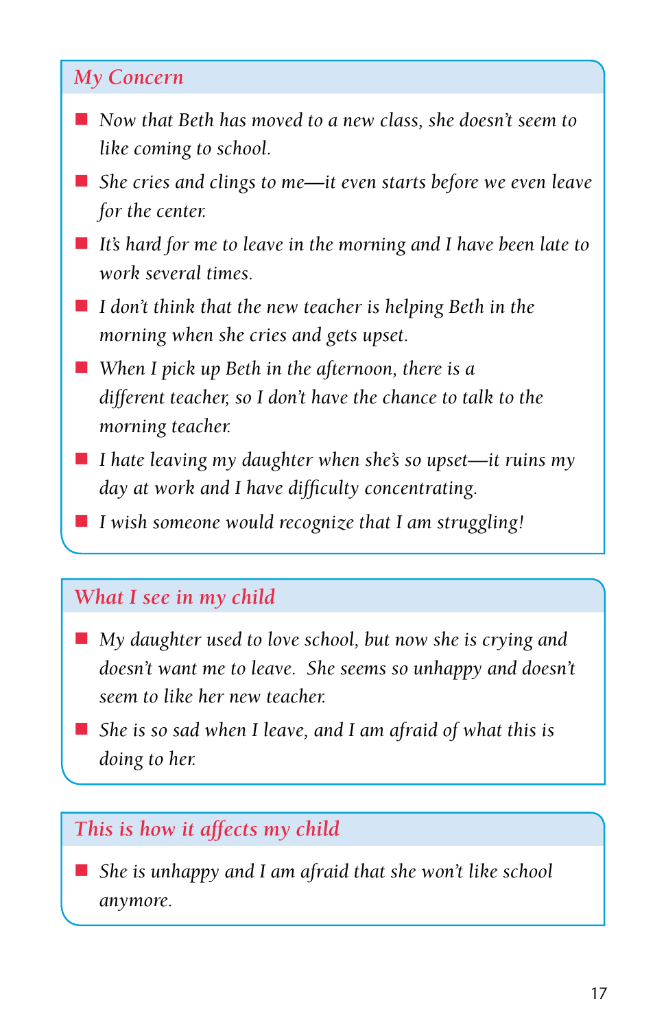## *My Concern*

- *Now that Beth has moved to a new class, she doesn't seem to like coming to school.*
- *She cries and clings to me—it even starts before we even leave for the center.*
- *It's hard for me to leave in the morning and I have been late to work several times.*
- *I don't think that the new teacher is helping Beth in the morning when she cries and gets upset.*
- *When I pick up Beth in the afternoon, there is a different teacher, so I don't have the chance to talk to the morning teacher.*
- *I hate leaving my daughter when she's so upset—it ruins my day at work and I have difficulty concentrating.*
- *I wish someone would recognize that I am struggling!*

## *What I see in my child*

- *My daughter used to love school, but now she is crying and doesn't want me to leave. She seems so unhappy and doesn't seem to like her new teacher.*
- *She is so sad when I leave, and I am afraid of what this is doing to her.*

## *This is how it affects my child*

- *She is unhappy and I am afraid that she won't like school anymore.*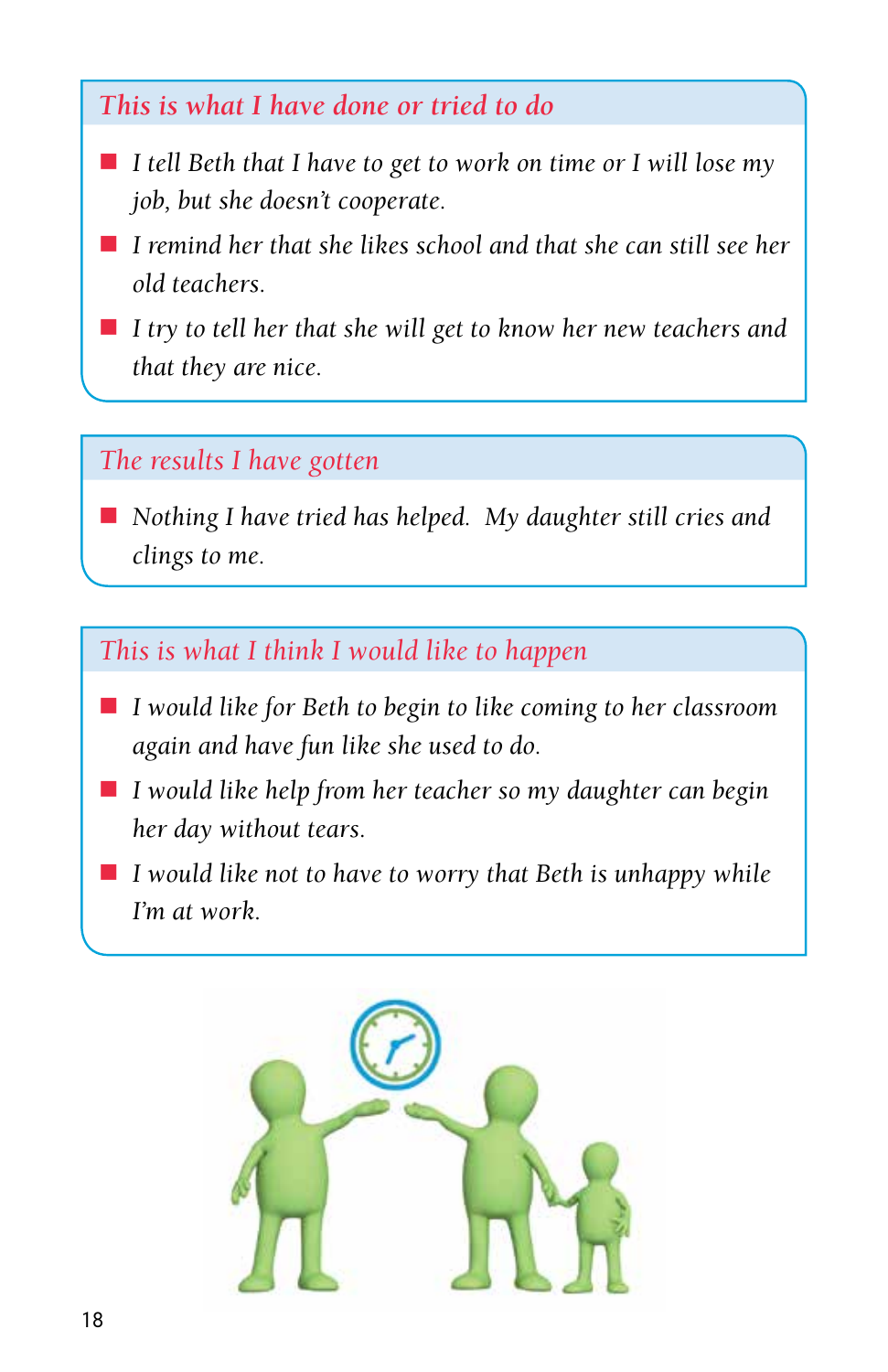## *This is what I have done or tried to do*

- *I tell Beth that I have to get to work on time or I will lose my job, but she doesn't cooperate.*
- *I remind her that she likes school and that she can still see her old teachers.*
- *I try to tell her that she will get to know her new teachers and that they are nice.*

## *The results I have gotten*

- *Nothing I have tried has helped. My daughter still cries and clings to me.*

## *This is what I think I would like to happen*

- *I would like for Beth to begin to like coming to her classroom again and have fun like she used to do.*
- *I would like help from her teacher so my daughter can begin her day without tears.*
- *I would like not to have to worry that Beth is unhappy while I'm at work.*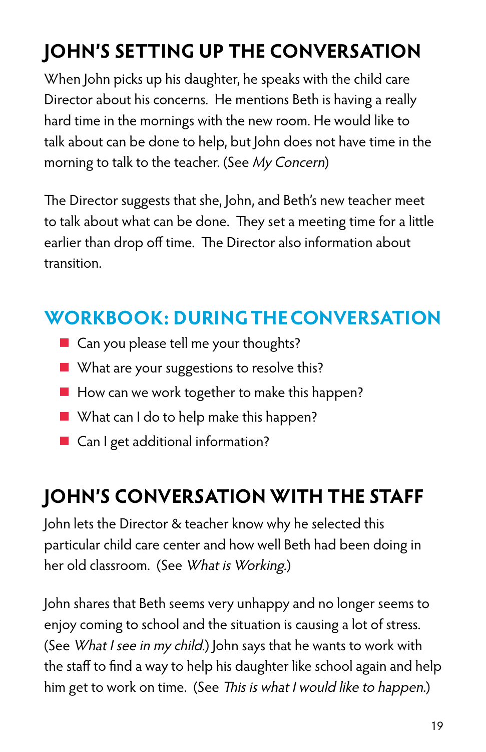## JOHN'S SETTING UP THE CONVERSATION

When John picks up his daughter, he speaks with the child care Director about his concerns. He mentions Beth is having a really hard time in the mornings with the new room. He would like to talk about can be done to help, but John does not have time in the morning to talk to the teacher. (See *My Concern*)

The Director suggests that she, John, and Beth's new teacher meet to talk about what can be done. They set a meeting time for a little earlier than drop off time. The Director also information about transition.

## WORKBOOK: DURING THE CONVERSATION

- Can you please tell me your thoughts?
- What are your suggestions to resolve this?
- How can we work together to make this happen?
- What can I do to help make this happen?
- Can I get additional information?

## JOHN'S CONVERSATION WITH THE STAFF

John lets the Director & teacher know why he selected this particular child care center and how well Beth had been doing in her old classroom. (See *What is Working.*)

John shares that Beth seems very unhappy and no longer seems to enjoy coming to school and the situation is causing a lot of stress. (See *What I see in my child.*) John says that he wants to work with the staff to find a way to help his daughter like school again and help him get to work on time. (See *This is what I would like to happen.*)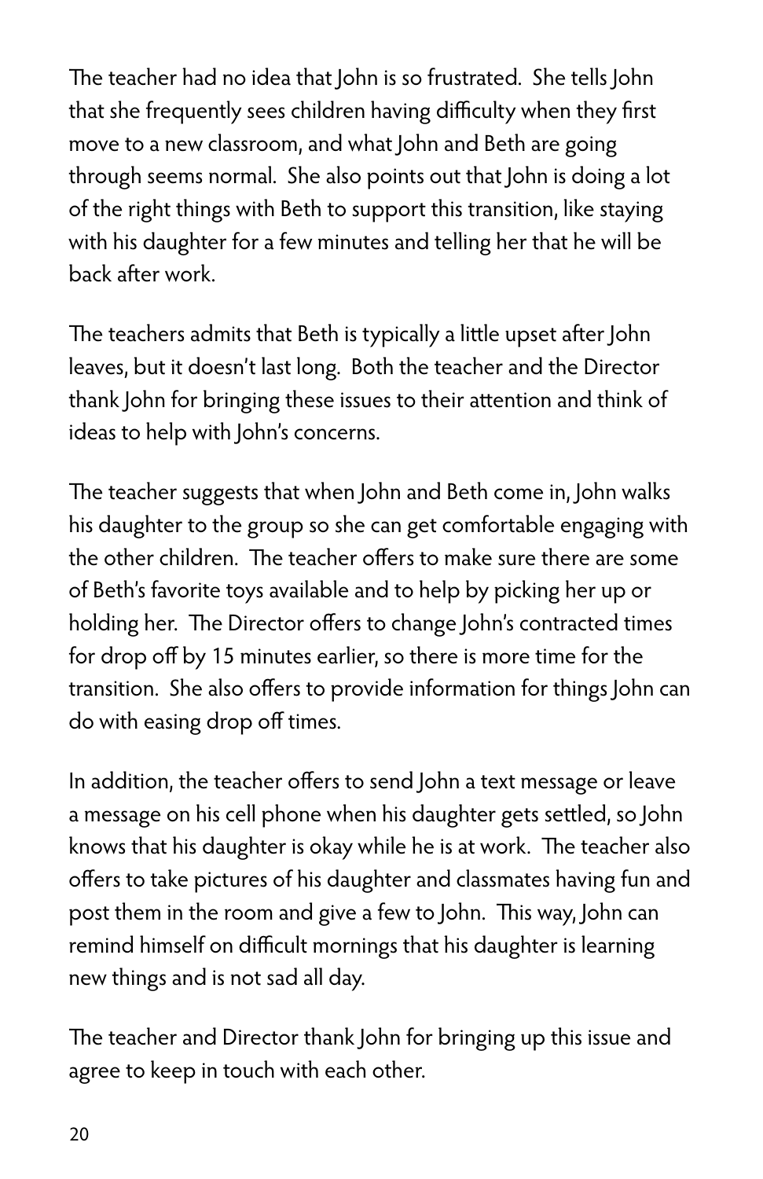The teacher had no idea that John is so frustrated. She tells John that she frequently sees children having difficulty when they first move to a new classroom, and what John and Beth are going through seems normal. She also points out that John is doing a lot of the right things with Beth to support this transition, like staying with his daughter for a few minutes and telling her that he will be back after work.

The teachers admits that Beth is typically a little upset after John leaves, but it doesn't last long. Both the teacher and the Director thank John for bringing these issues to their attention and think of ideas to help with John's concerns.

The teacher suggests that when John and Beth come in, John walks his daughter to the group so she can get comfortable engaging with the other children. The teacher offers to make sure there are some of Beth's favorite toys available and to help by picking her up or holding her. The Director offers to change John's contracted times for drop off by 15 minutes earlier, so there is more time for the transition. She also offers to provide information for things John can do with easing drop off times.

In addition, the teacher offers to send John a text message or leave a message on his cell phone when his daughter gets settled, so John knows that his daughter is okay while he is at work. The teacher also offers to take pictures of his daughter and classmates having fun and post them in the room and give a few to John. This way, John can remind himself on difficult mornings that his daughter is learning new things and is not sad all day.

The teacher and Director thank John for bringing up this issue and agree to keep in touch with each other.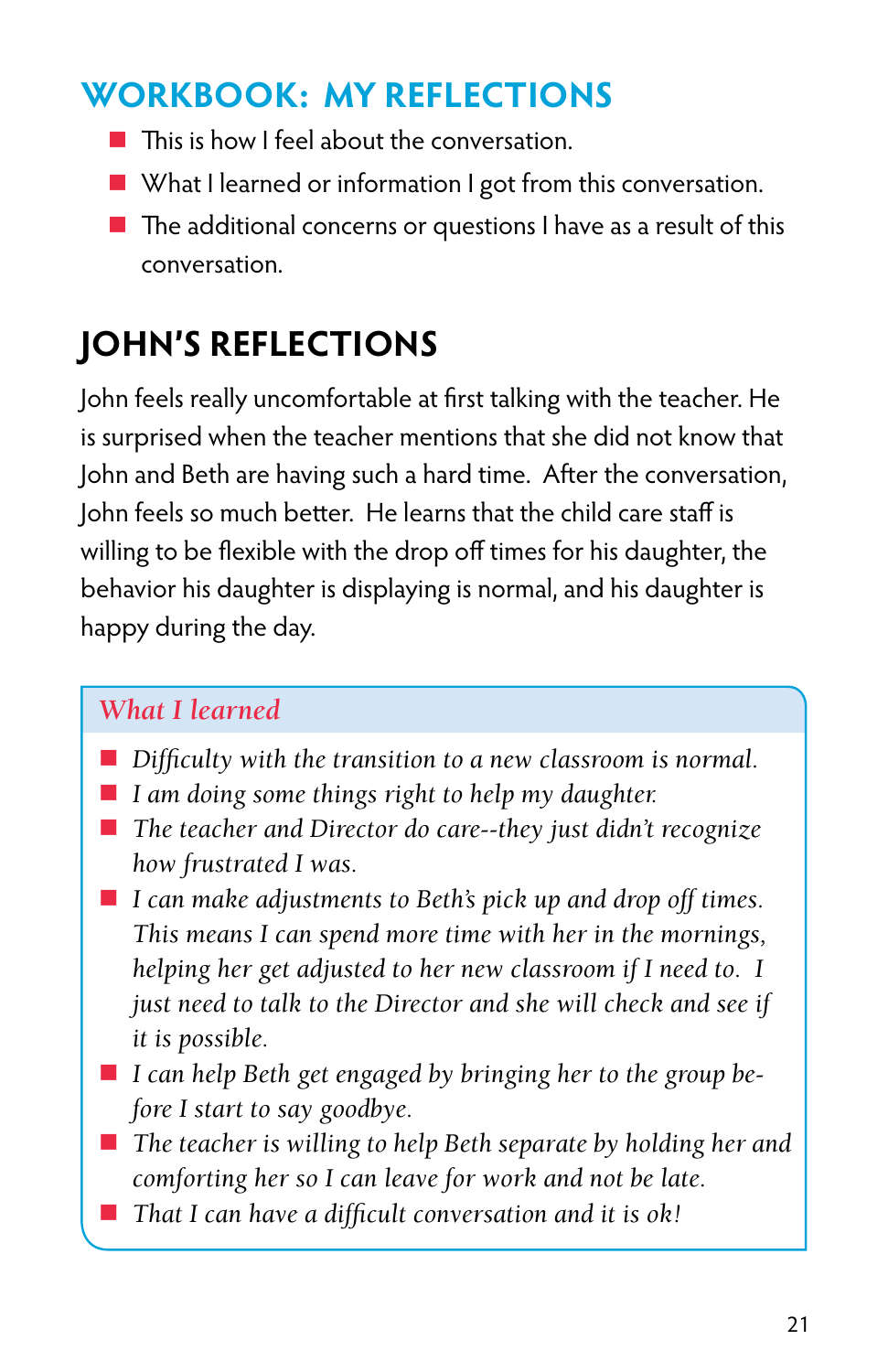## WORKBOOK: MY REFLECTIONS

- This is how I feel about the conversation.
- What I learned or information I got from this conversation.
- The additional concerns or questions I have as a result of this conversation.

## JOHN'S REFLECTIONS

John feels really uncomfortable at first talking with the teacher. He is surprised when the teacher mentions that she did not know that John and Beth are having such a hard time. After the conversation, John feels so much better. He learns that the child care staff is willing to be flexible with the drop off times for his daughter, the behavior his daughter is displaying is normal, and his daughter is happy during the day.

### *What I learned*

- *Difficulty with the transition to a new classroom is normal.*
- *I am doing some things right to help my daughter.*
- *The teacher and Director do care--they just didn't recognize how frustrated I was.*
- *I can make adjustments to Beth's pick up and drop off times. This means I can spend more time with her in the mornings, helping her get adjusted to her new classroom if I need to. I just need to talk to the Director and she will check and see if it is possible.*
- *I can help Beth get engaged by bringing her to the group before I start to say goodbye.*
- *The teacher is willing to help Beth separate by holding her and comforting her so I can leave for work and not be late.*
- *That I can have a difficult conversation and it is ok!*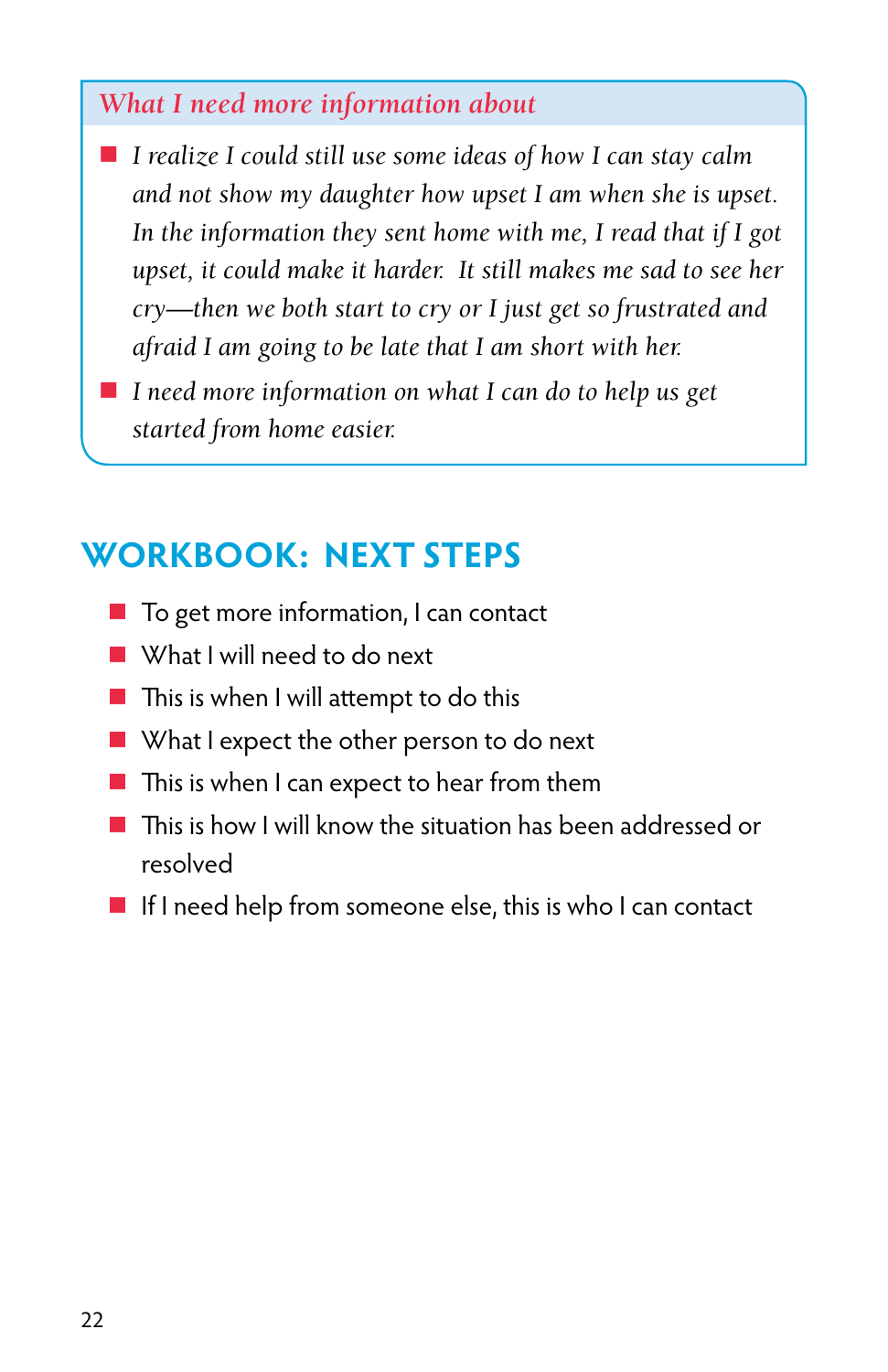### *What I need more information about*

- *I realize I could still use some ideas of how I can stay calm and not show my daughter how upset I am when she is upset. In the information they sent home with me, I read that if I got upset, it could make it harder. It still makes me sad to see her cry—then we both start to cry or I just get so frustrated and afraid I am going to be late that I am short with her.*
- *I need more information on what I can do to help us get started from home easier.*

## WORKBOOK: NEXT STEPS

- To get more information, I can contact
- What I will need to do next
- This is when I will attempt to do this
- What I expect the other person to do next
- This is when I can expect to hear from them
- This is how I will know the situation has been addressed or resolved
- If I need help from someone else, this is who I can contact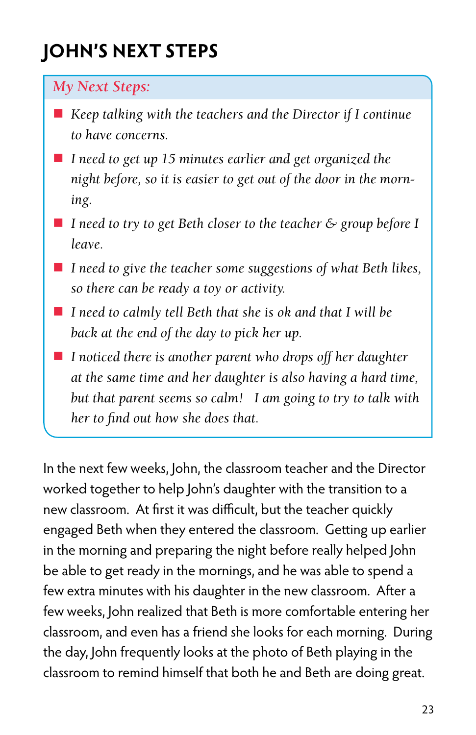## JOHN'S NEXT STEPS

*My Next Steps:*

- *Keep talking with the teachers and the Director if I continue to have concerns.*
- *I need to get up 15 minutes earlier and get organized the night before, so it is easier to get out of the door in the morning.*
- *I need to try to get Beth closer to the teacher & group before I leave.*
- *I need to give the teacher some suggestions of what Beth likes, so there can be ready a toy or activity.*
- *I need to calmly tell Beth that she is ok and that I will be back at the end of the day to pick her up.*
- *I noticed there is another parent who drops off her daughter at the same time and her daughter is also having a hard time, but that parent seems so calm! I am going to try to talk with her to find out how she does that.*

In the next few weeks, John, the classroom teacher and the Director worked together to help John's daughter with the transition to a new classroom. At first it was difficult, but the teacher quickly engaged Beth when they entered the classroom. Getting up earlier in the morning and preparing the night before really helped John be able to get ready in the mornings, and he was able to spend a few extra minutes with his daughter in the new classroom. After a few weeks, John realized that Beth is more comfortable entering her classroom, and even has a friend she looks for each morning. During the day, John frequently looks at the photo of Beth playing in the classroom to remind himself that both he and Beth are doing great.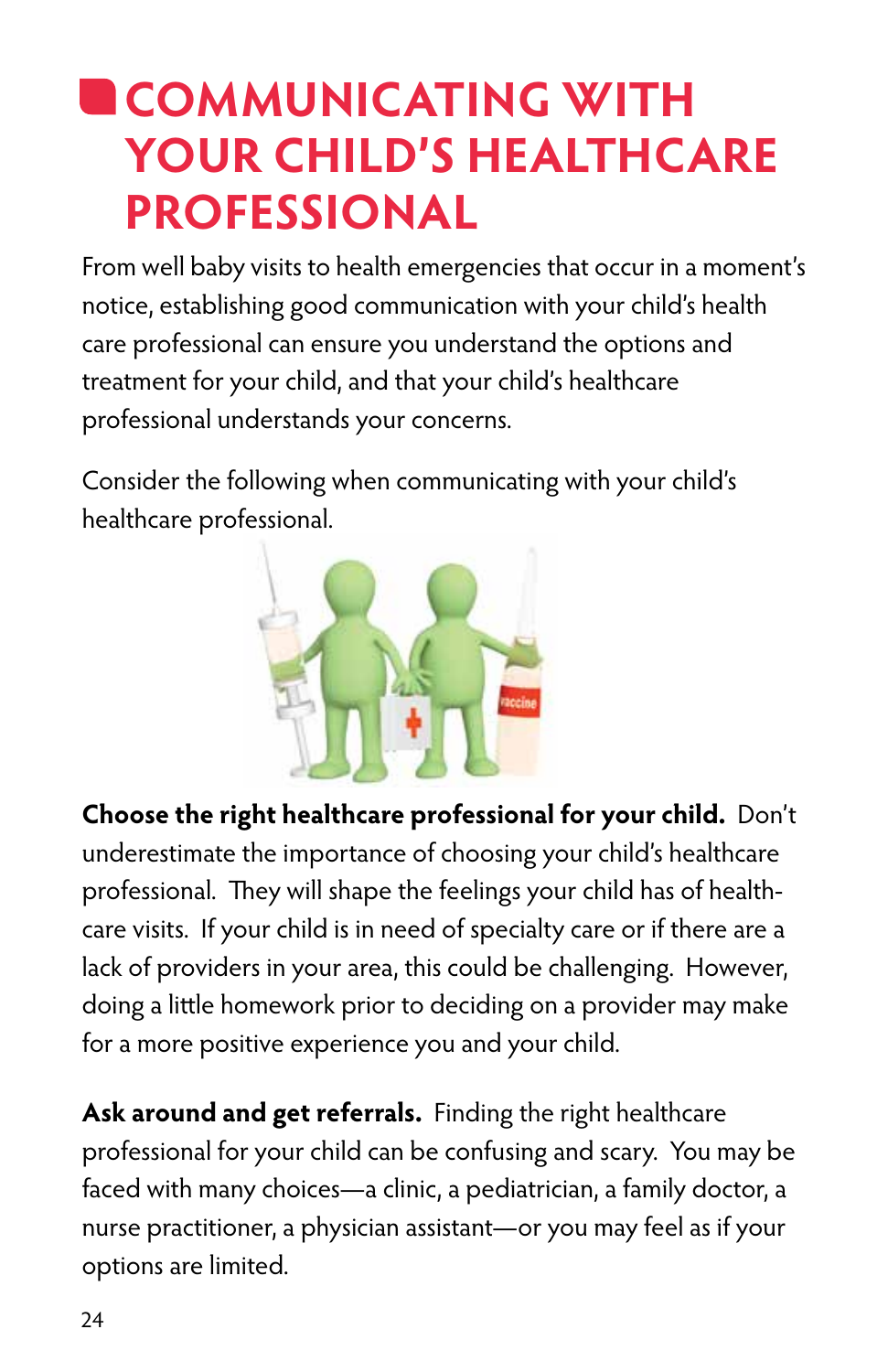# COMMUNICATING WITH YOUR CHILD'S HEALTHCARE PROFESSIONAL

From well baby visits to health emergencies that occur in a moment's notice, establishing good communication with your child's health care professional can ensure you understand the options and treatment for your child, and that your child's healthcare professional understands your concerns.

Consider the following when communicating with your child's healthcare professional.

**Choose the right healthcare professional for your child.** Don't underestimate the importance of choosing your child's healthcare professional. They will shape the feelings your child has of health-care visits. If your child is in need of specialty care or if there are a lack of providers in your area, this could be challenging. However, doing a little homework prior to deciding on a provider may make for a more positive experience you and your child.

**Ask around and get referrals.** Finding the right healthcare professional for your child can be confusing and scary. You may be faced with many choices—a clinic, a pediatrician, a family doctor, a nurse practitioner, a physician assistant—or you may feel as if your options are limited.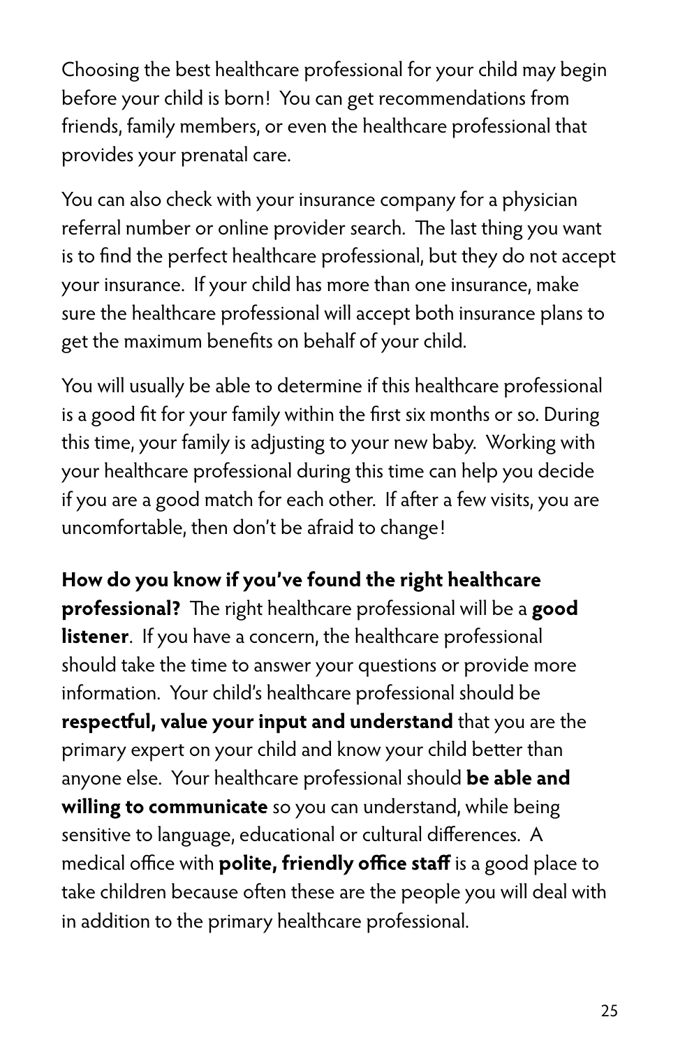Choosing the best healthcare professional for your child may begin before your child is born! You can get recommendations from friends, family members, or even the healthcare professional that provides your prenatal care.

You can also check with your insurance company for a physician referral number or online provider search. The last thing you want is to find the perfect healthcare professional, but they do not accept your insurance. If your child has more than one insurance, make sure the healthcare professional will accept both insurance plans to get the maximum benefits on behalf of your child.

You will usually be able to determine if this healthcare professional is a good fit for your family within the first six months or so. During this time, your family is adjusting to your new baby. Working with your healthcare professional during this time can help you decide if you are a good match for each other. If after a few visits, you are uncomfortable, then don't be afraid to change!

**How do you know if you've found the right healthcare professional?** The right healthcare professional will be a **good listener**. If you have a concern, the healthcare professional should take the time to answer your questions or provide more information. Your child's healthcare professional should be **respectful, value your input and understand** that you are the primary expert on your child and know your child better than anyone else. Your healthcare professional should **be able and willing to communicate** so you can understand, while being sensitive to language, educational or cultural differences. A medical office with **polite, friendly office staff** is a good place to take children because often these are the people you will deal with in addition to the primary healthcare professional.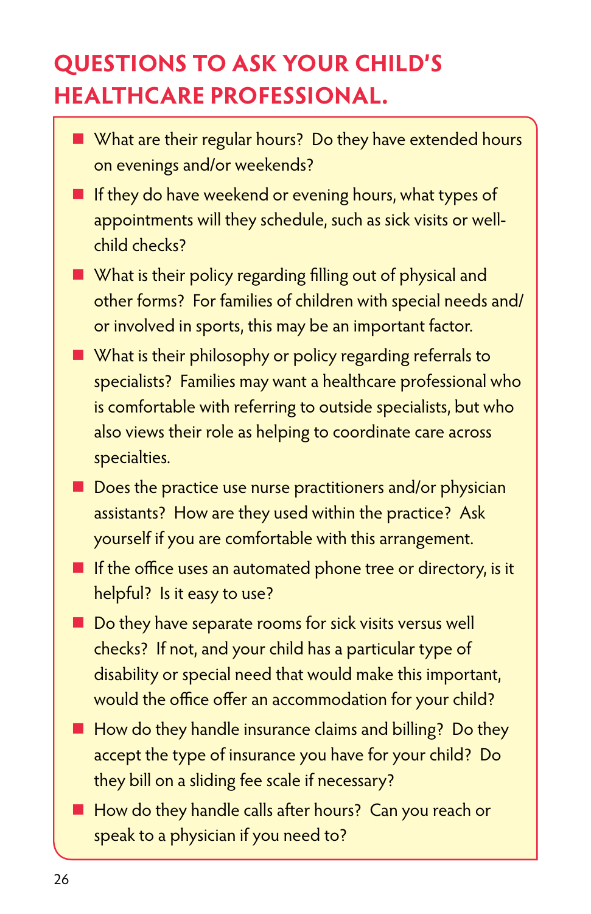## QUESTIONS TO ASK YOUR CHILD'S HEALTHCARE PROFESSIONAL.

- What are their regular hours? Do they have extended hours on evenings and/or weekends?
- If they do have weekend or evening hours, what types of appointments will they schedule, such as sick visits or well-child checks?
- What is their policy regarding filling out of physical and other forms? For families of children with special needs and/or involved in sports, this may be an important factor.
- What is their philosophy or policy regarding referrals to specialists? Families may want a healthcare professional who is comfortable with referring to outside specialists, but who also views their role as helping to coordinate care across specialties.
- Does the practice use nurse practitioners and/or physician assistants? How are they used within the practice? Ask yourself if you are comfortable with this arrangement.
- If the office uses an automated phone tree or directory, is it helpful? Is it easy to use?
- Do they have separate rooms for sick visits versus well checks? If not, and your child has a particular type of disability or special need that would make this important, would the office offer an accommodation for your child?
- How do they handle insurance claims and billing? Do they accept the type of insurance you have for your child? Do they bill on a sliding fee scale if necessary?
- How do they handle calls after hours? Can you reach or speak to a physician if you need to?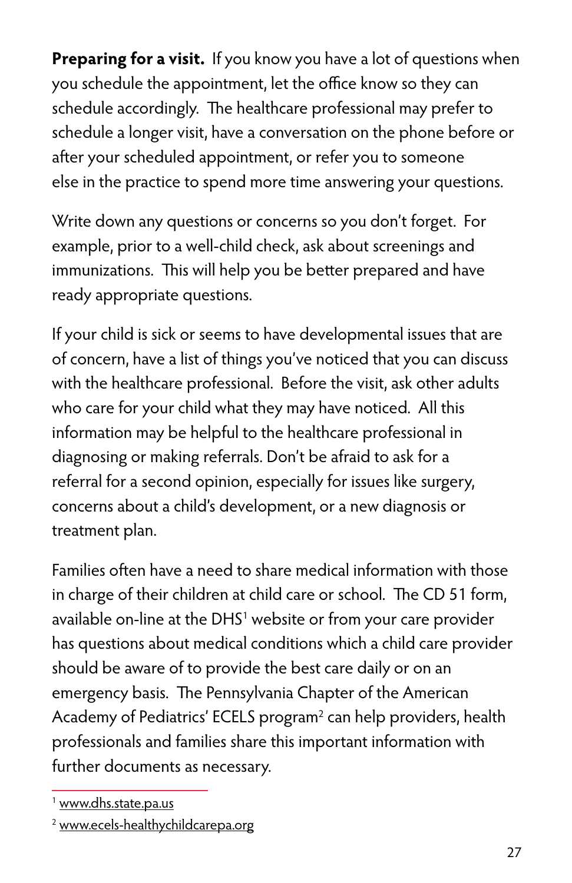**Preparing for a visit.** If you know you have a lot of questions when you schedule the appointment, let the office know so they can schedule accordingly. The healthcare professional may prefer to schedule a longer visit, have a conversation on the phone before or after your scheduled appointment, or refer you to someone else in the practice to spend more time answering your questions.

Write down any questions or concerns so you don't forget. For example, prior to a well-child check, ask about screenings and immunizations. This will help you be better prepared and have ready appropriate questions.

If your child is sick or seems to have developmental issues that are of concern, have a list of things you've noticed that you can discuss with the healthcare professional. Before the visit, ask other adults who care for your child what they may have noticed. All this information may be helpful to the healthcare professional in diagnosing or making referrals. Don't be afraid to ask for a referral for a second opinion, especially for issues like surgery, concerns about a child's development, or a new diagnosis or treatment plan.

Families often have a need to share medical information with those in charge of their children at child care or school. The CD 51 form, available on-line at the DHS[1] website or from your care provider has questions about medical conditions which a child care provider should be aware of to provide the best care daily or on an emergency basis. The Pennsylvania Chapter of the American Academy of Pediatrics' ECELS program[2] can help providers, health professionals and families share this important information with further documents as necessary.

---

[1] www.dhs.state.pa.us

[2] www.ecels-healthychildcarepa.org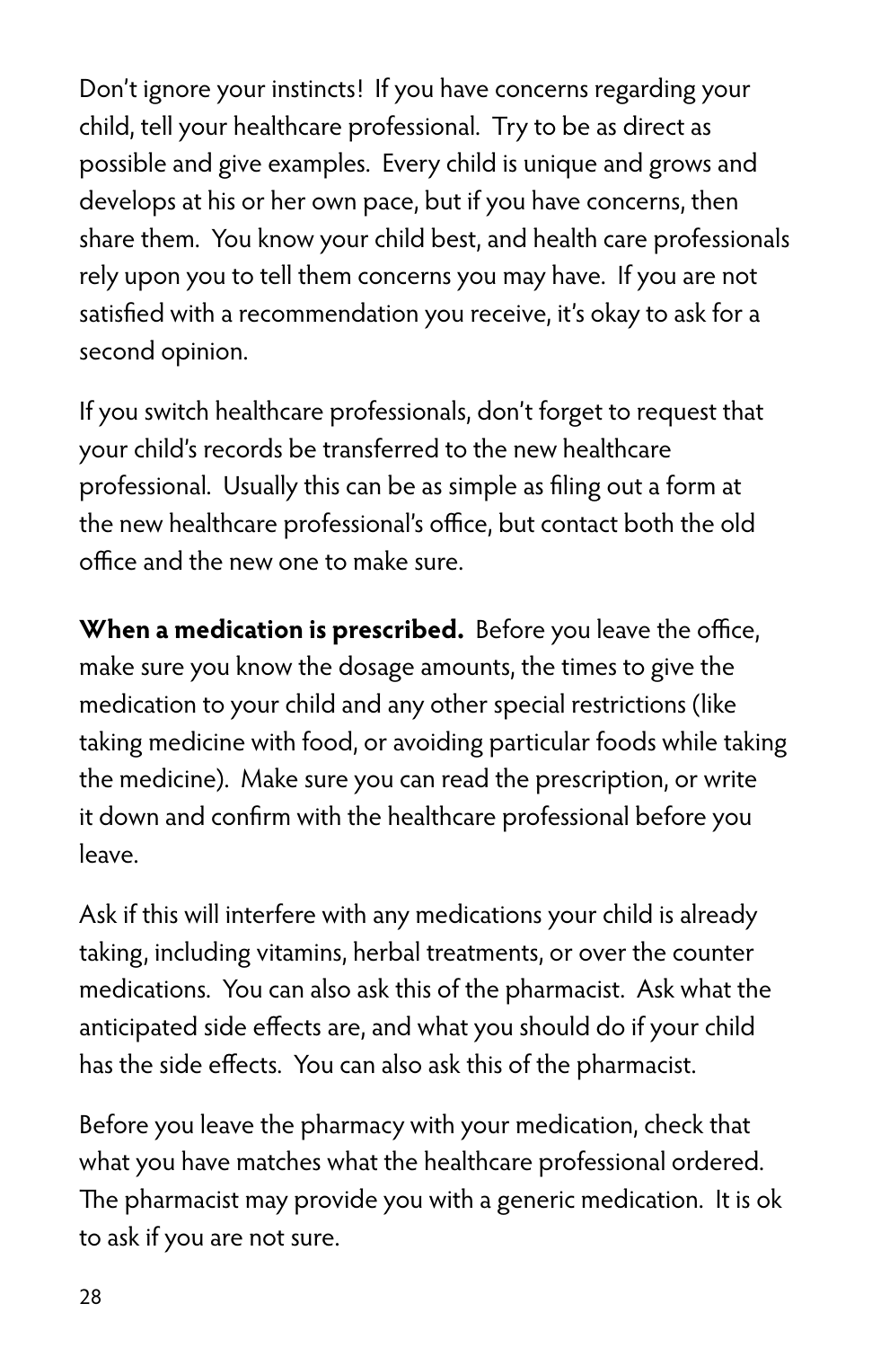Don't ignore your instincts! If you have concerns regarding your child, tell your healthcare professional. Try to be as direct as possible and give examples. Every child is unique and grows and develops at his or her own pace, but if you have concerns, then share them. You know your child best, and health care professionals rely upon you to tell them concerns you may have. If you are not satisfied with a recommendation you receive, it's okay to ask for a second opinion.

If you switch healthcare professionals, don't forget to request that your child's records be transferred to the new healthcare professional. Usually this can be as simple as filing out a form at the new healthcare professional's office, but contact both the old office and the new one to make sure.

**When a medication is prescribed.** Before you leave the office, make sure you know the dosage amounts, the times to give the medication to your child and any other special restrictions (like taking medicine with food, or avoiding particular foods while taking the medicine). Make sure you can read the prescription, or write it down and confirm with the healthcare professional before you leave.

Ask if this will interfere with any medications your child is already taking, including vitamins, herbal treatments, or over the counter medications. You can also ask this of the pharmacist. Ask what the anticipated side effects are, and what you should do if your child has the side effects. You can also ask this of the pharmacist.

Before you leave the pharmacy with your medication, check that what you have matches what the healthcare professional ordered. The pharmacist may provide you with a generic medication. It is ok to ask if you are not sure.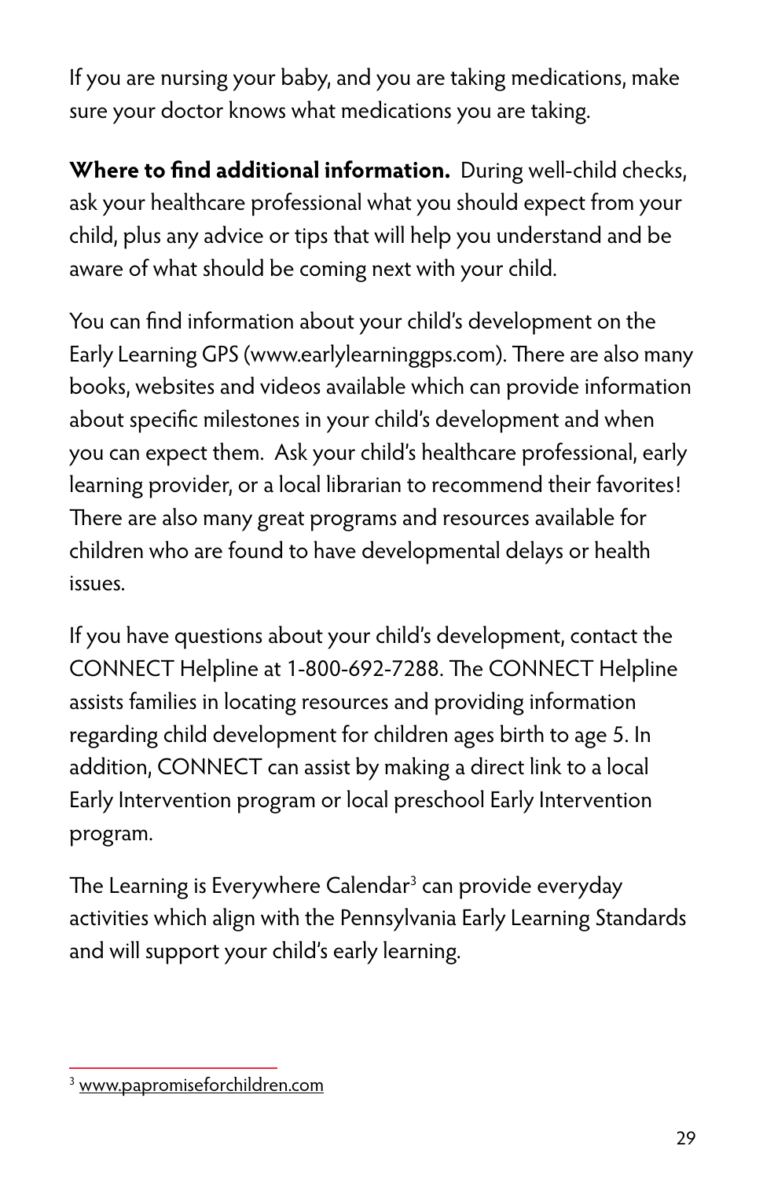If you are nursing your baby, and you are taking medications, make sure your doctor knows what medications you are taking.

**Where to find additional information.** During well-child checks, ask your healthcare professional what you should expect from your child, plus any advice or tips that will help you understand and be aware of what should be coming next with your child.

You can find information about your child's development on the Early Learning GPS (www.earlylearninggps.com). There are also many books, websites and videos available which can provide information about specific milestones in your child's development and when you can expect them. Ask your child's healthcare professional, early learning provider, or a local librarian to recommend their favorites! There are also many great programs and resources available for children who are found to have developmental delays or health issues.

If you have questions about your child's development, contact the CONNECT Helpline at 1-800-692-7288. The CONNECT Helpline assists families in locating resources and providing information regarding child development for children ages birth to age 5. In addition, CONNECT can assist by making a direct link to a local Early Intervention program or local preschool Early Intervention program.

The Learning is Everywhere Calendar[3] can provide everyday activities which align with the Pennsylvania Early Learning Standards and will support your child's early learning.

---

[3] www.papromiseforchildren.com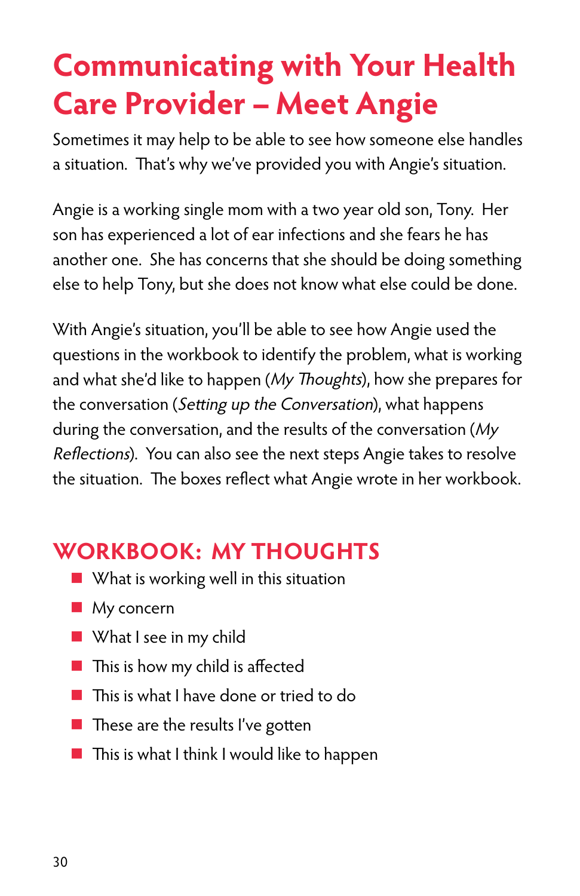# Communicating with Your Health Care Provider – Meet Angie

Sometimes it may help to be able to see how someone else handles a situation. That's why we've provided you with Angie's situation.

Angie is a working single mom with a two year old son, Tony. Her son has experienced a lot of ear infections and she fears he has another one. She has concerns that she should be doing something else to help Tony, but she does not know what else could be done.

With Angie's situation, you'll be able to see how Angie used the questions in the workbook to identify the problem, what is working and what she'd like to happen (*My Thoughts*), how she prepares for the conversation (*Setting up the Conversation*), what happens during the conversation, and the results of the conversation (*My Reflections*). You can also see the next steps Angie takes to resolve the situation. The boxes reflect what Angie wrote in her workbook.

## WORKBOOK: MY THOUGHTS

- What is working well in this situation
- My concern
- What I see in my child
- This is how my child is affected
- This is what I have done or tried to do
- These are the results I've gotten
- This is what I think I would like to happen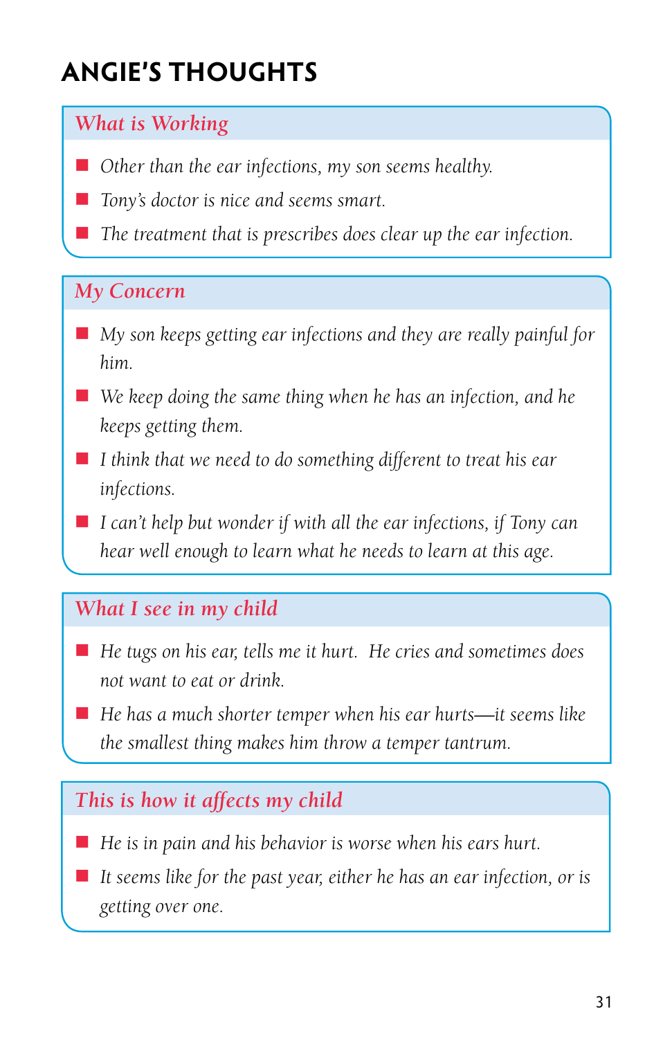# ANGIE'S THOUGHTS

## *What is Working*

- *Other than the ear infections, my son seems healthy.*
- *Tony's doctor is nice and seems smart.*
- *The treatment that is prescribes does clear up the ear infection.*

## *My Concern*

- *My son keeps getting ear infections and they are really painful for him.*
- *We keep doing the same thing when he has an infection, and he keeps getting them.*
- *I think that we need to do something different to treat his ear infections.*
- *I can't help but wonder if with all the ear infections, if Tony can hear well enough to learn what he needs to learn at this age.*

## *What I see in my child*

- *He tugs on his ear, tells me it hurt. He cries and sometimes does not want to eat or drink.*
- *He has a much shorter temper when his ear hurts—it seems like the smallest thing makes him throw a temper tantrum.*

## *This is how it affects my child*

- *He is in pain and his behavior is worse when his ears hurt.*
- *It seems like for the past year, either he has an ear infection, or is getting over one.*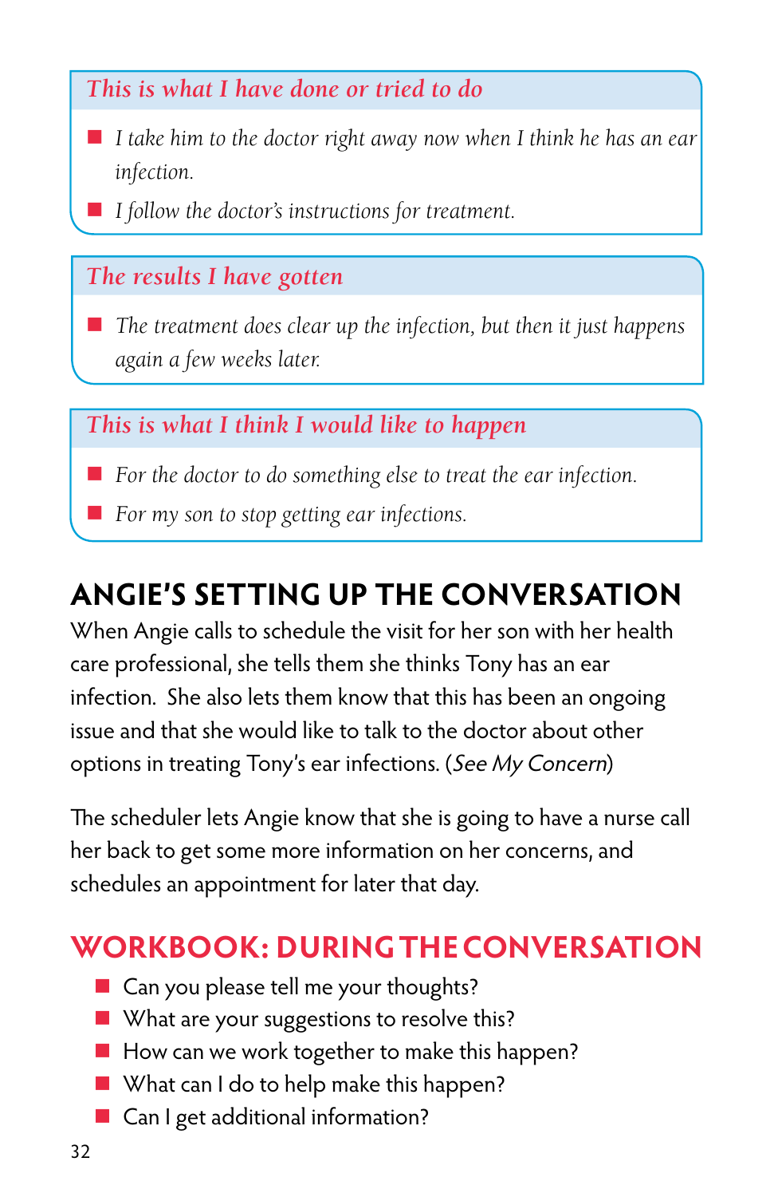### *This is what I have done or tried to do*

- *I take him to the doctor right away now when I think he has an ear infection.*
- *I follow the doctor's instructions for treatment.*

### *The results I have gotten*

- *The treatment does clear up the infection, but then it just happens again a few weeks later.*

### *This is what I think I would like to happen*

- *For the doctor to do something else to treat the ear infection.*
- *For my son to stop getting ear infections.*

## ANGIE'S SETTING UP THE CONVERSATION

When Angie calls to schedule the visit for her son with her health care professional, she tells them she thinks Tony has an ear infection. She also lets them know that this has been an ongoing issue and that she would like to talk to the doctor about other options in treating Tony's ear infections. (*See My Concern*)

The scheduler lets Angie know that she is going to have a nurse call her back to get some more information on her concerns, and schedules an appointment for later that day.

## WORKBOOK: DURING THE CONVERSATION

- Can you please tell me your thoughts?
- What are your suggestions to resolve this?
- How can we work together to make this happen?
- What can I do to help make this happen?
- Can I get additional information?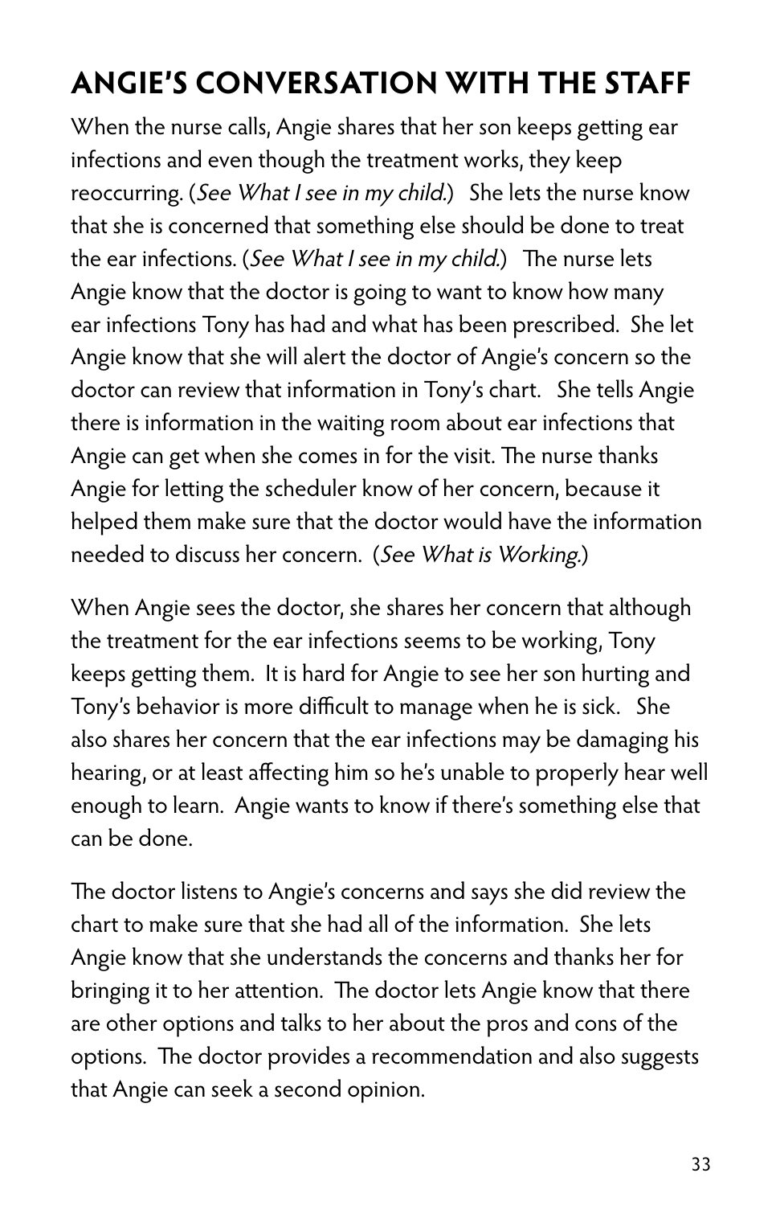## ANGIE'S CONVERSATION WITH THE STAFF

When the nurse calls, Angie shares that her son keeps getting ear infections and even though the treatment works, they keep reoccurring. (*See What I see in my child.*) She lets the nurse know that she is concerned that something else should be done to treat the ear infections. (*See What I see in my child.*) The nurse lets Angie know that the doctor is going to want to know how many ear infections Tony has had and what has been prescribed. She let Angie know that she will alert the doctor of Angie's concern so the doctor can review that information in Tony's chart. She tells Angie there is information in the waiting room about ear infections that Angie can get when she comes in for the visit. The nurse thanks Angie for letting the scheduler know of her concern, because it helped them make sure that the doctor would have the information needed to discuss her concern. (*See What is Working.*)

When Angie sees the doctor, she shares her concern that although the treatment for the ear infections seems to be working, Tony keeps getting them. It is hard for Angie to see her son hurting and Tony's behavior is more difficult to manage when he is sick. She also shares her concern that the ear infections may be damaging his hearing, or at least affecting him so he's unable to properly hear well enough to learn. Angie wants to know if there's something else that can be done.

The doctor listens to Angie's concerns and says she did review the chart to make sure that she had all of the information. She lets Angie know that she understands the concerns and thanks her for bringing it to her attention. The doctor lets Angie know that there are other options and talks to her about the pros and cons of the options. The doctor provides a recommendation and also suggests that Angie can seek a second opinion.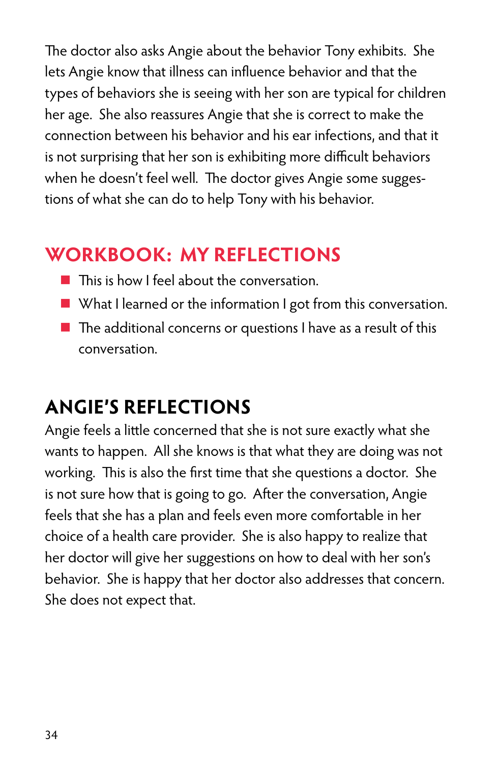The doctor also asks Angie about the behavior Tony exhibits. She lets Angie know that illness can influence behavior and that the types of behaviors she is seeing with her son are typical for children her age. She also reassures Angie that she is correct to make the connection between his behavior and his ear infections, and that it is not surprising that her son is exhibiting more difficult behaviors when he doesn't feel well. The doctor gives Angie some suggestions of what she can do to help Tony with his behavior.

## WORKBOOK: MY REFLECTIONS

- This is how I feel about the conversation.
- What I learned or the information I got from this conversation.
- The additional concerns or questions I have as a result of this conversation.

## ANGIE'S REFLECTIONS

Angie feels a little concerned that she is not sure exactly what she wants to happen. All she knows is that what they are doing was not working. This is also the first time that she questions a doctor. She is not sure how that is going to go. After the conversation, Angie feels that she has a plan and feels even more comfortable in her choice of a health care provider. She is also happy to realize that her doctor will give her suggestions on how to deal with her son's behavior. She is happy that her doctor also addresses that concern. She does not expect that.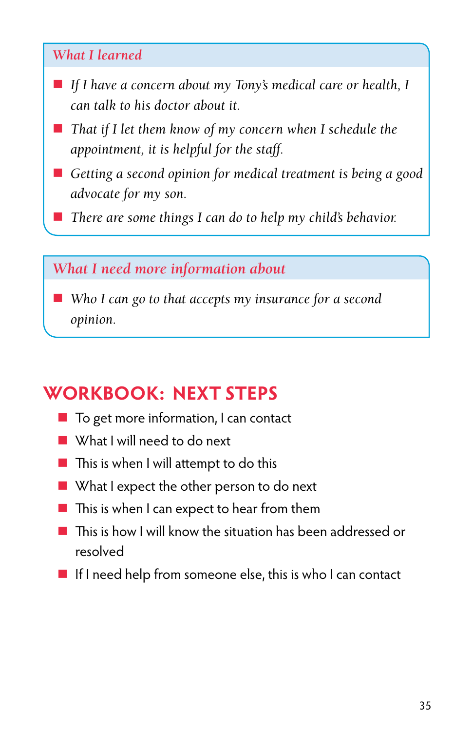### *What I learned*

- *If I have a concern about my Tony's medical care or health, I can talk to his doctor about it.*
- *That if I let them know of my concern when I schedule the appointment, it is helpful for the staff.*
- *Getting a second opinion for medical treatment is being a good advocate for my son.*
- *There are some things I can do to help my child's behavior.*

### *What I need more information about*

- *Who I can go to that accepts my insurance for a second opinion.*

## WORKBOOK: NEXT STEPS

- To get more information, I can contact
- What I will need to do next
- This is when I will attempt to do this
- What I expect the other person to do next
- This is when I can expect to hear from them
- This is how I will know the situation has been addressed or resolved
- If I need help from someone else, this is who I can contact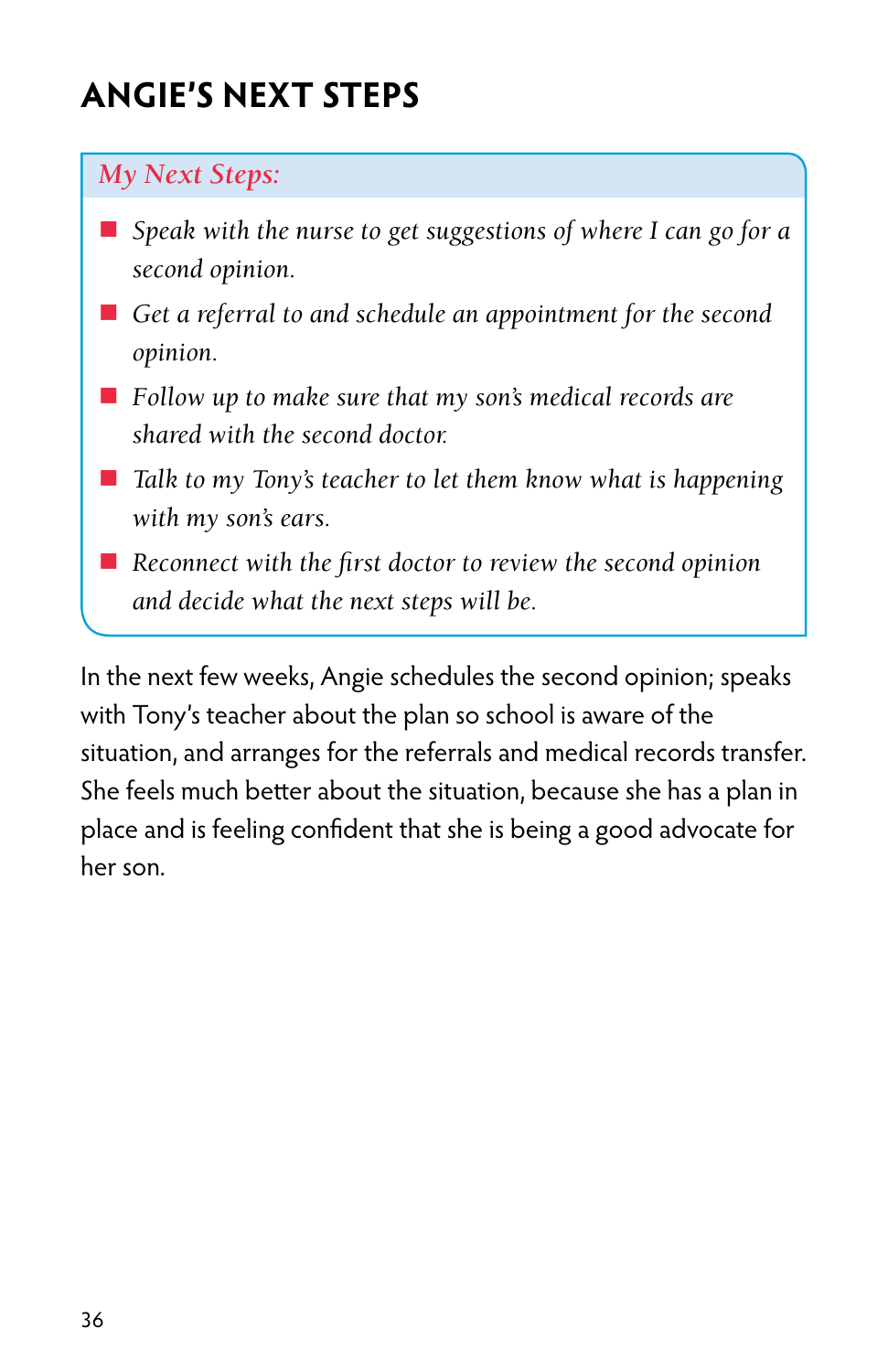## ANGIE'S NEXT STEPS

*My Next Steps:*

- *Speak with the nurse to get suggestions of where I can go for a second opinion.*
- *Get a referral to and schedule an appointment for the second opinion.*
- *Follow up to make sure that my son's medical records are shared with the second doctor.*
- *Talk to my Tony's teacher to let them know what is happening with my son's ears.*
- *Reconnect with the first doctor to review the second opinion and decide what the next steps will be.*

In the next few weeks, Angie schedules the second opinion; speaks with Tony's teacher about the plan so school is aware of the situation, and arranges for the referrals and medical records transfer. She feels much better about the situation, because she has a plan in place and is feeling confident that she is being a good advocate for her son.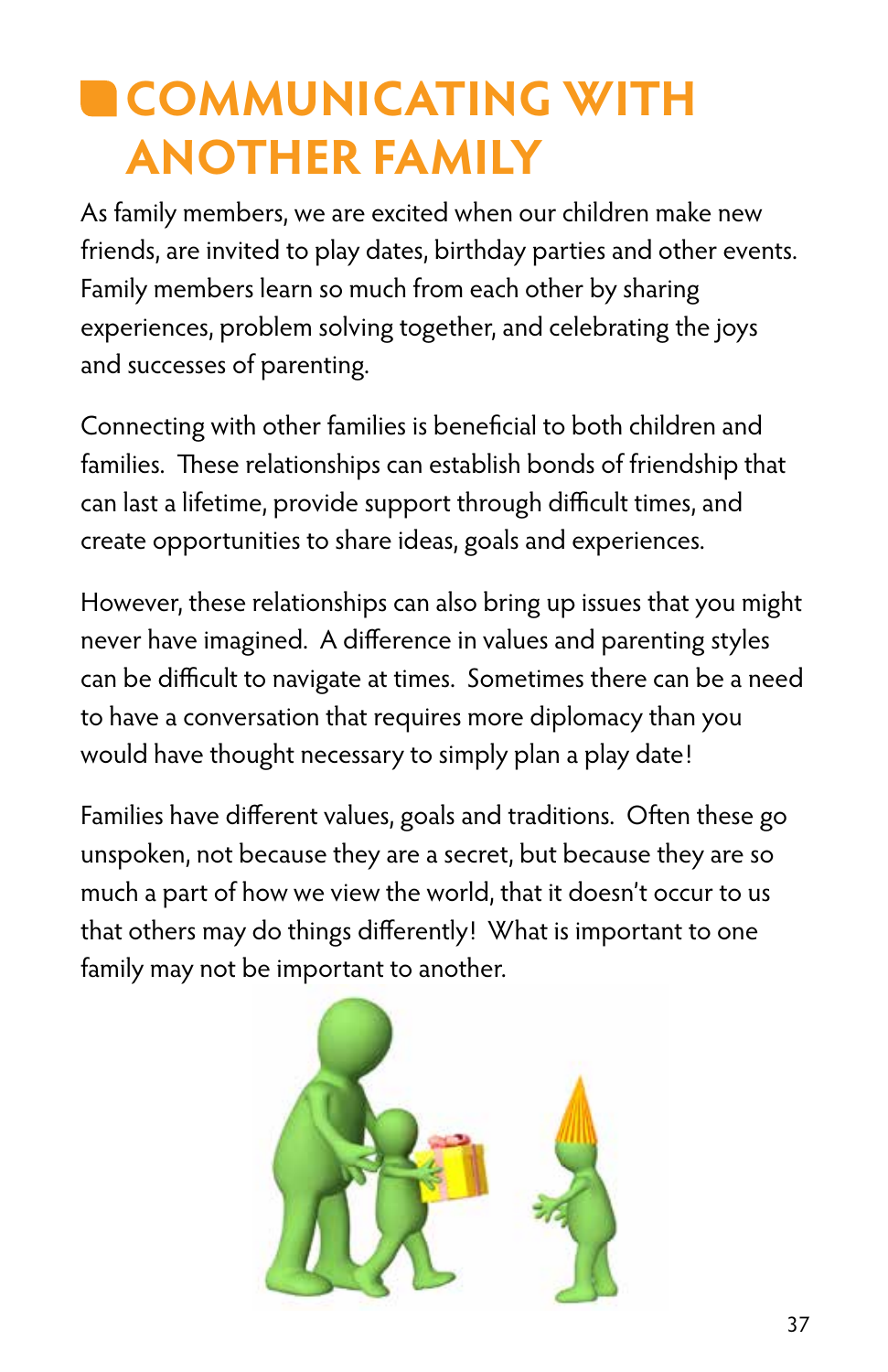# COMMUNICATING WITH ANOTHER FAMILY

As family members, we are excited when our children make new friends, are invited to play dates, birthday parties and other events. Family members learn so much from each other by sharing experiences, problem solving together, and celebrating the joys and successes of parenting.

Connecting with other families is beneficial to both children and families. These relationships can establish bonds of friendship that can last a lifetime, provide support through difficult times, and create opportunities to share ideas, goals and experiences.

However, these relationships can also bring up issues that you might never have imagined. A difference in values and parenting styles can be difficult to navigate at times. Sometimes there can be a need to have a conversation that requires more diplomacy than you would have thought necessary to simply plan a play date!

Families have different values, goals and traditions. Often these go unspoken, not because they are a secret, but because they are so much a part of how we view the world, that it doesn't occur to us that others may do things differently! What is important to one family may not be important to another.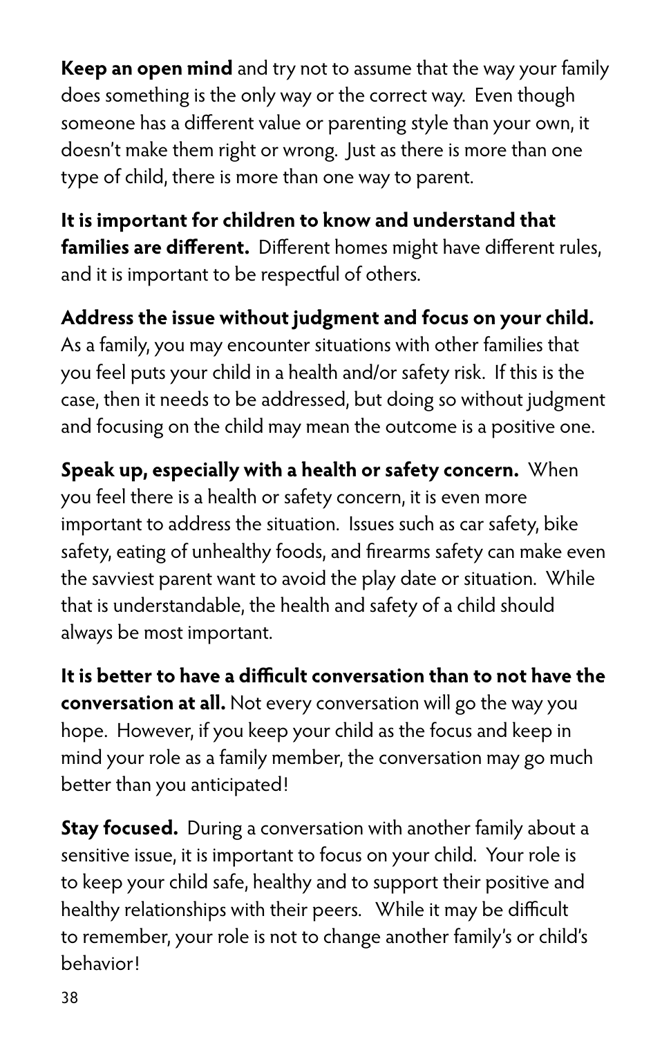**Keep an open mind** and try not to assume that the way your family does something is the only way or the correct way. Even though someone has a different value or parenting style than your own, it doesn't make them right or wrong. Just as there is more than one type of child, there is more than one way to parent.

**It is important for children to know and understand that families are different.** Different homes might have different rules, and it is important to be respectful of others.

**Address the issue without judgment and focus on your child.** As a family, you may encounter situations with other families that you feel puts your child in a health and/or safety risk. If this is the case, then it needs to be addressed, but doing so without judgment and focusing on the child may mean the outcome is a positive one.

**Speak up, especially with a health or safety concern.** When you feel there is a health or safety concern, it is even more important to address the situation. Issues such as car safety, bike safety, eating of unhealthy foods, and firearms safety can make even the savviest parent want to avoid the play date or situation. While that is understandable, the health and safety of a child should always be most important.

**It is better to have a difficult conversation than to not have the conversation at all.** Not every conversation will go the way you hope. However, if you keep your child as the focus and keep in mind your role as a family member, the conversation may go much better than you anticipated!

**Stay focused.** During a conversation with another family about a sensitive issue, it is important to focus on your child. Your role is to keep your child safe, healthy and to support their positive and healthy relationships with their peers. While it may be difficult to remember, your role is not to change another family's or child's behavior!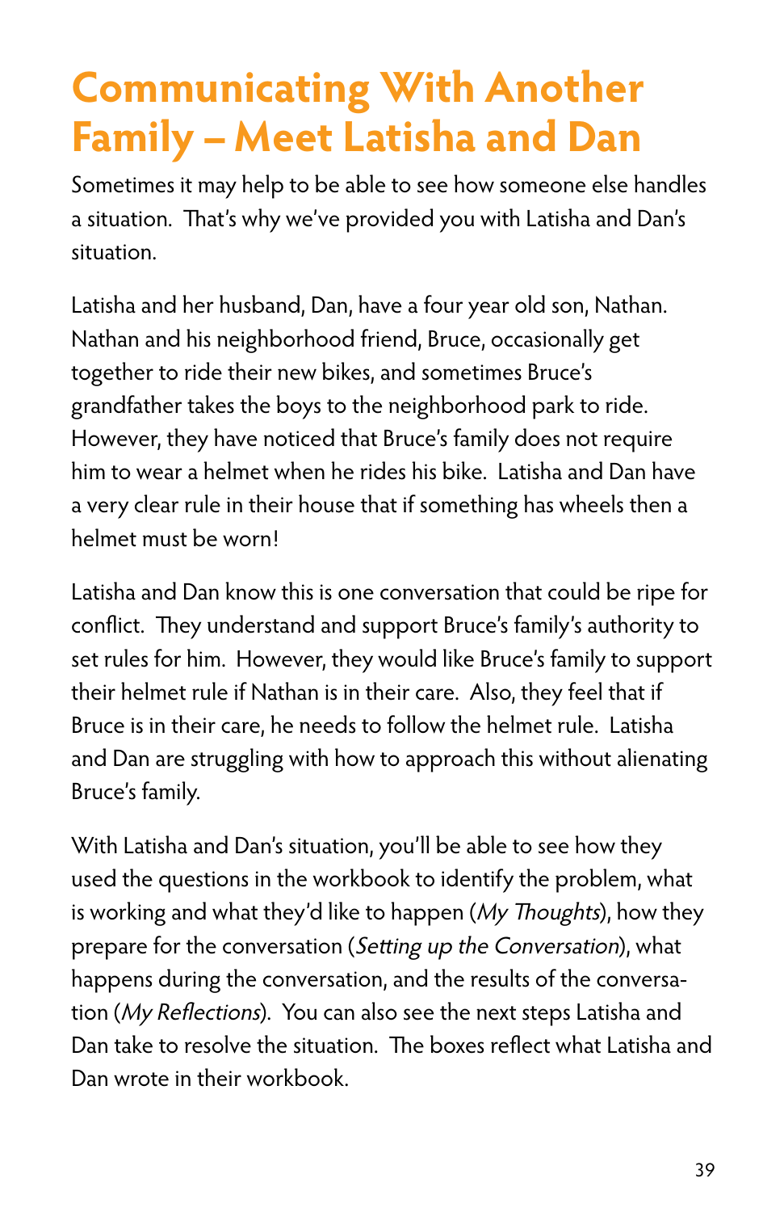# Communicating With Another Family – Meet Latisha and Dan

Sometimes it may help to be able to see how someone else handles a situation. That's why we've provided you with Latisha and Dan's situation.

Latisha and her husband, Dan, have a four year old son, Nathan. Nathan and his neighborhood friend, Bruce, occasionally get together to ride their new bikes, and sometimes Bruce's grandfather takes the boys to the neighborhood park to ride. However, they have noticed that Bruce's family does not require him to wear a helmet when he rides his bike. Latisha and Dan have a very clear rule in their house that if something has wheels then a helmet must be worn!

Latisha and Dan know this is one conversation that could be ripe for conflict. They understand and support Bruce's family's authority to set rules for him. However, they would like Bruce's family to support their helmet rule if Nathan is in their care. Also, they feel that if Bruce is in their care, he needs to follow the helmet rule. Latisha and Dan are struggling with how to approach this without alienating Bruce's family.

With Latisha and Dan's situation, you'll be able to see how they used the questions in the workbook to identify the problem, what is working and what they'd like to happen (*My Thoughts*), how they prepare for the conversation (*Setting up the Conversation*), what happens during the conversation, and the results of the conversation (*My Reflections*). You can also see the next steps Latisha and Dan take to resolve the situation. The boxes reflect what Latisha and Dan wrote in their workbook.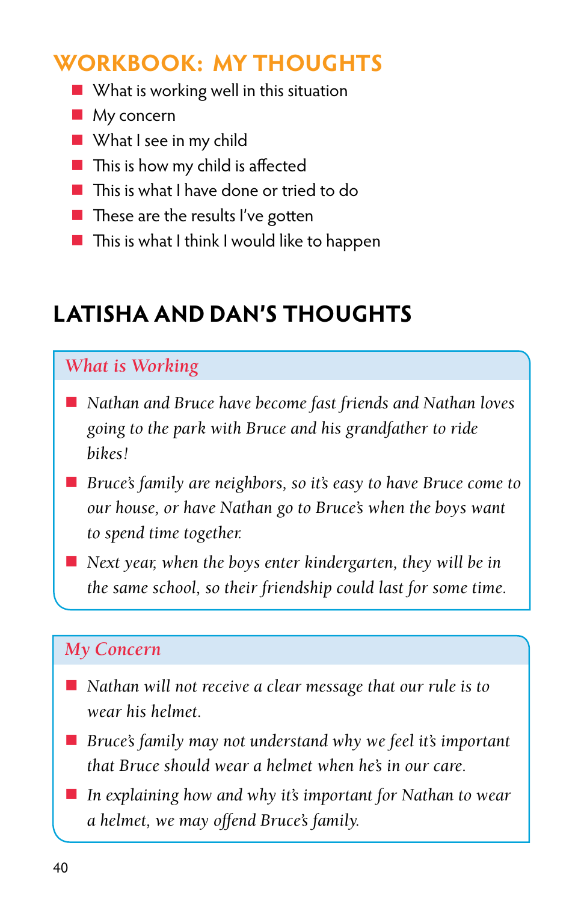## WORKBOOK: MY THOUGHTS

- What is working well in this situation
- My concern
- What I see in my child
- This is how my child is affected
- This is what I have done or tried to do
- These are the results I've gotten
- This is what I think I would like to happen

## LATISHA AND DAN'S THOUGHTS

### *What is Working*

- *Nathan and Bruce have become fast friends and Nathan loves going to the park with Bruce and his grandfather to ride bikes!*
- *Bruce's family are neighbors, so it's easy to have Bruce come to our house, or have Nathan go to Bruce's when the boys want to spend time together.*
- *Next year, when the boys enter kindergarten, they will be in the same school, so their friendship could last for some time.*

### *My Concern*

- *Nathan will not receive a clear message that our rule is to wear his helmet.*
- *Bruce's family may not understand why we feel it's important that Bruce should wear a helmet when he's in our care.*
- *In explaining how and why it's important for Nathan to wear a helmet, we may offend Bruce's family.*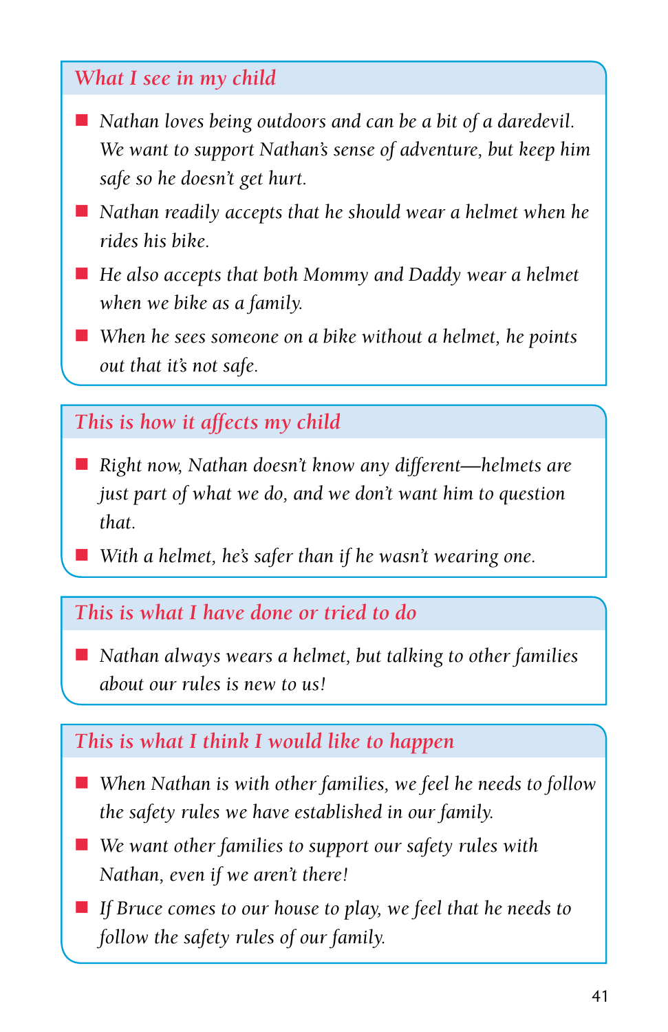### *What I see in my child*

- *Nathan loves being outdoors and can be a bit of a daredevil. We want to support Nathan's sense of adventure, but keep him safe so he doesn't get hurt.*
- *Nathan readily accepts that he should wear a helmet when he rides his bike.*
- *He also accepts that both Mommy and Daddy wear a helmet when we bike as a family.*
- *When he sees someone on a bike without a helmet, he points out that it's not safe.*

### *This is how it affects my child*

- *Right now, Nathan doesn't know any different—helmets are just part of what we do, and we don't want him to question that.*
- *With a helmet, he's safer than if he wasn't wearing one.*

### *This is what I have done or tried to do*

- *Nathan always wears a helmet, but talking to other families about our rules is new to us!*

### *This is what I think I would like to happen*

- *When Nathan is with other families, we feel he needs to follow the safety rules we have established in our family.*
- *We want other families to support our safety rules with Nathan, even if we aren't there!*
- *If Bruce comes to our house to play, we feel that he needs to follow the safety rules of our family.*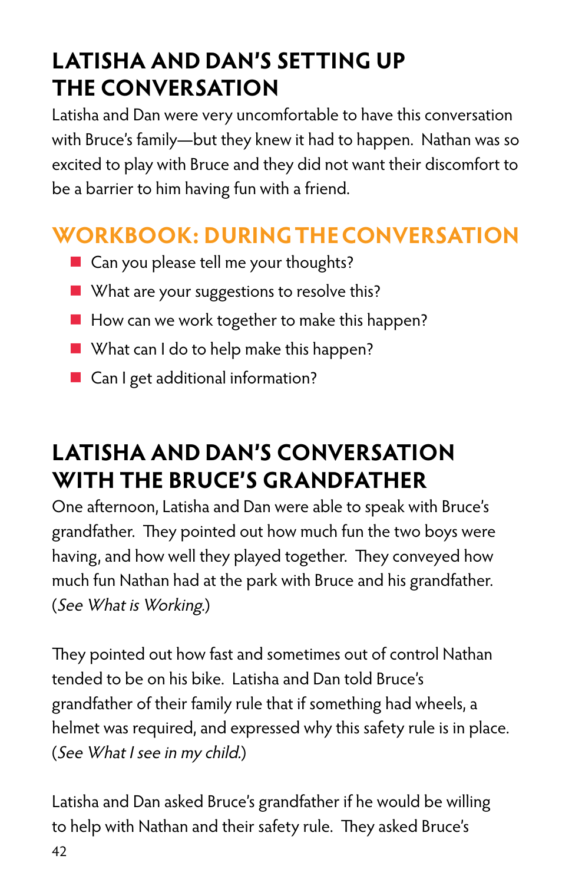## LATISHA AND DAN'S SETTING UP THE CONVERSATION

Latisha and Dan were very uncomfortable to have this conversation with Bruce's family—but they knew it had to happen. Nathan was so excited to play with Bruce and they did not want their discomfort to be a barrier to him having fun with a friend.

## WORKBOOK: DURING THE CONVERSATION

- Can you please tell me your thoughts?
- What are your suggestions to resolve this?
- How can we work together to make this happen?
- What can I do to help make this happen?
- Can I get additional information?

## LATISHA AND DAN'S CONVERSATION WITH THE BRUCE'S GRANDFATHER

One afternoon, Latisha and Dan were able to speak with Bruce's grandfather. They pointed out how much fun the two boys were having, and how well they played together. They conveyed how much fun Nathan had at the park with Bruce and his grandfather. (*See What is Working.*)

They pointed out how fast and sometimes out of control Nathan tended to be on his bike. Latisha and Dan told Bruce's grandfather of their family rule that if something had wheels, a helmet was required, and expressed why this safety rule is in place. (*See What I see in my child.*)

Latisha and Dan asked Bruce's grandfather if he would be willing to help with Nathan and their safety rule. They asked Bruce's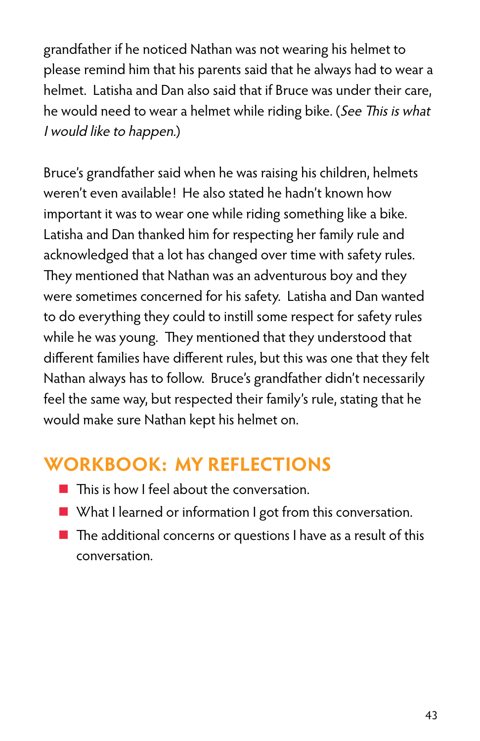grandfather if he noticed Nathan was not wearing his helmet to please remind him that his parents said that he always had to wear a helmet. Latisha and Dan also said that if Bruce was under their care, he would need to wear a helmet while riding bike. (*See This is what I would like to happen.*)

Bruce's grandfather said when he was raising his children, helmets weren't even available! He also stated he hadn't known how important it was to wear one while riding something like a bike. Latisha and Dan thanked him for respecting her family rule and acknowledged that a lot has changed over time with safety rules. They mentioned that Nathan was an adventurous boy and they were sometimes concerned for his safety. Latisha and Dan wanted to do everything they could to instill some respect for safety rules while he was young. They mentioned that they understood that different families have different rules, but this was one that they felt Nathan always has to follow. Bruce's grandfather didn't necessarily feel the same way, but respected their family's rule, stating that he would make sure Nathan kept his helmet on.

## WORKBOOK: MY REFLECTIONS

- This is how I feel about the conversation.
- What I learned or information I got from this conversation.
- The additional concerns or questions I have as a result of this conversation.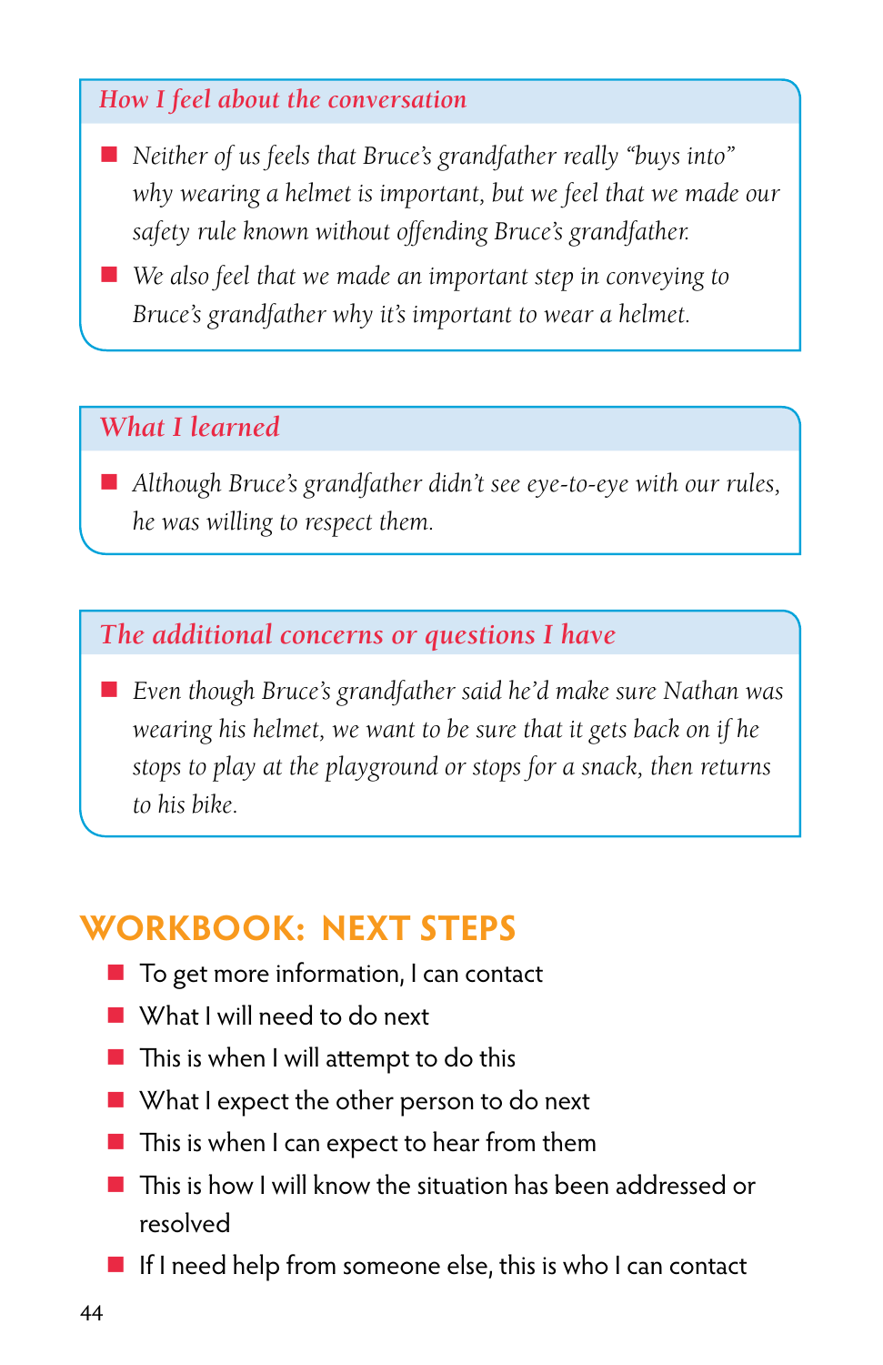### *How I feel about the conversation*

- *Neither of us feels that Bruce's grandfather really "buys into" why wearing a helmet is important, but we feel that we made our safety rule known without offending Bruce's grandfather.*
- *We also feel that we made an important step in conveying to Bruce's grandfather why it's important to wear a helmet.*

### *What I learned*

- *Although Bruce's grandfather didn't see eye-to-eye with our rules, he was willing to respect them.*

### *The additional concerns or questions I have*

- *Even though Bruce's grandfather said he'd make sure Nathan was wearing his helmet, we want to be sure that it gets back on if he stops to play at the playground or stops for a snack, then returns to his bike.*

## WORKBOOK: NEXT STEPS

- To get more information, I can contact
- What I will need to do next
- This is when I will attempt to do this
- What I expect the other person to do next
- This is when I can expect to hear from them
- This is how I will know the situation has been addressed or resolved
- If I need help from someone else, this is who I can contact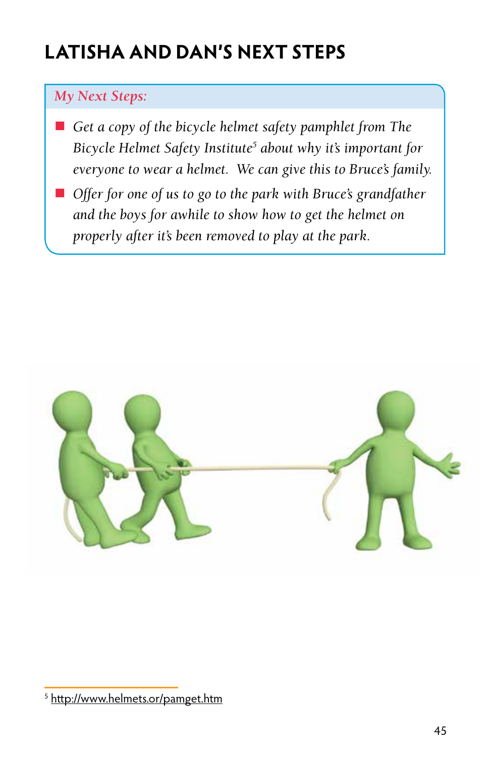# LATISHA AND DAN'S NEXT STEPS

*My Next Steps:*

- *Get a copy of the bicycle helmet safety pamphlet from The Bicycle Helmet Safety Institute*[5] *about why it's important for everyone to wear a helmet. We can give this to Bruce's family.*
- *Offer for one of us to go to the park with Bruce's grandfather and the boys for awhile to show how to get the helmet on properly after it's been removed to play at the park.*

[5] http://www.helmets.or/pamget.htm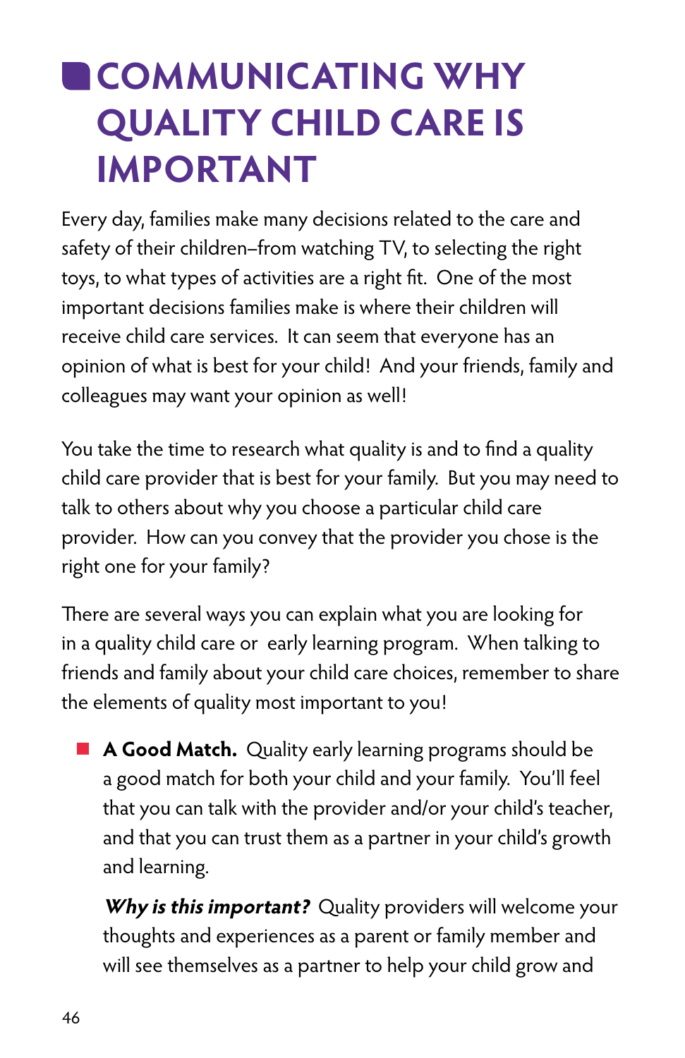# COMMUNICATING WHY QUALITY CHILD CARE IS IMPORTANT

Every day, families make many decisions related to the care and safety of their children–from watching TV, to selecting the right toys, to what types of activities are a right fit. One of the most important decisions families make is where their children will receive child care services. It can seem that everyone has an opinion of what is best for your child! And your friends, family and colleagues may want your opinion as well!

You take the time to research what quality is and to find a quality child care provider that is best for your family. But you may need to talk to others about why you choose a particular child care provider. How can you convey that the provider you chose is the right one for your family?

There are several ways you can explain what you are looking for in a quality child care or early learning program. When talking to friends and family about your child care choices, remember to share the elements of quality most important to you!

- **A Good Match.** Quality early learning programs should be a good match for both your child and your family. You'll feel that you can talk with the provider and/or your child's teacher, and that you can trust them as a partner in your child's growth and learning.

  ***Why is this important?*** Quality providers will welcome your thoughts and experiences as a parent or family member and will see themselves as a partner to help your child grow and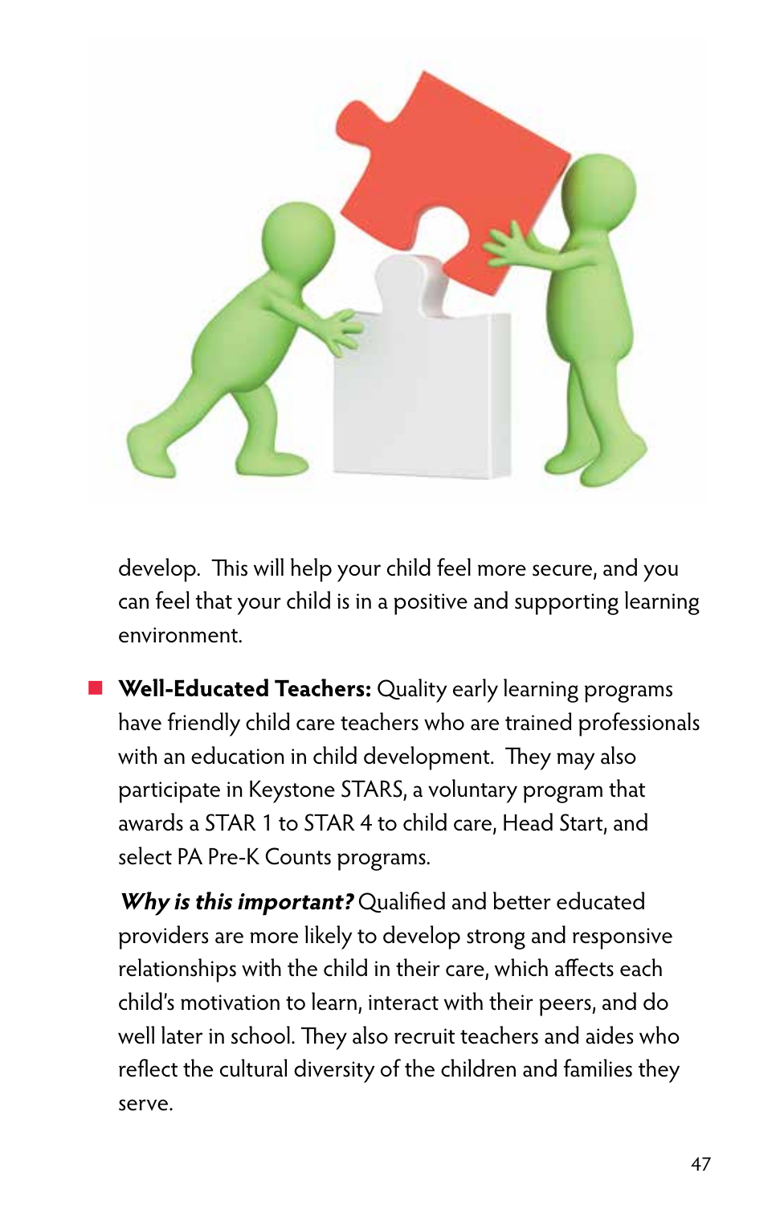develop. This will help your child feel more secure, and you can feel that your child is in a positive and supporting learning environment.

- **Well-Educated Teachers:** Quality early learning programs have friendly child care teachers who are trained professionals with an education in child development. They may also participate in Keystone STARS, a voluntary program that awards a STAR 1 to STAR 4 to child care, Head Start, and select PA Pre-K Counts programs.

  ***Why is this important?*** Qualified and better educated providers are more likely to develop strong and responsive relationships with the child in their care, which affects each child's motivation to learn, interact with their peers, and do well later in school. They also recruit teachers and aides who reflect the cultural diversity of the children and families they serve.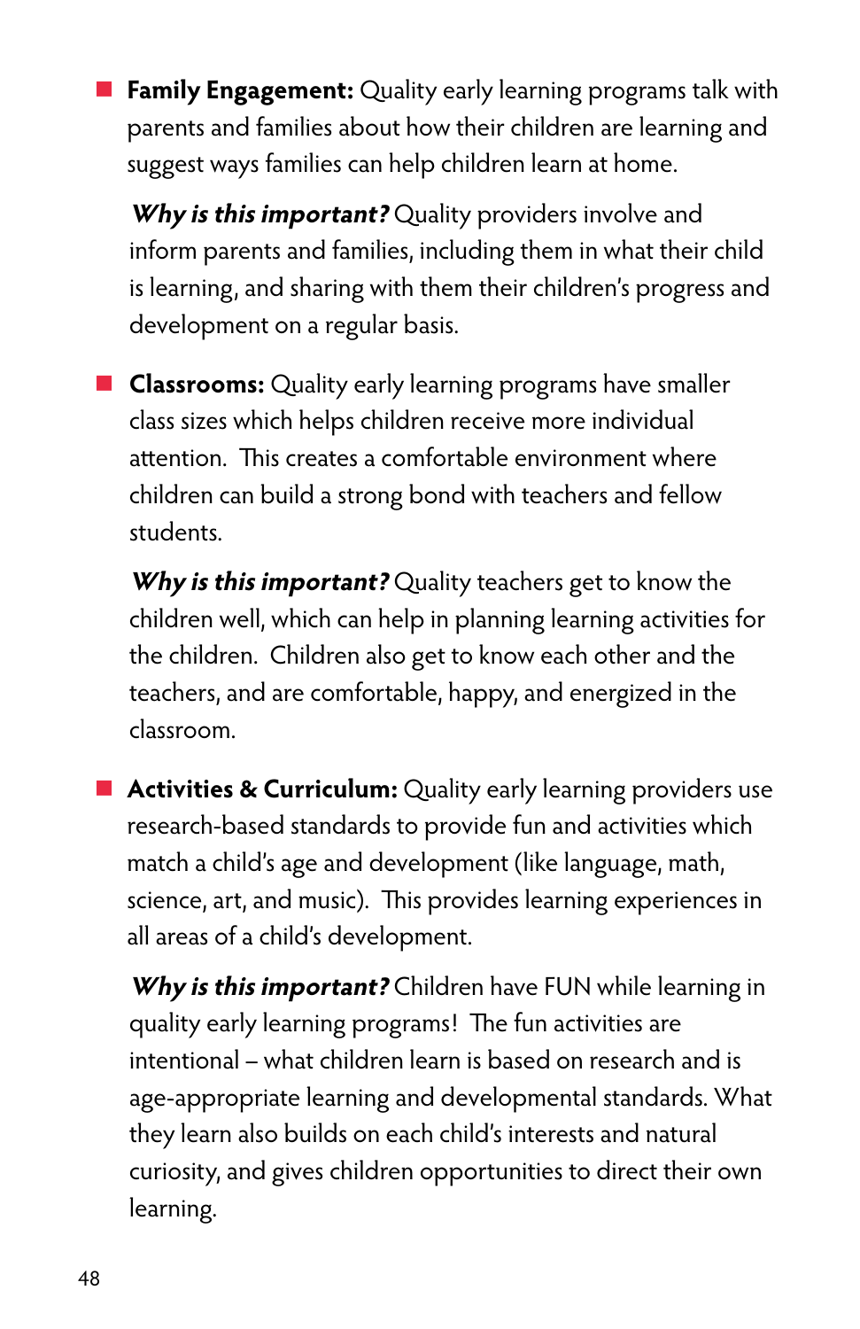- **Family Engagement:** Quality early learning programs talk with parents and families about how their children are learning and suggest ways families can help children learn at home.

  ***Why is this important?*** Quality providers involve and inform parents and families, including them in what their child is learning, and sharing with them their children's progress and development on a regular basis.

- **Classrooms:** Quality early learning programs have smaller class sizes which helps children receive more individual attention. This creates a comfortable environment where children can build a strong bond with teachers and fellow students.

  ***Why is this important?*** Quality teachers get to know the children well, which can help in planning learning activities for the children. Children also get to know each other and the teachers, and are comfortable, happy, and energized in the classroom.

- **Activities & Curriculum:** Quality early learning providers use research-based standards to provide fun and activities which match a child's age and development (like language, math, science, art, and music). This provides learning experiences in all areas of a child's development.

  ***Why is this important?*** Children have FUN while learning in quality early learning programs! The fun activities are intentional – what children learn is based on research and is age-appropriate learning and developmental standards. What they learn also builds on each child's interests and natural curiosity, and gives children opportunities to direct their own learning.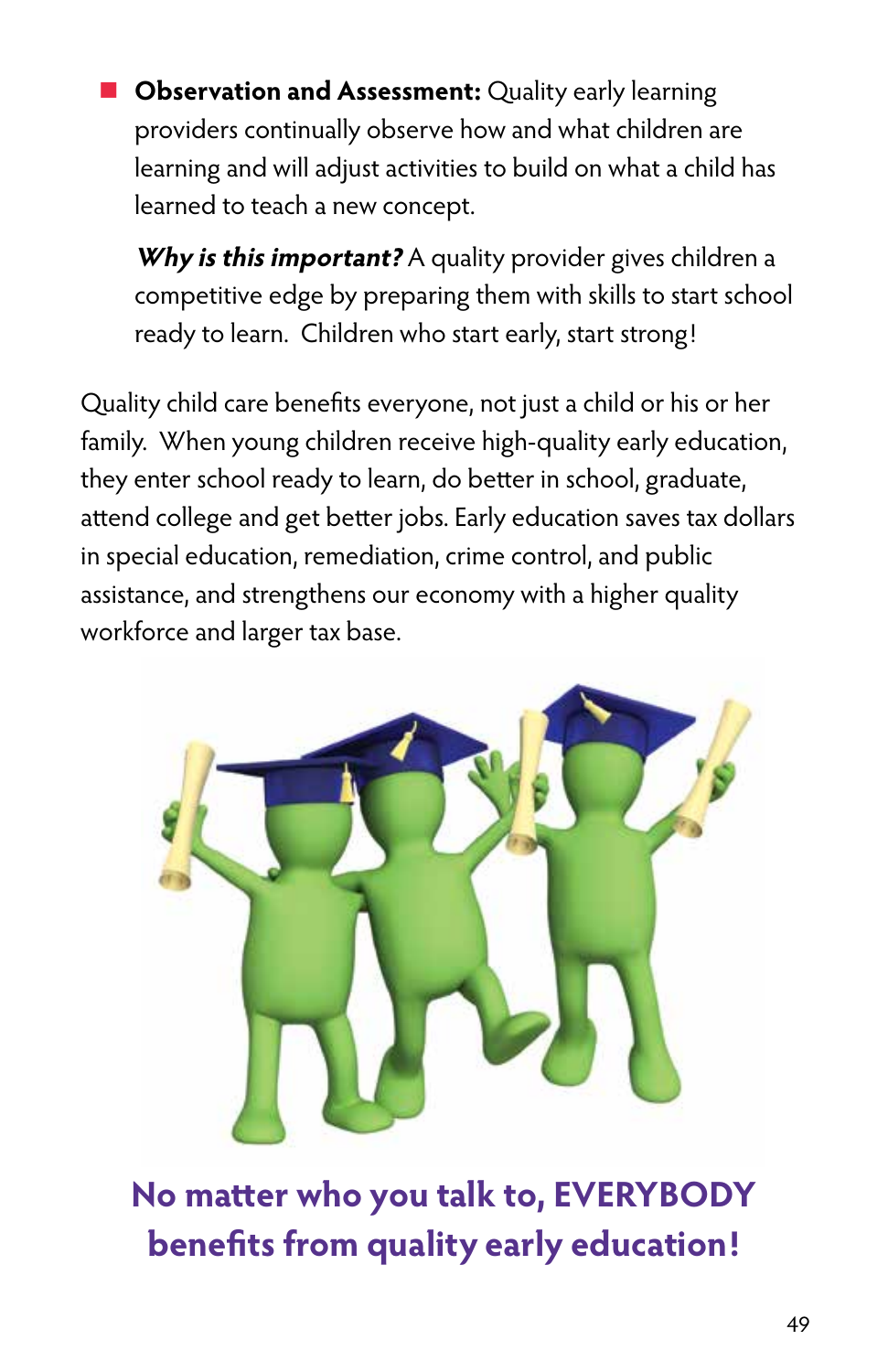- **Observation and Assessment:** Quality early learning providers continually observe how and what children are learning and will adjust activities to build on what a child has learned to teach a new concept.

  ***Why is this important?*** A quality provider gives children a competitive edge by preparing them with skills to start school ready to learn. Children who start early, start strong!

Quality child care benefits everyone, not just a child or his or her family. When young children receive high-quality early education, they enter school ready to learn, do better in school, graduate, attend college and get better jobs. Early education saves tax dollars in special education, remediation, crime control, and public assistance, and strengthens our economy with a higher quality workforce and larger tax base.

**No matter who you talk to, EVERYBODY benefits from quality early education!**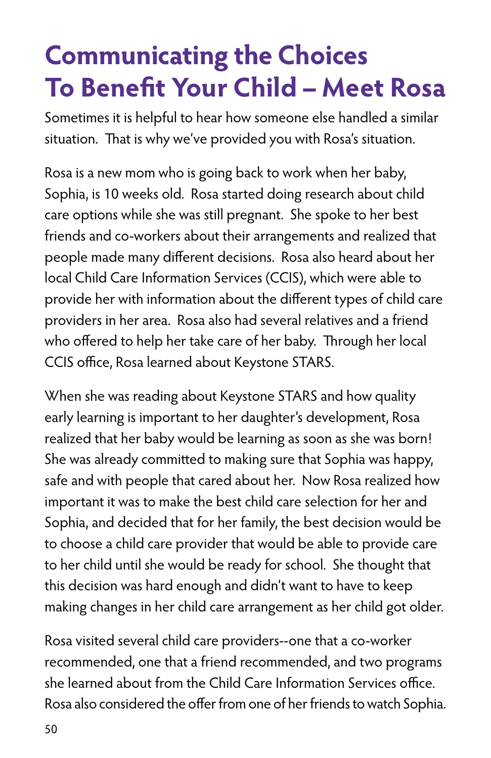# Communicating the Choices To Benefit Your Child – Meet Rosa

Sometimes it is helpful to hear how someone else handled a similar situation. That is why we've provided you with Rosa's situation.

Rosa is a new mom who is going back to work when her baby, Sophia, is 10 weeks old. Rosa started doing research about child care options while she was still pregnant. She spoke to her best friends and co-workers about their arrangements and realized that people made many different decisions. Rosa also heard about her local Child Care Information Services (CCIS), which were able to provide her with information about the different types of child care providers in her area. Rosa also had several relatives and a friend who offered to help her take care of her baby. Through her local CCIS office, Rosa learned about Keystone STARS.

When she was reading about Keystone STARS and how quality early learning is important to her daughter's development, Rosa realized that her baby would be learning as soon as she was born! She was already committed to making sure that Sophia was happy, safe and with people that cared about her. Now Rosa realized how important it was to make the best child care selection for her and Sophia, and decided that for her family, the best decision would be to choose a child care provider that would be able to provide care to her child until she would be ready for school. She thought that this decision was hard enough and didn't want to have to keep making changes in her child care arrangement as her child got older.

Rosa visited several child care providers--one that a co-worker recommended, one that a friend recommended, and two programs she learned about from the Child Care Information Services office. Rosa also considered the offer from one of her friends to watch Sophia.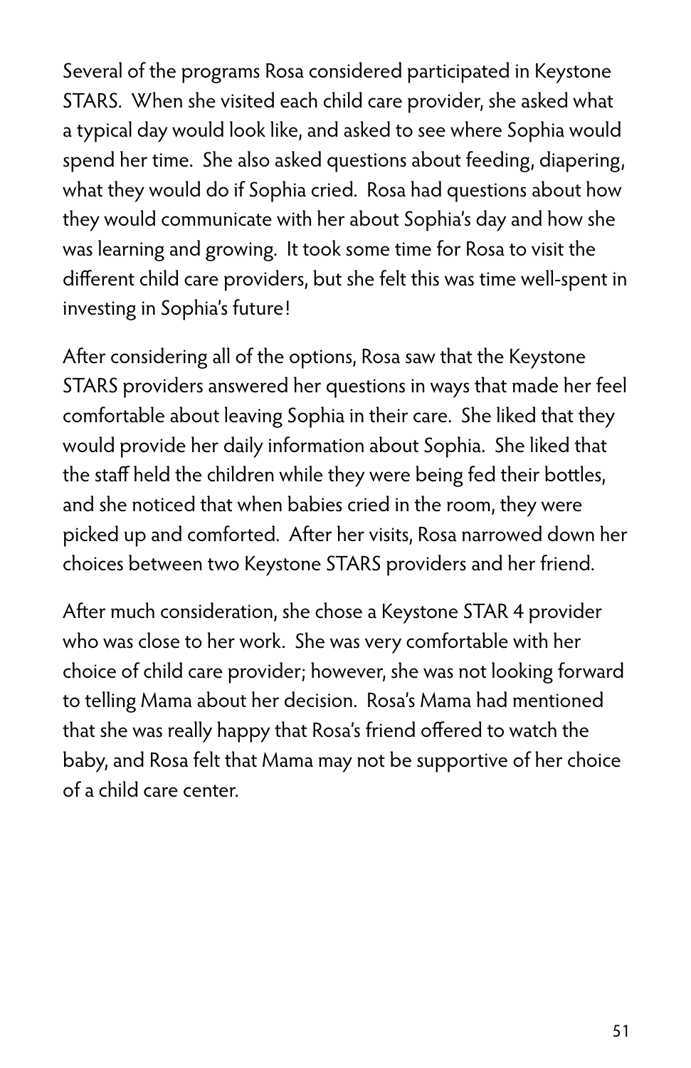Several of the programs Rosa considered participated in Keystone STARS. When she visited each child care provider, she asked what a typical day would look like, and asked to see where Sophia would spend her time. She also asked questions about feeding, diapering, what they would do if Sophia cried. Rosa had questions about how they would communicate with her about Sophia's day and how she was learning and growing. It took some time for Rosa to visit the different child care providers, but she felt this was time well-spent in investing in Sophia's future!

After considering all of the options, Rosa saw that the Keystone STARS providers answered her questions in ways that made her feel comfortable about leaving Sophia in their care. She liked that they would provide her daily information about Sophia. She liked that the staff held the children while they were being fed their bottles, and she noticed that when babies cried in the room, they were picked up and comforted. After her visits, Rosa narrowed down her choices between two Keystone STARS providers and her friend.

After much consideration, she chose a Keystone STAR 4 provider who was close to her work. She was very comfortable with her choice of child care provider; however, she was not looking forward to telling Mama about her decision. Rosa's Mama had mentioned that she was really happy that Rosa's friend offered to watch the baby, and Rosa felt that Mama may not be supportive of her choice of a child care center.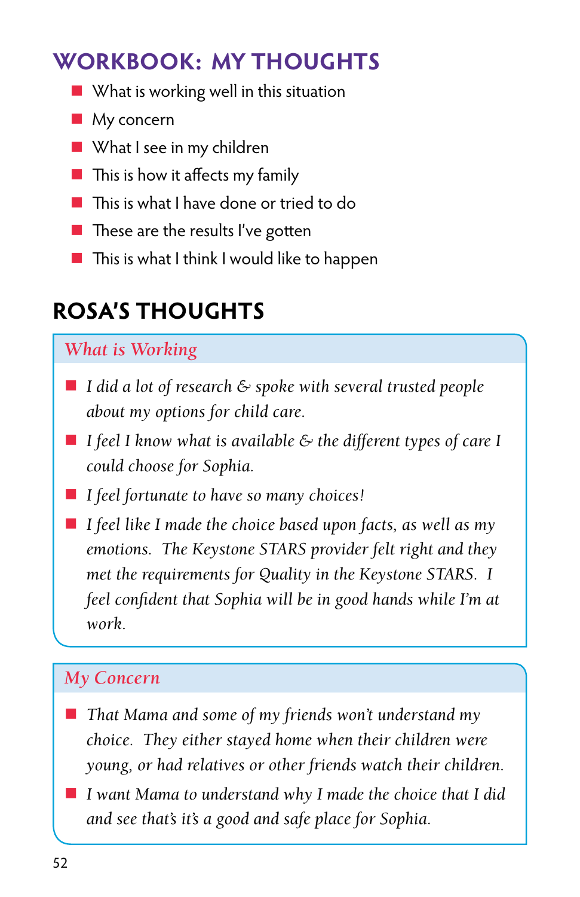## WORKBOOK: MY THOUGHTS

- What is working well in this situation
- My concern
- What I see in my children
- This is how it affects my family
- This is what I have done or tried to do
- These are the results I've gotten
- This is what I think I would like to happen

## ROSA'S THOUGHTS

### *What is Working*

- *I did a lot of research & spoke with several trusted people about my options for child care.*
- *I feel I know what is available & the different types of care I could choose for Sophia.*
- *I feel fortunate to have so many choices!*
- *I feel like I made the choice based upon facts, as well as my emotions. The Keystone STARS provider felt right and they met the requirements for Quality in the Keystone STARS. I feel confident that Sophia will be in good hands while I'm at work.*

### *My Concern*

- *That Mama and some of my friends won't understand my choice. They either stayed home when their children were young, or had relatives or other friends watch their children.*
- *I want Mama to understand why I made the choice that I did and see that's it's a good and safe place for Sophia.*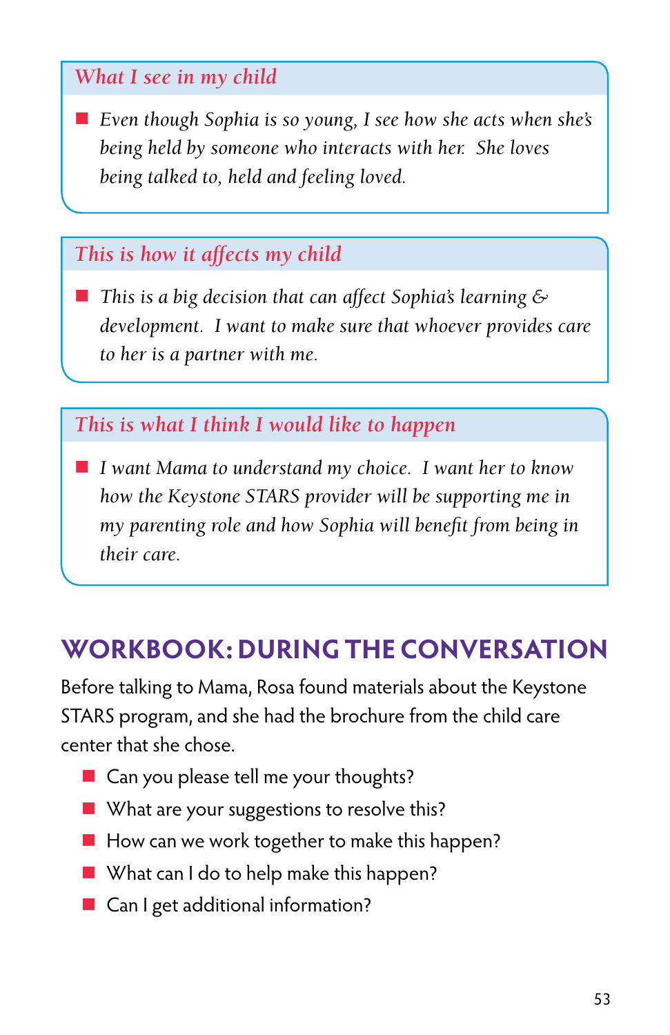### *What I see in my child*

- *Even though Sophia is so young, I see how she acts when she's being held by someone who interacts with her. She loves being talked to, held and feeling loved.*

### *This is how it affects my child*

- *This is a big decision that can affect Sophia's learning & development. I want to make sure that whoever provides care to her is a partner with me.*

### *This is what I think I would like to happen*

- *I want Mama to understand my choice. I want her to know how the Keystone STARS provider will be supporting me in my parenting role and how Sophia will benefit from being in their care.*

## WORKBOOK: DURING THE CONVERSATION

Before talking to Mama, Rosa found materials about the Keystone STARS program, and she had the brochure from the child care center that she chose.

- Can you please tell me your thoughts?
- What are your suggestions to resolve this?
- How can we work together to make this happen?
- What can I do to help make this happen?
- Can I get additional information?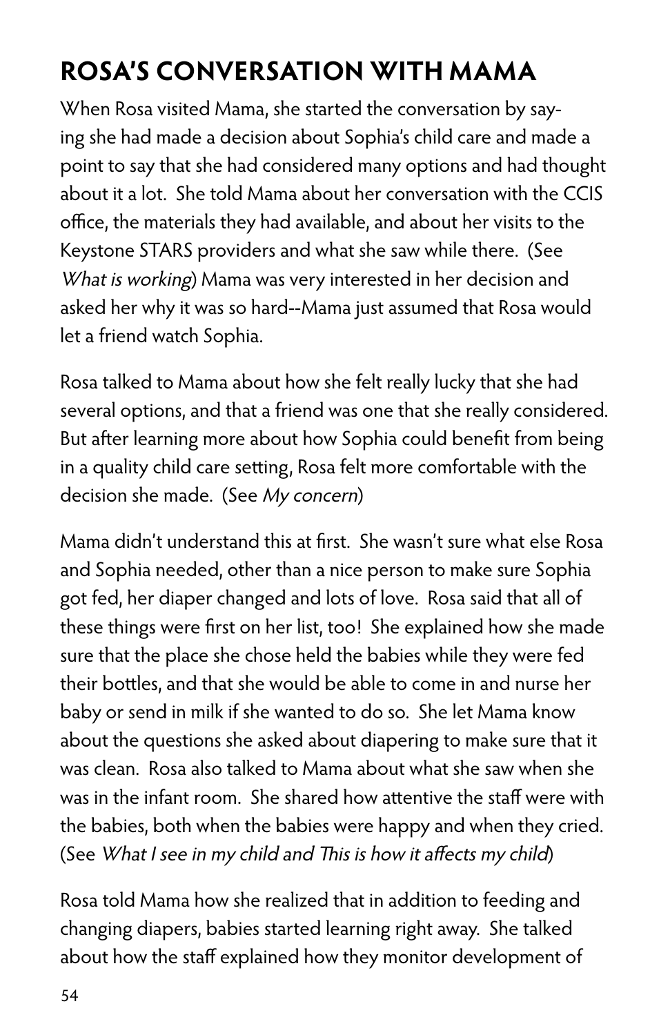## ROSA'S CONVERSATION WITH MAMA

When Rosa visited Mama, she started the conversation by saying she had made a decision about Sophia's child care and made a point to say that she had considered many options and had thought about it a lot. She told Mama about her conversation with the CCIS office, the materials they had available, and about her visits to the Keystone STARS providers and what she saw while there. (See *What is working*) Mama was very interested in her decision and asked her why it was so hard--Mama just assumed that Rosa would let a friend watch Sophia.

Rosa talked to Mama about how she felt really lucky that she had several options, and that a friend was one that she really considered. But after learning more about how Sophia could benefit from being in a quality child care setting, Rosa felt more comfortable with the decision she made. (See *My concern*)

Mama didn't understand this at first. She wasn't sure what else Rosa and Sophia needed, other than a nice person to make sure Sophia got fed, her diaper changed and lots of love. Rosa said that all of these things were first on her list, too! She explained how she made sure that the place she chose held the babies while they were fed their bottles, and that she would be able to come in and nurse her baby or send in milk if she wanted to do so. She let Mama know about the questions she asked about diapering to make sure that it was clean. Rosa also talked to Mama about what she saw when she was in the infant room. She shared how attentive the staff were with the babies, both when the babies were happy and when they cried. (See *What I see in my child and This is how it affects my child*)

Rosa told Mama how she realized that in addition to feeding and changing diapers, babies started learning right away. She talked about how the staff explained how they monitor development of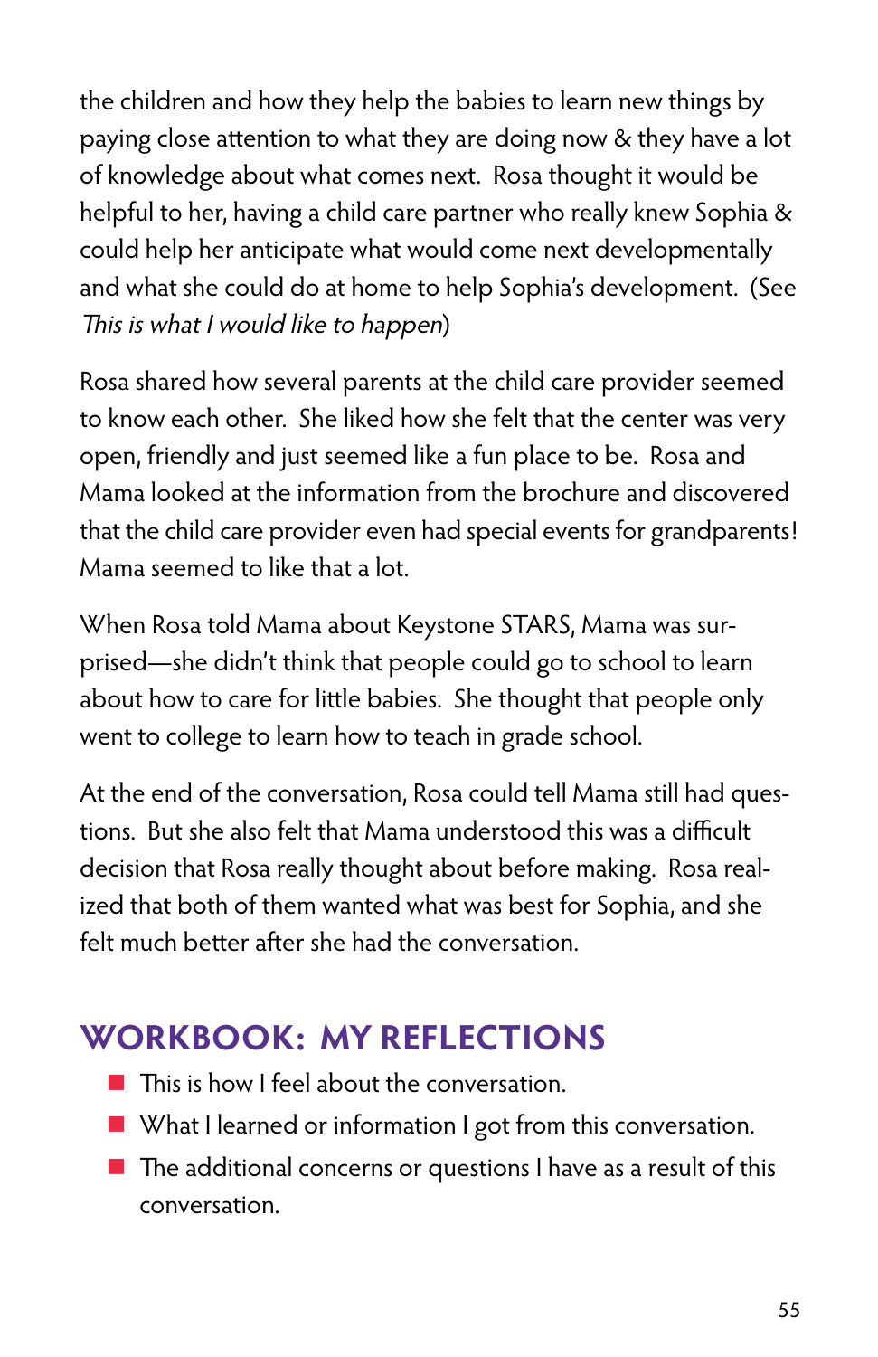the children and how they help the babies to learn new things by paying close attention to what they are doing now & they have a lot of knowledge about what comes next. Rosa thought it would be helpful to her, having a child care partner who really knew Sophia & could help her anticipate what would come next developmentally and what she could do at home to help Sophia's development. (See *This is what I would like to happen*)

Rosa shared how several parents at the child care provider seemed to know each other. She liked how she felt that the center was very open, friendly and just seemed like a fun place to be. Rosa and Mama looked at the information from the brochure and discovered that the child care provider even had special events for grandparents! Mama seemed to like that a lot.

When Rosa told Mama about Keystone STARS, Mama was surprised—she didn't think that people could go to school to learn about how to care for little babies. She thought that people only went to college to learn how to teach in grade school.

At the end of the conversation, Rosa could tell Mama still had questions. But she also felt that Mama understood this was a difficult decision that Rosa really thought about before making. Rosa realized that both of them wanted what was best for Sophia, and she felt much better after she had the conversation.

## WORKBOOK: MY REFLECTIONS

- This is how I feel about the conversation.
- What I learned or information I got from this conversation.
- The additional concerns or questions I have as a result of this conversation.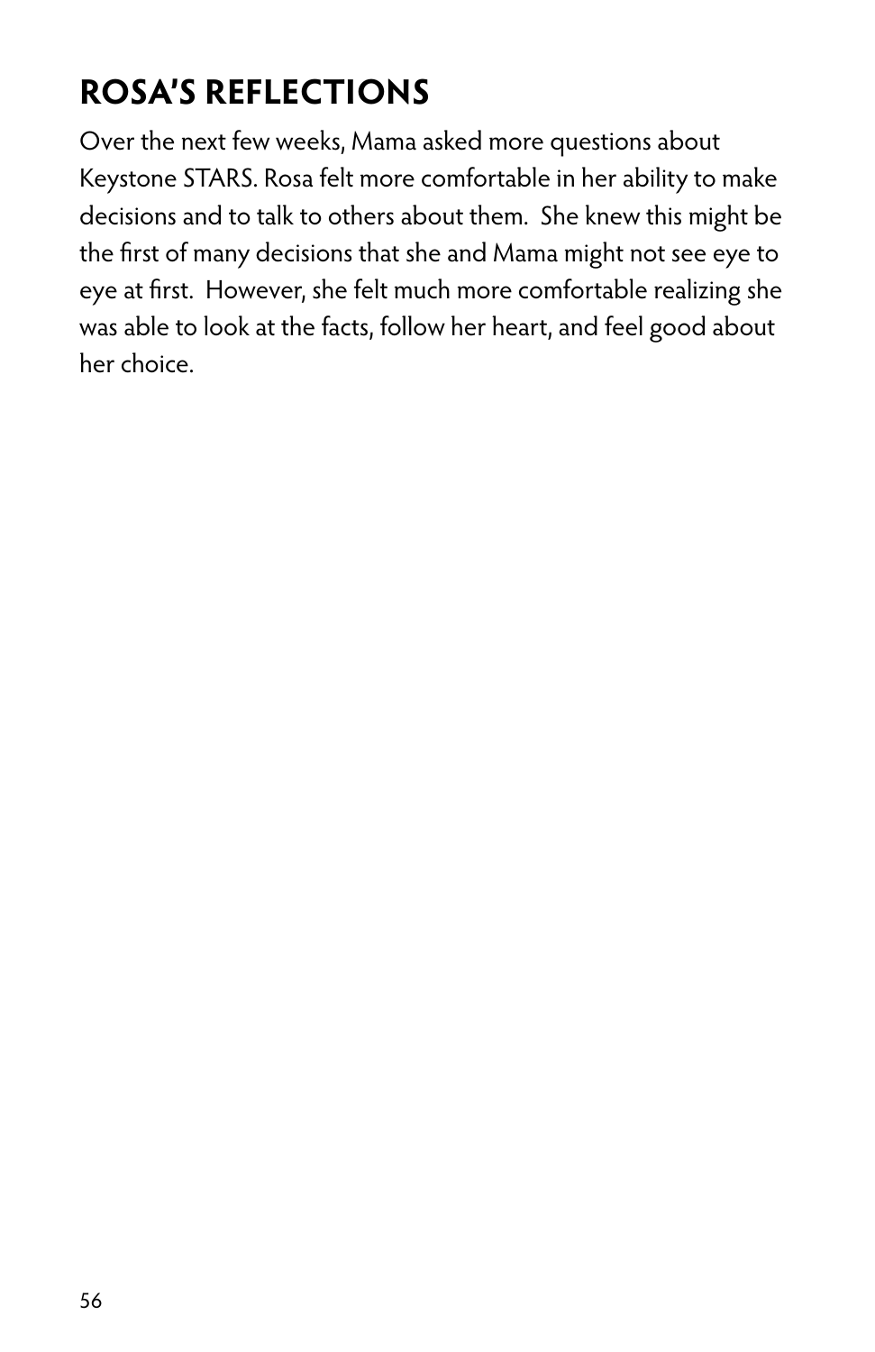## ROSA'S REFLECTIONS

Over the next few weeks, Mama asked more questions about Keystone STARS. Rosa felt more comfortable in her ability to make decisions and to talk to others about them. She knew this might be the first of many decisions that she and Mama might not see eye to eye at first. However, she felt much more comfortable realizing she was able to look at the facts, follow her heart, and feel good about her choice.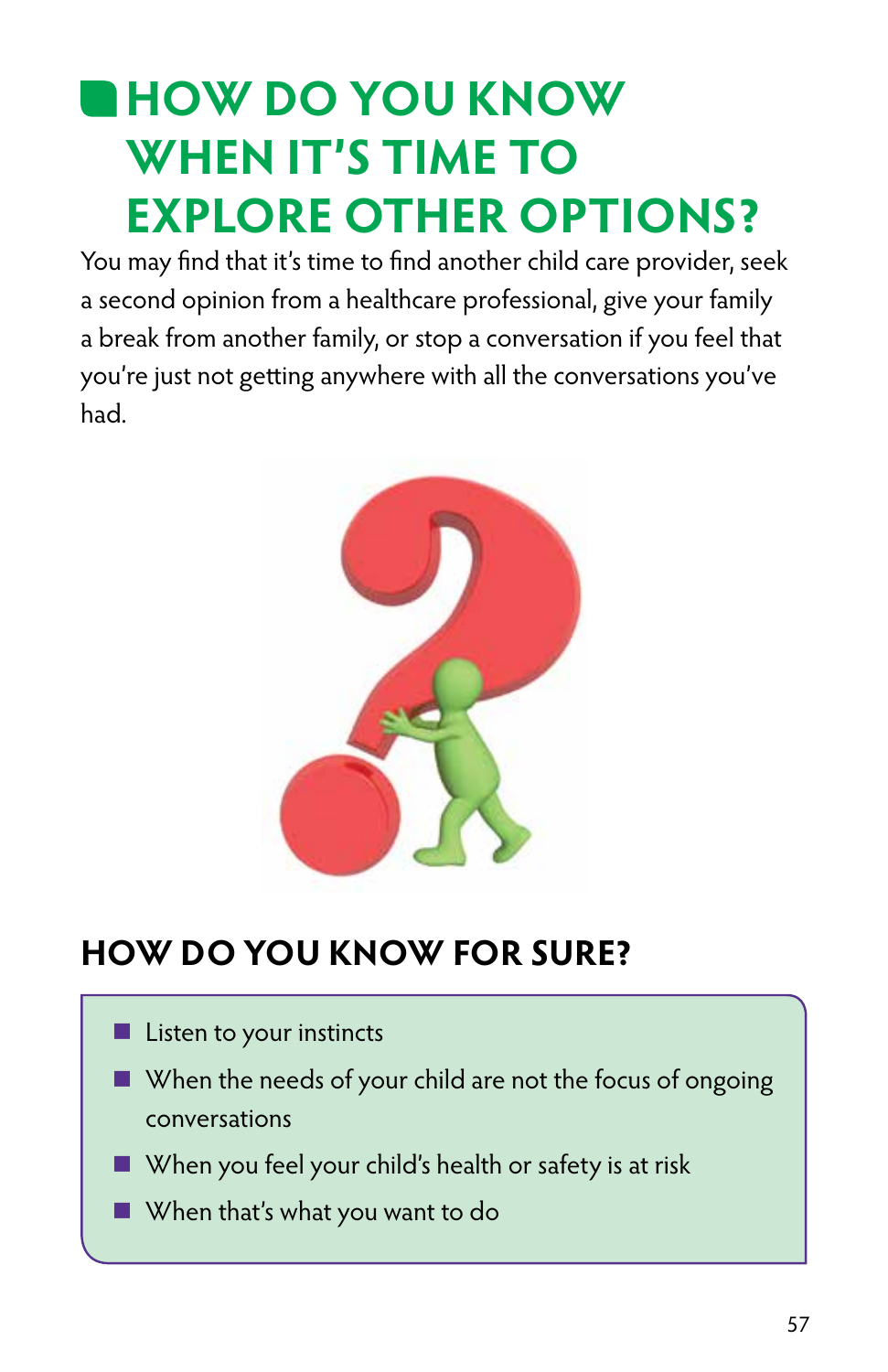# HOW DO YOU KNOW WHEN IT'S TIME TO EXPLORE OTHER OPTIONS?

You may find that it's time to find another child care provider, seek a second opinion from a healthcare professional, give your family a break from another family, or stop a conversation if you feel that you're just not getting anywhere with all the conversations you've had.

## HOW DO YOU KNOW FOR SURE?

- Listen to your instincts
- When the needs of your child are not the focus of ongoing conversations
- When you feel your child's health or safety is at risk
- When that's what you want to do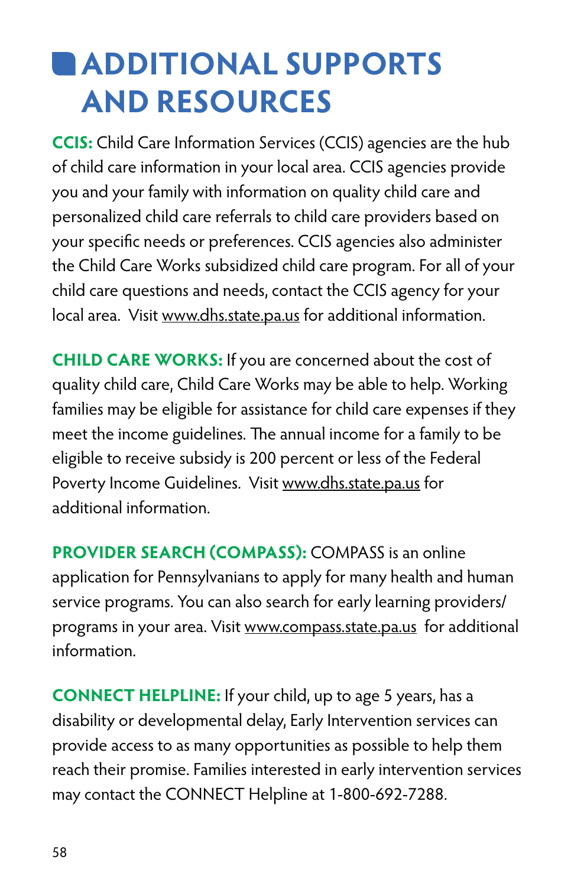# ADDITIONAL SUPPORTS AND RESOURCES

**CCIS:** Child Care Information Services (CCIS) agencies are the hub of child care information in your local area. CCIS agencies provide you and your family with information on quality child care and personalized child care referrals to child care providers based on your specific needs or preferences. CCIS agencies also administer the Child Care Works subsidized child care program. For all of your child care questions and needs, contact the CCIS agency for your local area. Visit www.dhs.state.pa.us for additional information.

**CHILD CARE WORKS:** If you are concerned about the cost of quality child care, Child Care Works may be able to help. Working families may be eligible for assistance for child care expenses if they meet the income guidelines. The annual income for a family to be eligible to receive subsidy is 200 percent or less of the Federal Poverty Income Guidelines. Visit www.dhs.state.pa.us for additional information.

**PROVIDER SEARCH (COMPASS):** COMPASS is an online application for Pennsylvanians to apply for many health and human service programs. You can also search for early learning providers/programs in your area. Visit www.compass.state.pa.us for additional information.

**CONNECT HELPLINE:** If your child, up to age 5 years, has a disability or developmental delay, Early Intervention services can provide access to as many opportunities as possible to help them reach their promise. Families interested in early intervention services may contact the CONNECT Helpline at 1-800-692-7288.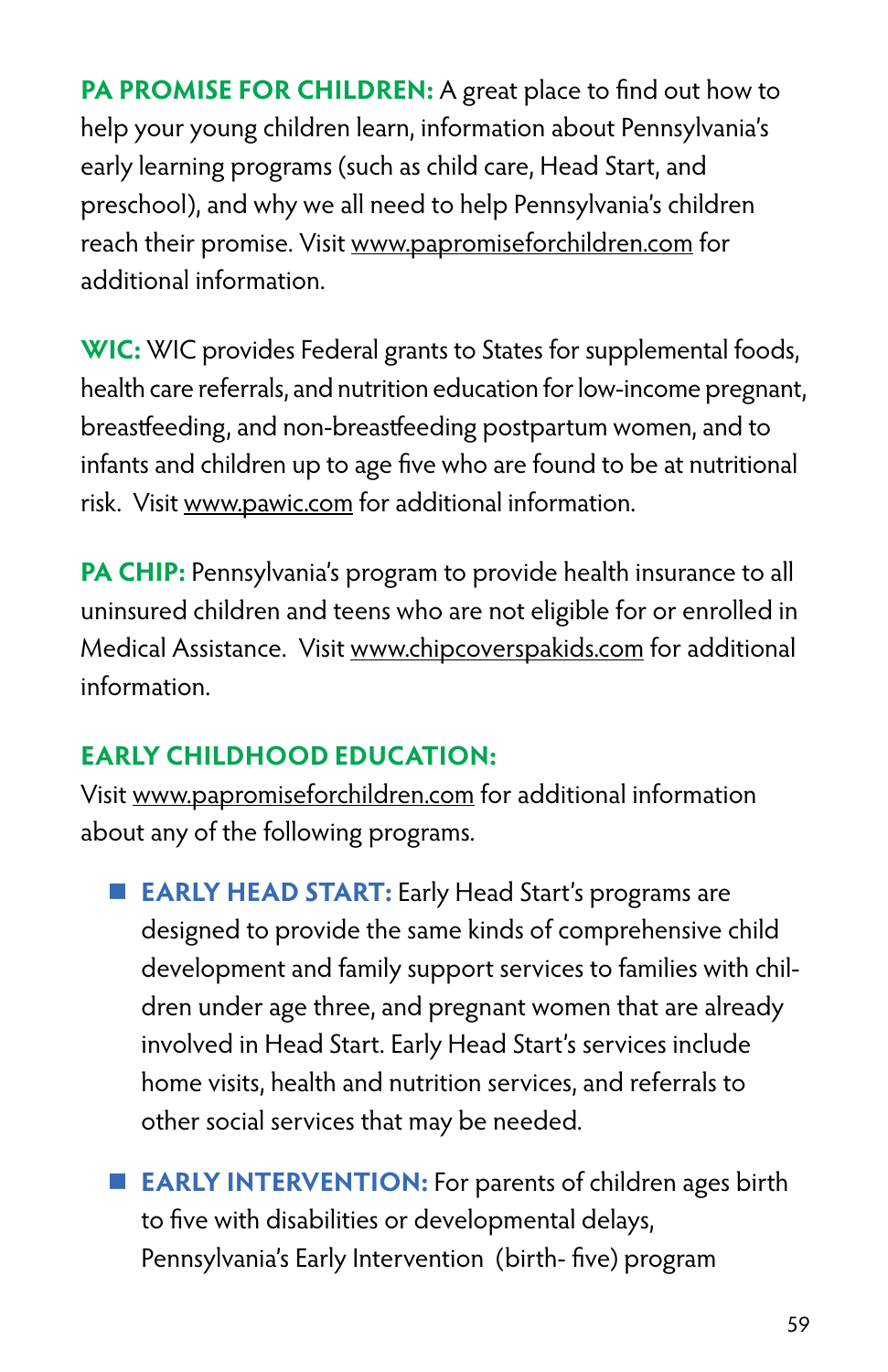**PA PROMISE FOR CHILDREN:** A great place to find out how to help your young children learn, information about Pennsylvania's early learning programs (such as child care, Head Start, and preschool), and why we all need to help Pennsylvania's children reach their promise. Visit www.papromiseforchildren.com for additional information.

**WIC:** WIC provides Federal grants to States for supplemental foods, health care referrals, and nutrition education for low-income pregnant, breastfeeding, and non-breastfeeding postpartum women, and to infants and children up to age five who are found to be at nutritional risk. Visit www.pawic.com for additional information.

**PA CHIP:** Pennsylvania's program to provide health insurance to all uninsured children and teens who are not eligible for or enrolled in Medical Assistance. Visit www.chipcoverspakids.com for additional information.

## EARLY CHILDHOOD EDUCATION:

Visit www.papromiseforchildren.com for additional information about any of the following programs.

- **EARLY HEAD START:** Early Head Start's programs are designed to provide the same kinds of comprehensive child development and family support services to families with children under age three, and pregnant women that are already involved in Head Start. Early Head Start's services include home visits, health and nutrition services, and referrals to other social services that may be needed.
- **EARLY INTERVENTION:** For parents of children ages birth to five with disabilities or developmental delays, Pennsylvania's Early Intervention (birth- five) program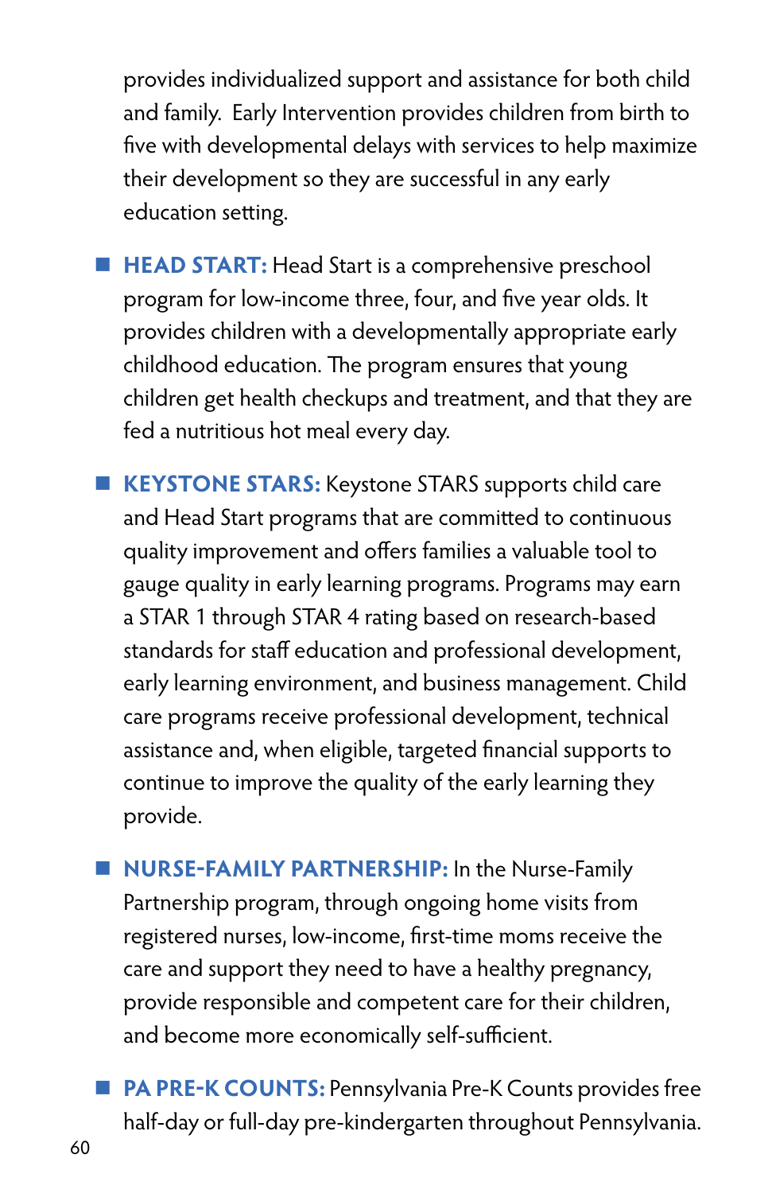provides individualized support and assistance for both child and family. Early Intervention provides children from birth to five with developmental delays with services to help maximize their development so they are successful in any early education setting.

- **HEAD START:** Head Start is a comprehensive preschool program for low-income three, four, and five year olds. It provides children with a developmentally appropriate early childhood education. The program ensures that young children get health checkups and treatment, and that they are fed a nutritious hot meal every day.

- **KEYSTONE STARS:** Keystone STARS supports child care and Head Start programs that are committed to continuous quality improvement and offers families a valuable tool to gauge quality in early learning programs. Programs may earn a STAR 1 through STAR 4 rating based on research-based standards for staff education and professional development, early learning environment, and business management. Child care programs receive professional development, technical assistance and, when eligible, targeted financial supports to continue to improve the quality of the early learning they provide.

- **NURSE-FAMILY PARTNERSHIP:** In the Nurse-Family Partnership program, through ongoing home visits from registered nurses, low-income, first-time moms receive the care and support they need to have a healthy pregnancy, provide responsible and competent care for their children, and become more economically self-sufficient.

- **PA PRE-K COUNTS:** Pennsylvania Pre-K Counts provides free half-day or full-day pre-kindergarten throughout Pennsylvania.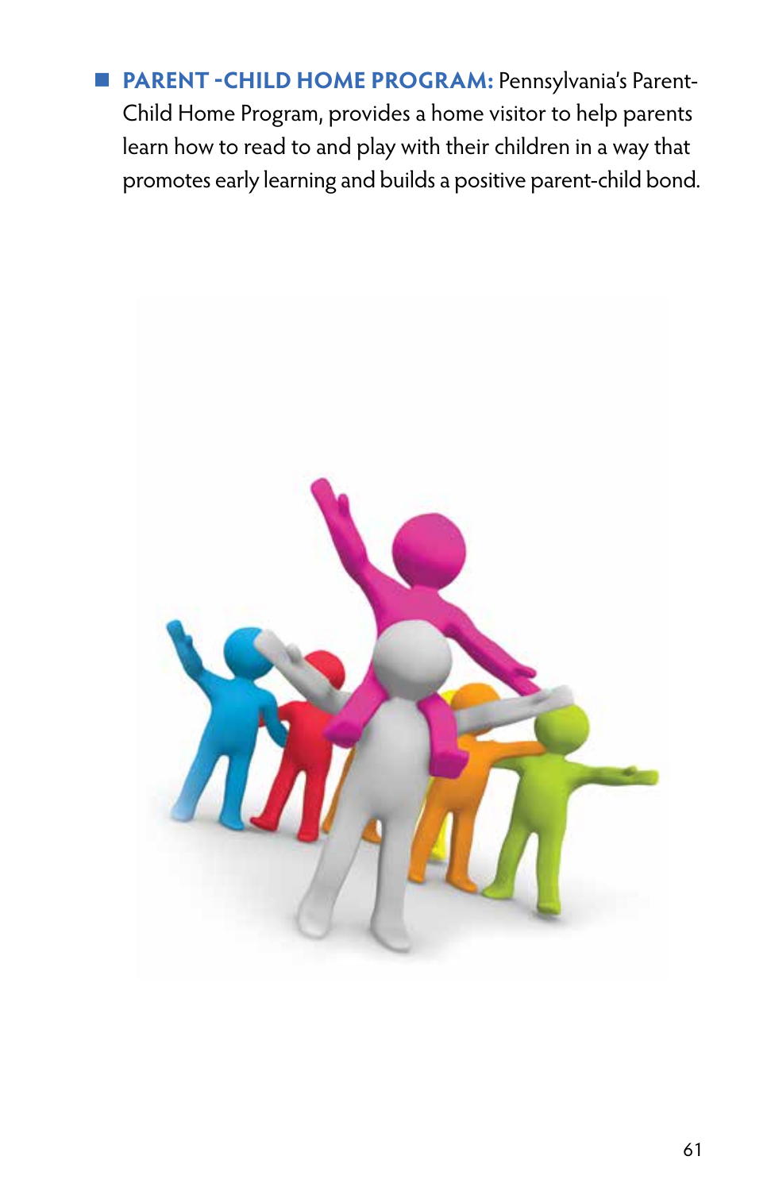- **PARENT -CHILD HOME PROGRAM:** Pennsylvania's Parent-Child Home Program, provides a home visitor to help parents learn how to read to and play with their children in a way that promotes early learning and builds a positive parent-child bond.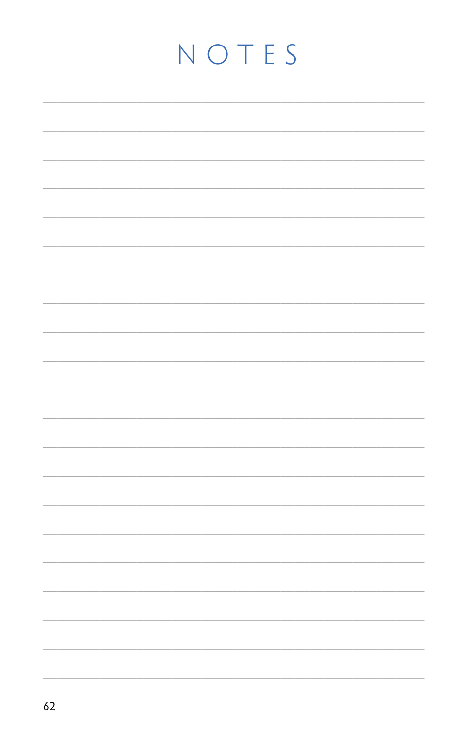# NOTES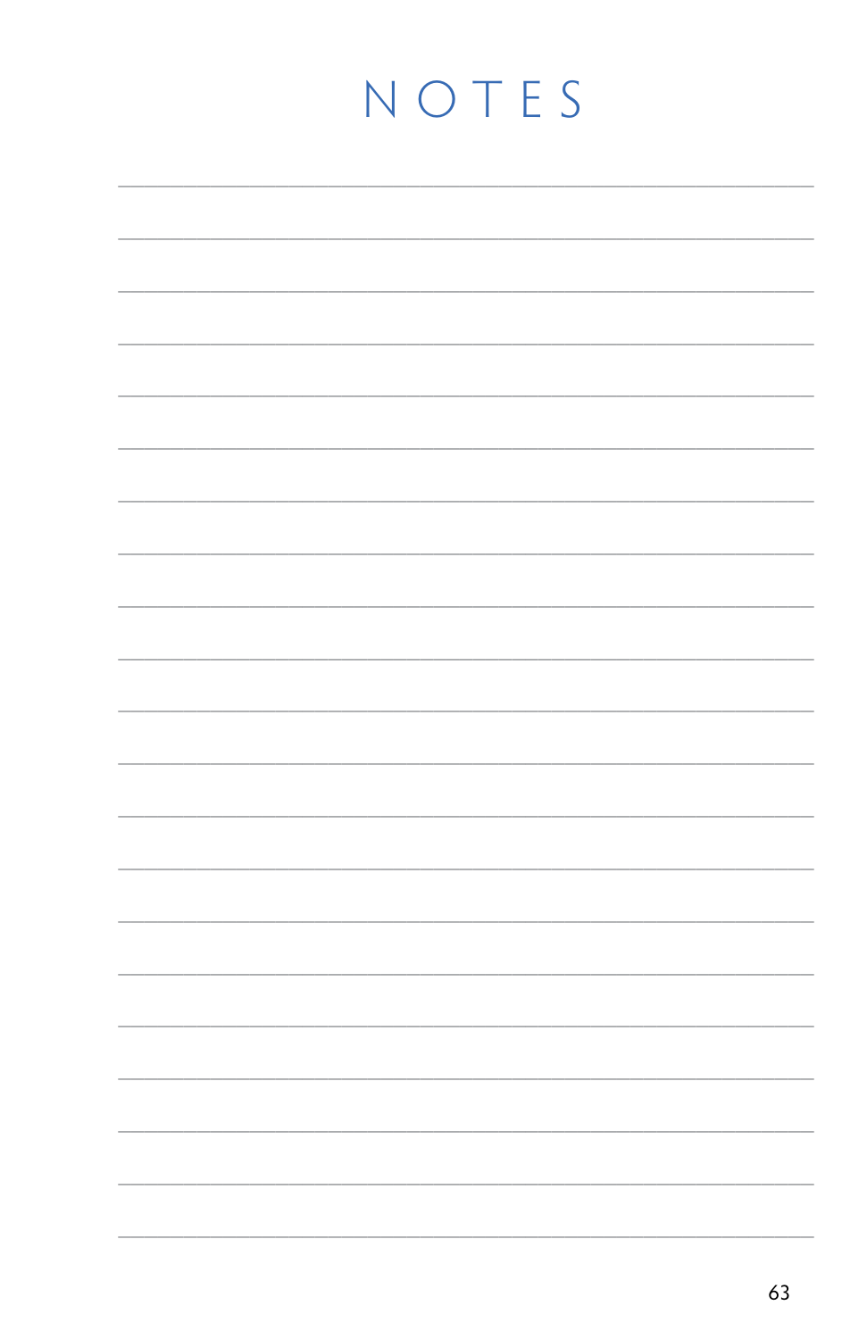# NOTES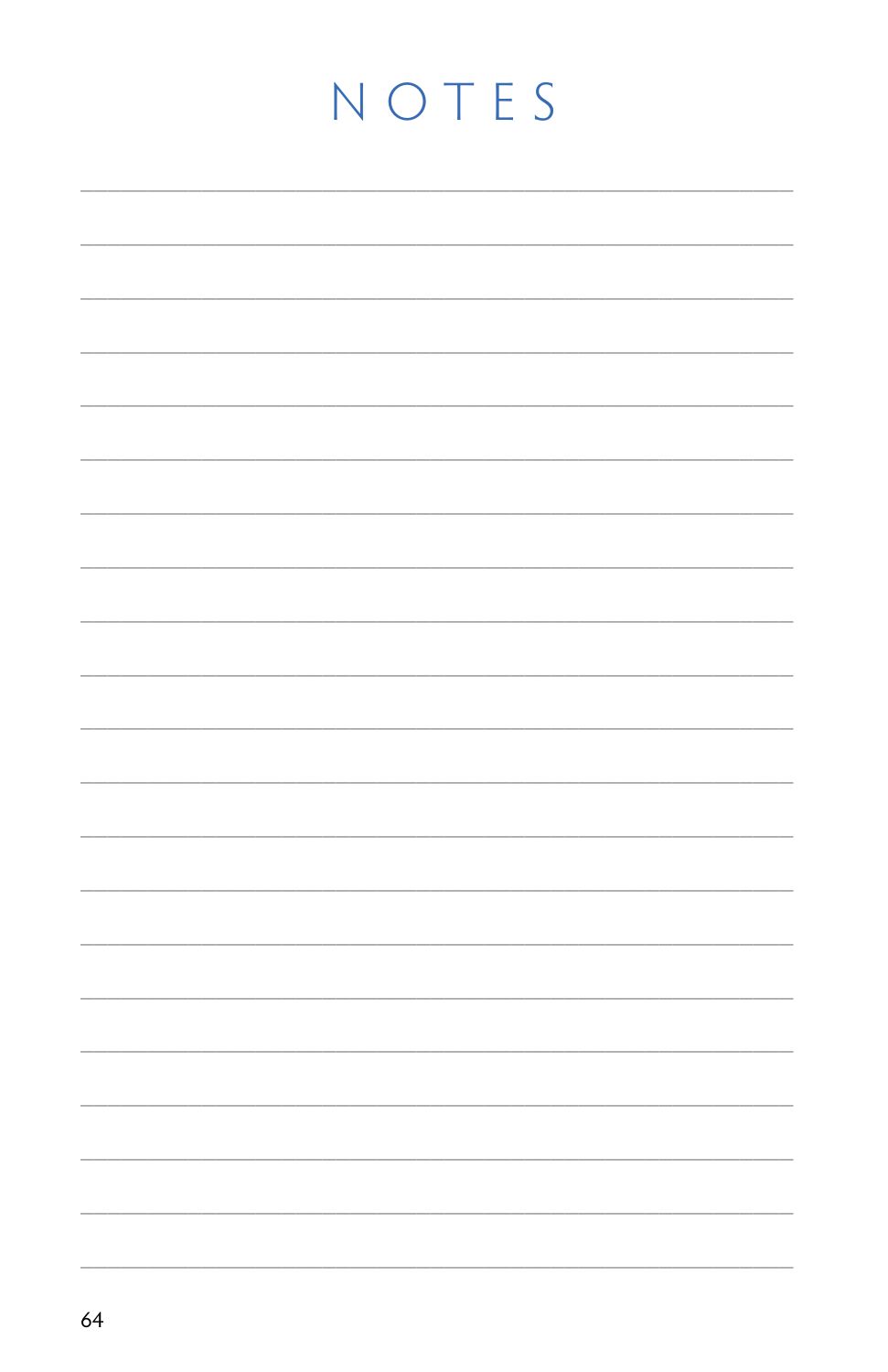# NOTES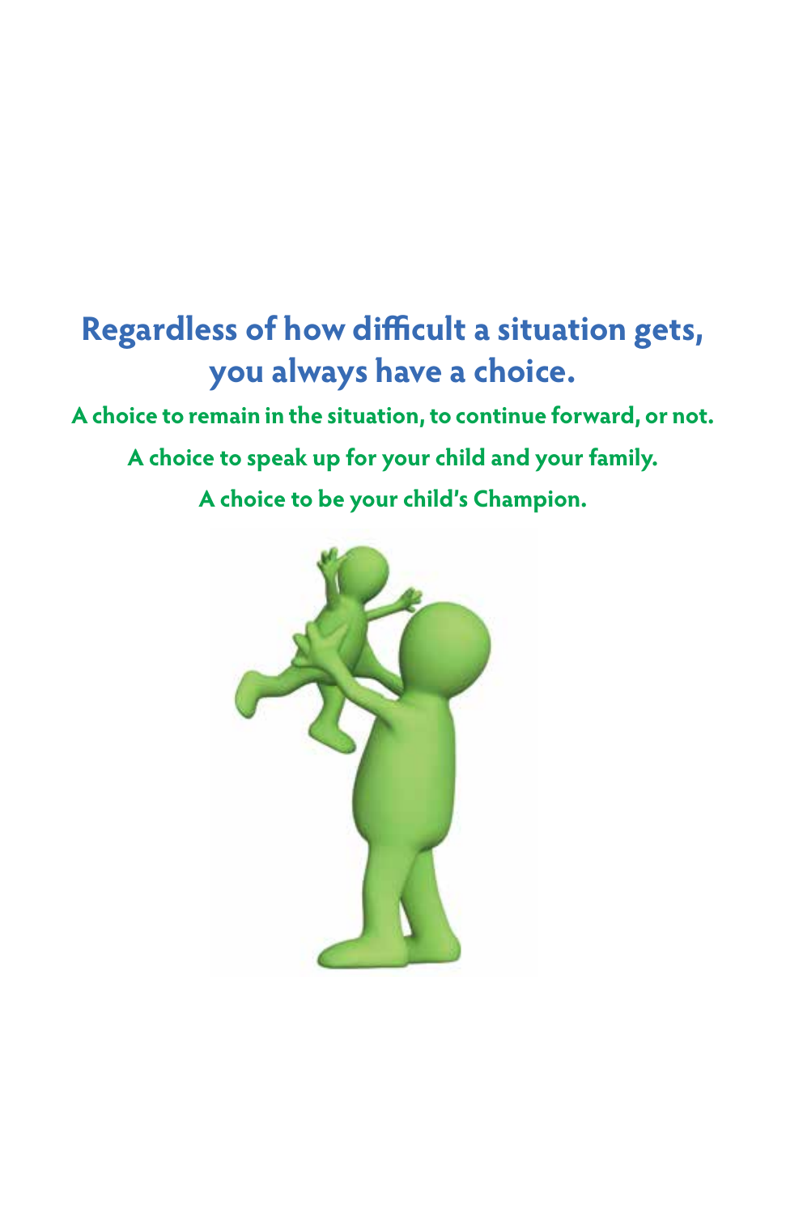## Regardless of how difficult a situation gets, you always have a choice.

**A choice to remain in the situation, to continue forward, or not.**

**A choice to speak up for your child and your family.**

**A choice to be your child's Champion.**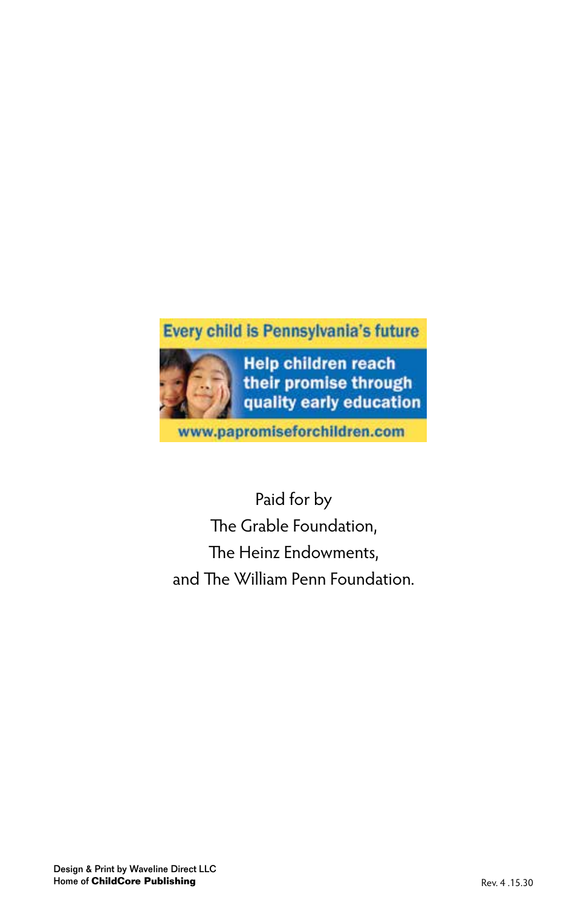Every child is Pennsylvania's future

Help children reach their promise through quality early education

www.papromiseforchildren.com

Paid for by
The Grable Foundation,
The Heinz Endowments,
and The William Penn Foundation.

Design & Print by Waveline Direct LLC
Home of **ChildCore Publishing**

Rev. 4 .15.30